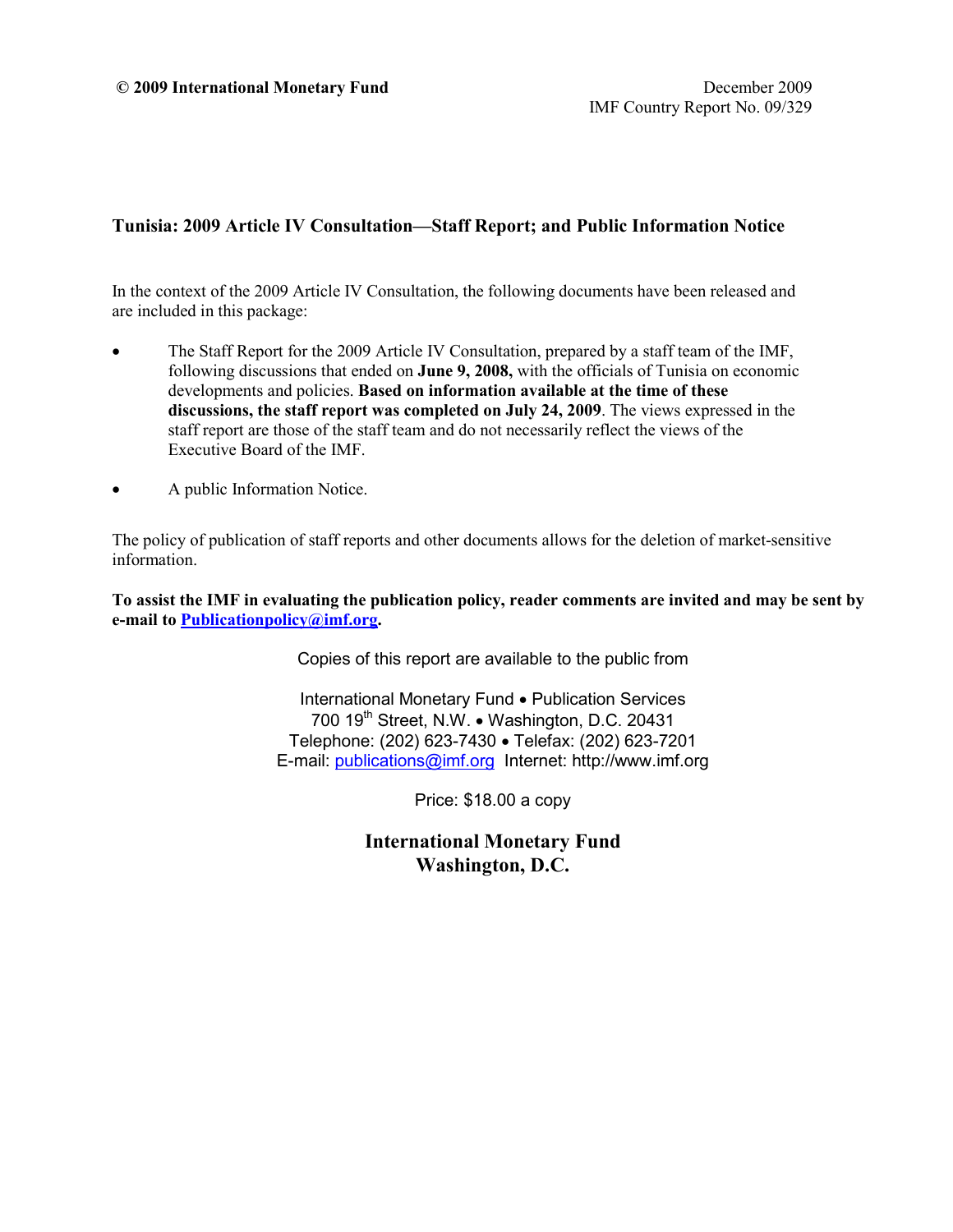**© 2009 International Monetary Fund**

December 2009
IMF Country Report No. 09/329

**Tunisia: 2009 Article IV Consultation—Staff Report; and Public Information Notice**

In the context of the 2009 Article IV Consultation, the following documents have been released and are included in this package:

- The Staff Report for the 2009 Article IV Consultation, prepared by a staff team of the IMF, following discussions that ended on **June 9, 2008,** with the officials of Tunisia on economic developments and policies. **Based on information available at the time of these discussions, the staff report was completed on July 24, 2009**. The views expressed in the staff report are those of the staff team and do not necessarily reflect the views of the Executive Board of the IMF.

- A public Information Notice.

The policy of publication of staff reports and other documents allows for the deletion of market-sensitive information.

**To assist the IMF in evaluating the publication policy, reader comments are invited and may be sent by e-mail to Publicationpolicy@imf.org.**

Copies of this report are available to the public from

International Monetary Fund • Publication Services
700 19th Street, N.W. • Washington, D.C. 20431
Telephone: (202) 623-7430 • Telefax: (202) 623-7201
E-mail: publications@imf.org Internet: http://www.imf.org

Price: $18.00 a copy

**International Monetary Fund**
**Washington, D.C.**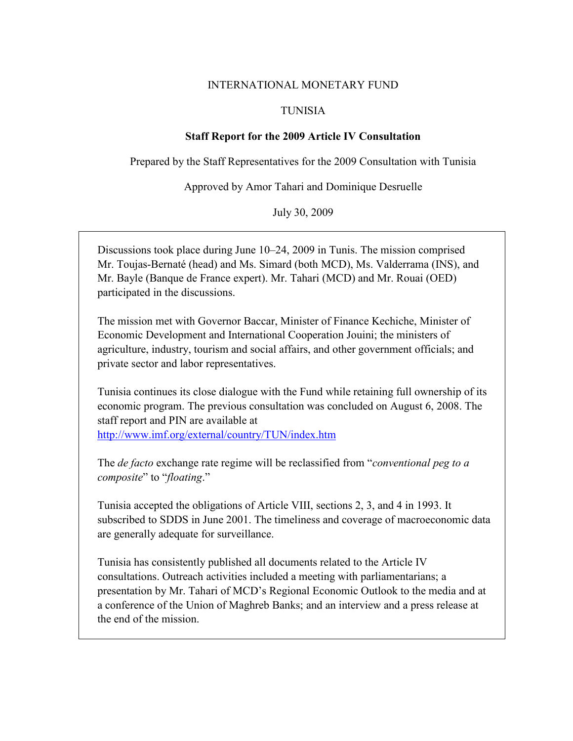INTERNATIONAL MONETARY FUND

TUNISIA

**Staff Report for the 2009 Article IV Consultation**

Prepared by the Staff Representatives for the 2009 Consultation with Tunisia

Approved by Amor Tahari and Dominique Desruelle

July 30, 2009

Discussions took place during June 10–24, 2009 in Tunis. The mission comprised Mr. Toujas-Bernaté (head) and Ms. Simard (both MCD), Ms. Valderrama (INS), and Mr. Bayle (Banque de France expert). Mr. Tahari (MCD) and Mr. Rouai (OED) participated in the discussions.

The mission met with Governor Baccar, Minister of Finance Kechiche, Minister of Economic Development and International Cooperation Jouini; the ministers of agriculture, industry, tourism and social affairs, and other government officials; and private sector and labor representatives.

Tunisia continues its close dialogue with the Fund while retaining full ownership of its economic program. The previous consultation was concluded on August 6, 2008. The staff report and PIN are available at http://www.imf.org/external/country/TUN/index.htm

The *de facto* exchange rate regime will be reclassified from "*conventional peg to a composite*" to "*floating*."

Tunisia accepted the obligations of Article VIII, sections 2, 3, and 4 in 1993. It subscribed to SDDS in June 2001. The timeliness and coverage of macroeconomic data are generally adequate for surveillance.

Tunisia has consistently published all documents related to the Article IV consultations. Outreach activities included a meeting with parliamentarians; a presentation by Mr. Tahari of MCD's Regional Economic Outlook to the media and at a conference of the Union of Maghreb Banks; and an interview and a press release at the end of the mission.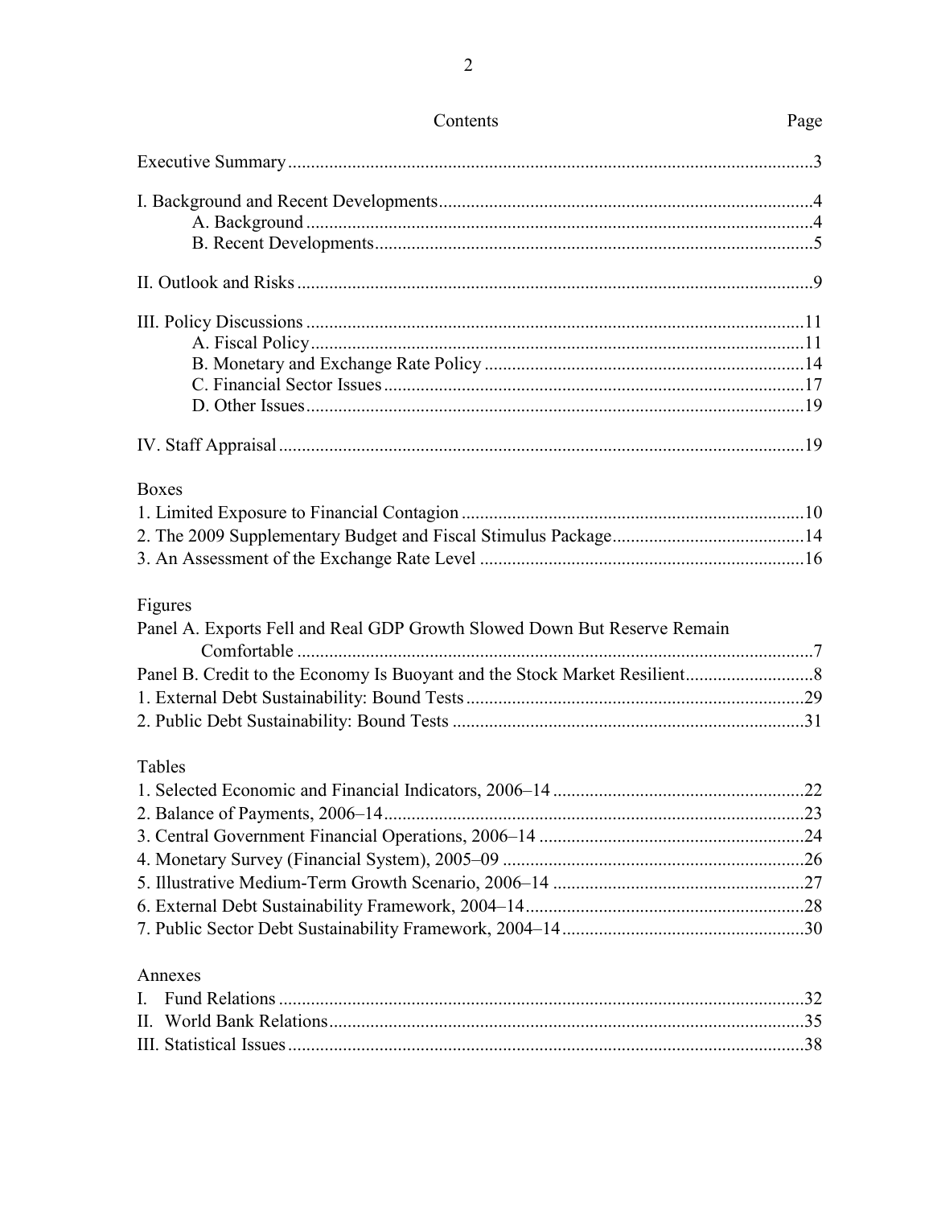# Contents

| | Page |
|---|---|
| Executive Summary | 3 |
| I. Background and Recent Developments | 4 |
| A. Background | 4 |
| B. Recent Developments | 5 |
| II. Outlook and Risks | 9 |
| III. Policy Discussions | 11 |
| A. Fiscal Policy | 11 |
| B. Monetary and Exchange Rate Policy | 14 |
| C. Financial Sector Issues | 17 |
| D. Other Issues | 19 |
| IV. Staff Appraisal | 19 |

**Boxes**

| | |
|---|---|
| 1. Limited Exposure to Financial Contagion | 10 |
| 2. The 2009 Supplementary Budget and Fiscal Stimulus Package | 14 |
| 3. An Assessment of the Exchange Rate Level | 16 |

**Figures**

| | |
|---|---|
| Panel A. Exports Fell and Real GDP Growth Slowed Down But Reserve Remain Comfortable | 7 |
| Panel B. Credit to the Economy Is Buoyant and the Stock Market Resilient | 8 |
| 1. External Debt Sustainability: Bound Tests | 29 |
| 2. Public Debt Sustainability: Bound Tests | 31 |

**Tables**

| | |
|---|---|
| 1. Selected Economic and Financial Indicators, 2006–14 | 22 |
| 2. Balance of Payments, 2006–14 | 23 |
| 3. Central Government Financial Operations, 2006–14 | 24 |
| 4. Monetary Survey (Financial System), 2005–09 | 26 |
| 5. Illustrative Medium-Term Growth Scenario, 2006–14 | 27 |
| 6. External Debt Sustainability Framework, 2004–14 | 28 |
| 7. Public Sector Debt Sustainability Framework, 2004–14 | 30 |

**Annexes**

| | |
|---|---|
| I. Fund Relations | 32 |
| II. World Bank Relations | 35 |
| III. Statistical Issues | 38 |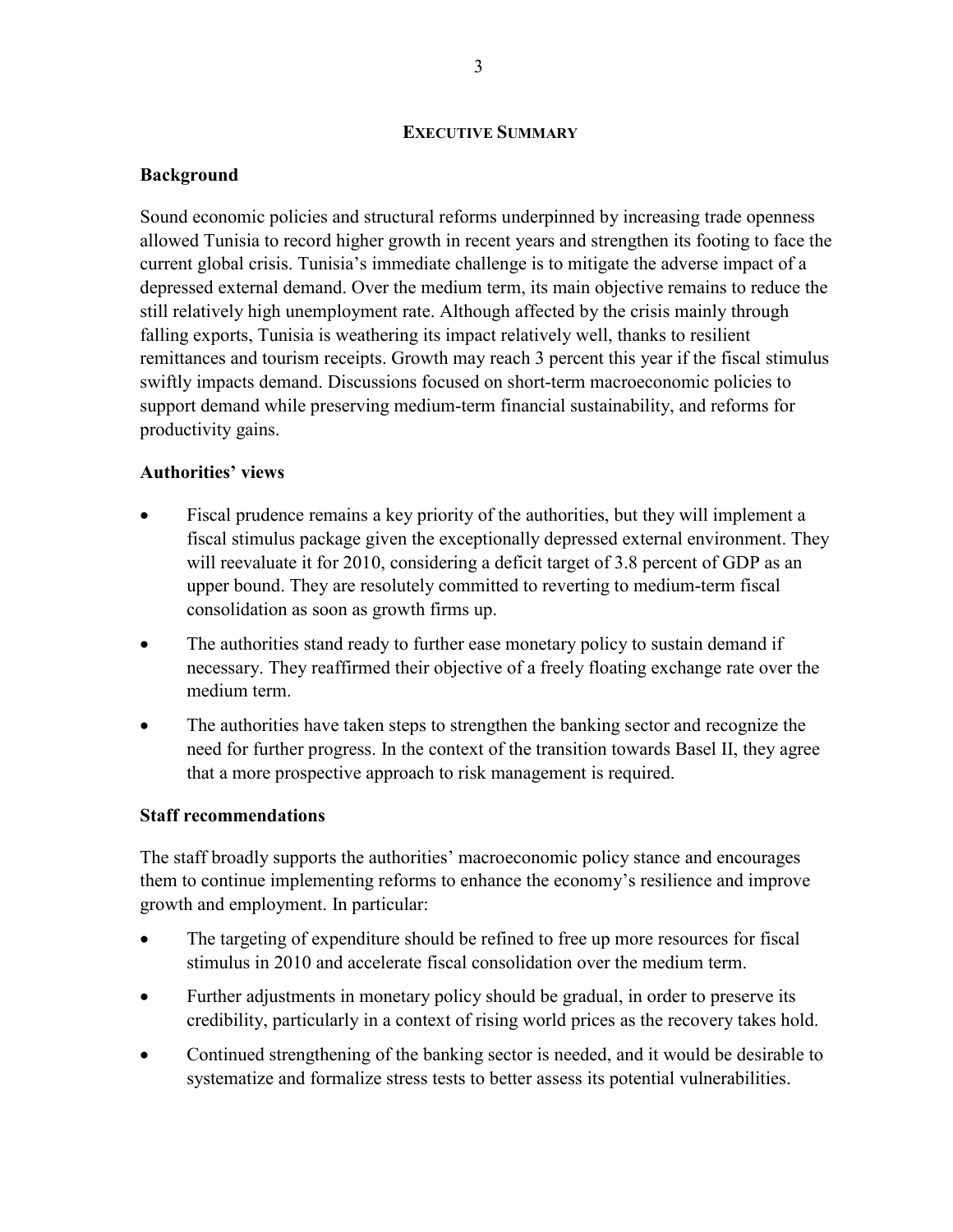## EXECUTIVE SUMMARY

### Background

Sound economic policies and structural reforms underpinned by increasing trade openness allowed Tunisia to record higher growth in recent years and strengthen its footing to face the current global crisis. Tunisia's immediate challenge is to mitigate the adverse impact of a depressed external demand. Over the medium term, its main objective remains to reduce the still relatively high unemployment rate. Although affected by the crisis mainly through falling exports, Tunisia is weathering its impact relatively well, thanks to resilient remittances and tourism receipts. Growth may reach 3 percent this year if the fiscal stimulus swiftly impacts demand. Discussions focused on short-term macroeconomic policies to support demand while preserving medium-term financial sustainability, and reforms for productivity gains.

### Authorities' views

- Fiscal prudence remains a key priority of the authorities, but they will implement a fiscal stimulus package given the exceptionally depressed external environment. They will reevaluate it for 2010, considering a deficit target of 3.8 percent of GDP as an upper bound. They are resolutely committed to reverting to medium-term fiscal consolidation as soon as growth firms up.
- The authorities stand ready to further ease monetary policy to sustain demand if necessary. They reaffirmed their objective of a freely floating exchange rate over the medium term.
- The authorities have taken steps to strengthen the banking sector and recognize the need for further progress. In the context of the transition towards Basel II, they agree that a more prospective approach to risk management is required.

### Staff recommendations

The staff broadly supports the authorities' macroeconomic policy stance and encourages them to continue implementing reforms to enhance the economy's resilience and improve growth and employment. In particular:

- The targeting of expenditure should be refined to free up more resources for fiscal stimulus in 2010 and accelerate fiscal consolidation over the medium term.
- Further adjustments in monetary policy should be gradual, in order to preserve its credibility, particularly in a context of rising world prices as the recovery takes hold.
- Continued strengthening of the banking sector is needed, and it would be desirable to systematize and formalize stress tests to better assess its potential vulnerabilities.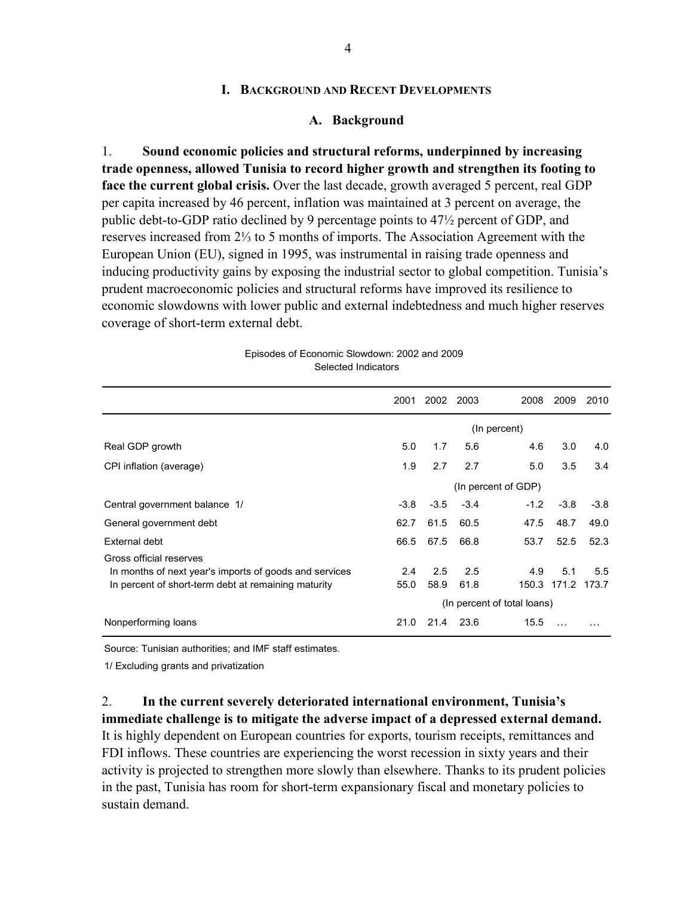# I. Background and Recent Developments

## A. Background

1. **Sound economic policies and structural reforms, underpinned by increasing trade openness, allowed Tunisia to record higher growth and strengthen its footing to face the current global crisis.** Over the last decade, growth averaged 5 percent, real GDP per capita increased by 46 percent, inflation was maintained at 3 percent on average, the public debt-to-GDP ratio declined by 9 percentage points to 47½ percent of GDP, and reserves increased from 2⅓ to 5 months of imports. The Association Agreement with the European Union (EU), signed in 1995, was instrumental in raising trade openness and inducing productivity gains by exposing the industrial sector to global competition. Tunisia's prudent macroeconomic policies and structural reforms have improved its resilience to economic slowdowns with lower public and external indebtedness and much higher reserves coverage of short-term external debt.

Episodes of Economic Slowdown: 2002 and 2009
Selected Indicators

| | 2001 | 2002 | 2003 | 2008 | 2009 | 2010 |
|---|---|---|---|---|---|---|
| | (In percent) | | | | | |
| Real GDP growth | 5.0 | 1.7 | 5.6 | 4.6 | 3.0 | 4.0 |
| CPI inflation (average) | 1.9 | 2.7 | 2.7 | 5.0 | 3.5 | 3.4 |
| | (In percent of GDP) | | | | | |
| Central government balance 1/ | -3.8 | -3.5 | -3.4 | -1.2 | -3.8 | -3.8 |
| General government debt | 62.7 | 61.5 | 60.5 | 47.5 | 48.7 | 49.0 |
| External debt | 66.5 | 67.5 | 66.8 | 53.7 | 52.5 | 52.3 |
| Gross official reserves | | | | | | |
| In months of next year's imports of goods and services | 2.4 | 2.5 | 2.5 | 4.9 | 5.1 | 5.5 |
| In percent of short-term debt at remaining maturity | 55.0 | 58.9 | 61.8 | 150.3 | 171.2 | 173.7 |
| | (In percent of total loans) | | | | | |
| Nonperforming loans | 21.0 | 21.4 | 23.6 | 15.5 | … | … |

Source: Tunisian authorities; and IMF staff estimates.

1/ Excluding grants and privatization

2. **In the current severely deteriorated international environment, Tunisia's immediate challenge is to mitigate the adverse impact of a depressed external demand.** It is highly dependent on European countries for exports, tourism receipts, remittances and FDI inflows. These countries are experiencing the worst recession in sixty years and their activity is projected to strengthen more slowly than elsewhere. Thanks to its prudent policies in the past, Tunisia has room for short-term expansionary fiscal and monetary policies to sustain demand.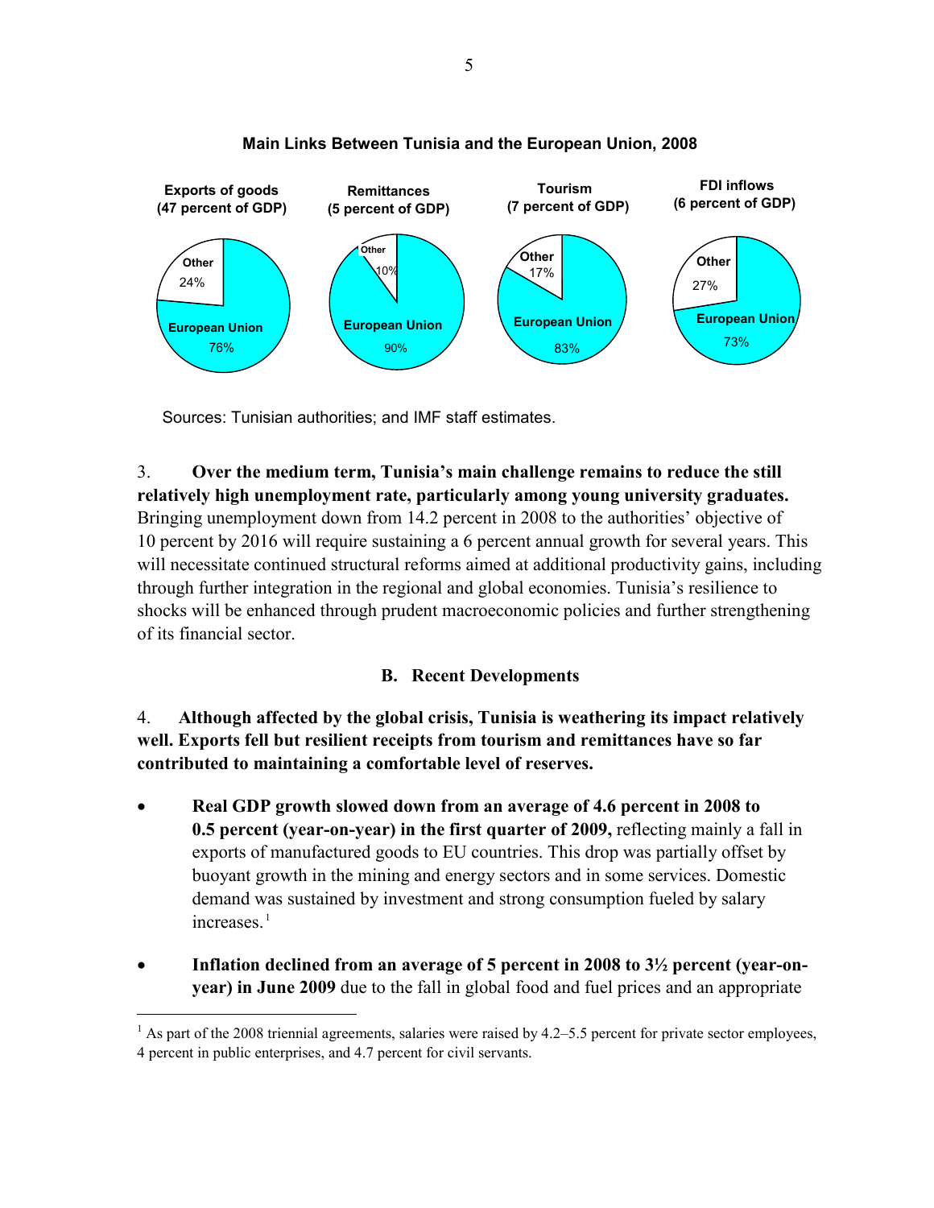**Main Links Between Tunisia and the European Union, 2008**

| | Exports of goods (47 percent of GDP) | Remittances (5 percent of GDP) | Tourism (7 percent of GDP) | FDI inflows (6 percent of GDP) |
|---|---|---|---|---|
| European Union | 76% | 90% | 83% | 73% |
| Other | 24% | 10% | 17% | 27% |

Sources: Tunisian authorities; and IMF staff estimates.

3. **Over the medium term, Tunisia's main challenge remains to reduce the still relatively high unemployment rate, particularly among young university graduates.** Bringing unemployment down from 14.2 percent in 2008 to the authorities' objective of 10 percent by 2016 will require sustaining a 6 percent annual growth for several years. This will necessitate continued structural reforms aimed at additional productivity gains, including through further integration in the regional and global economies. Tunisia's resilience to shocks will be enhanced through prudent macroeconomic policies and further strengthening of its financial sector.

## B. Recent Developments

4. **Although affected by the global crisis, Tunisia is weathering its impact relatively well. Exports fell but resilient receipts from tourism and remittances have so far contributed to maintaining a comfortable level of reserves.**

- **Real GDP growth slowed down from an average of 4.6 percent in 2008 to 0.5 percent (year-on-year) in the first quarter of 2009,** reflecting mainly a fall in exports of manufactured goods to EU countries. This drop was partially offset by buoyant growth in the mining and energy sectors and in some services. Domestic demand was sustained by investment and strong consumption fueled by salary increases.[1]

- **Inflation declined from an average of 5 percent in 2008 to 3½ percent (year-on-year) in June 2009** due to the fall in global food and fuel prices and an appropriate

[1] As part of the 2008 triennial agreements, salaries were raised by 4.2–5.5 percent for private sector employees, 4 percent in public enterprises, and 4.7 percent for civil servants.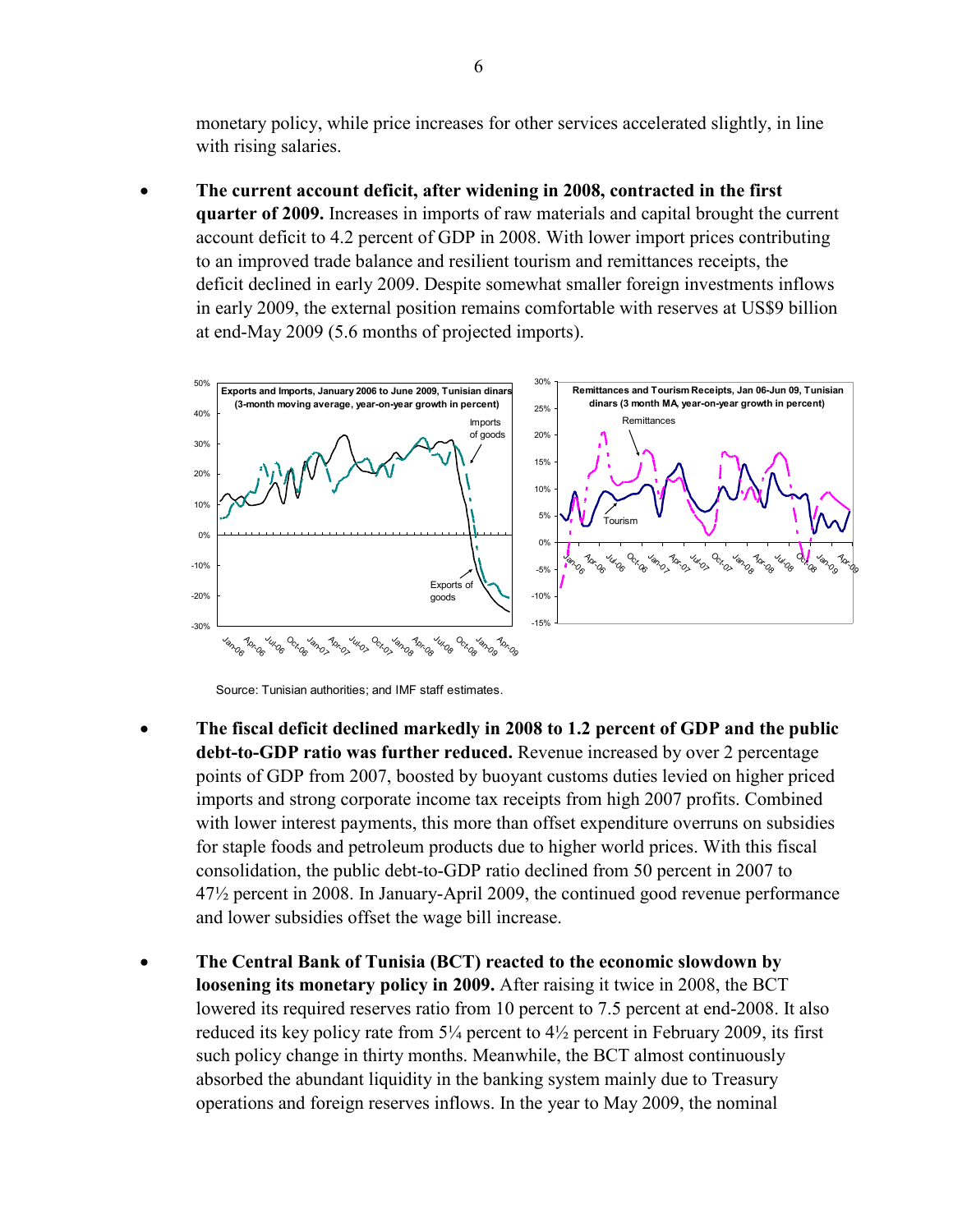monetary policy, while price increases for other services accelerated slightly, in line with rising salaries.

- **The current account deficit, after widening in 2008, contracted in the first quarter of 2009.** Increases in imports of raw materials and capital brought the current account deficit to 4.2 percent of GDP in 2008. With lower import prices contributing to an improved trade balance and resilient tourism and remittances receipts, the deficit declined in early 2009. Despite somewhat smaller foreign investments inflows in early 2009, the external position remains comfortable with reserves at US$9 billion at end-May 2009 (5.6 months of projected imports).

Source: Tunisian authorities; and IMF staff estimates.

- **The fiscal deficit declined markedly in 2008 to 1.2 percent of GDP and the public debt-to-GDP ratio was further reduced.** Revenue increased by over 2 percentage points of GDP from 2007, boosted by buoyant customs duties levied on higher priced imports and strong corporate income tax receipts from high 2007 profits. Combined with lower interest payments, this more than offset expenditure overruns on subsidies for staple foods and petroleum products due to higher world prices. With this fiscal consolidation, the public debt-to-GDP ratio declined from 50 percent in 2007 to 47½ percent in 2008. In January-April 2009, the continued good revenue performance and lower subsidies offset the wage bill increase.

- **The Central Bank of Tunisia (BCT) reacted to the economic slowdown by loosening its monetary policy in 2009.** After raising it twice in 2008, the BCT lowered its required reserves ratio from 10 percent to 7.5 percent at end-2008. It also reduced its key policy rate from 5¼ percent to 4½ percent in February 2009, its first such policy change in thirty months. Meanwhile, the BCT almost continuously absorbed the abundant liquidity in the banking system mainly due to Treasury operations and foreign reserves inflows. In the year to May 2009, the nominal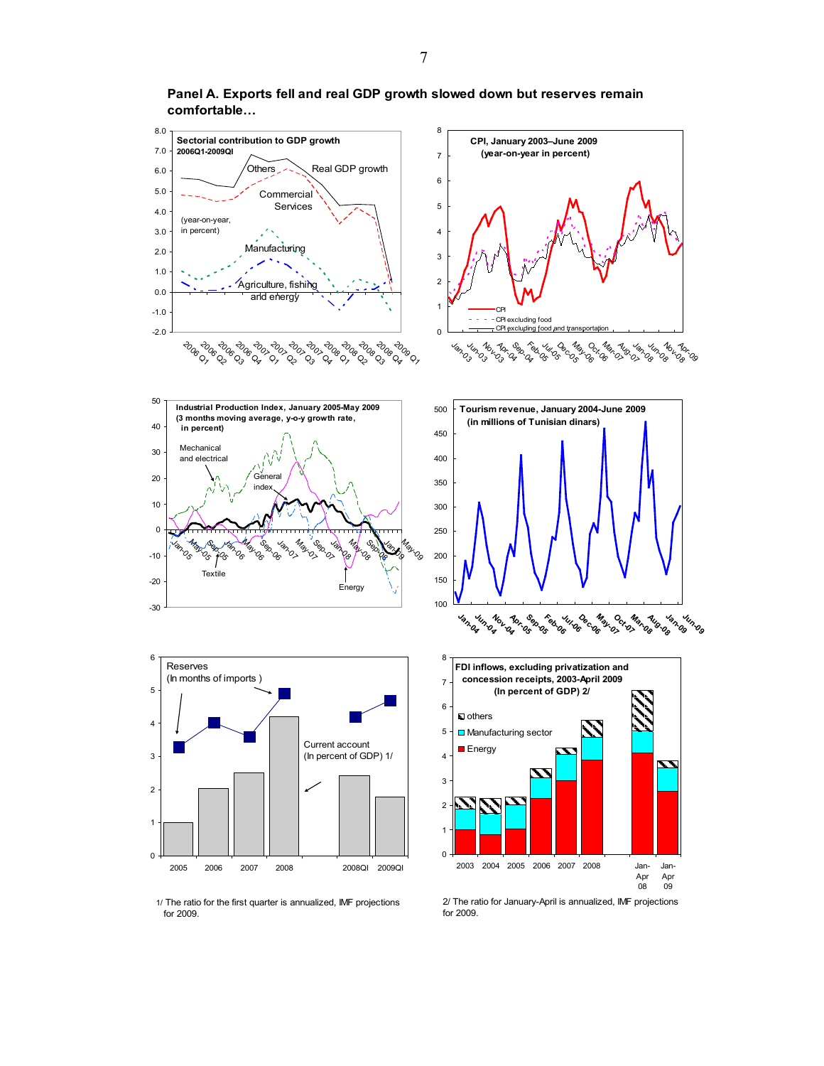## Panel A. Exports fell and real GDP growth slowed down but reserves remain comfortable…

**Sectorial contribution to GDP growth 2006Q1-2009QI** (year-on-year, in percent)

Others; Real GDP growth; Commercial Services; Manufacturing; Agriculture, fishing and energy

**CPI, January 2003–June 2009** (year-on-year in percent)

CPI; CPI excluding food; CPI excluding food and transportation

**Industrial Production Index, January 2005-May 2009** (3 months moving average, y-o-y growth rate, in percent)

Mechanical and electrical; General index; Textile; Energy

**Tourism revenue, January 2004-June 2009** (in millions of Tunisian dinars)

**Reserves** (In months of imports)

Current account (In percent of GDP) 1/

1/ The ratio for the first quarter is annualized, IMF projections for 2009.

**FDI inflows, excluding privatization and concession receipts, 2003-April 2009** (In percent of GDP) 2/

others; Manufacturing sector; Energy

2/ The ratio for January-April is annualized, IMF projections for 2009.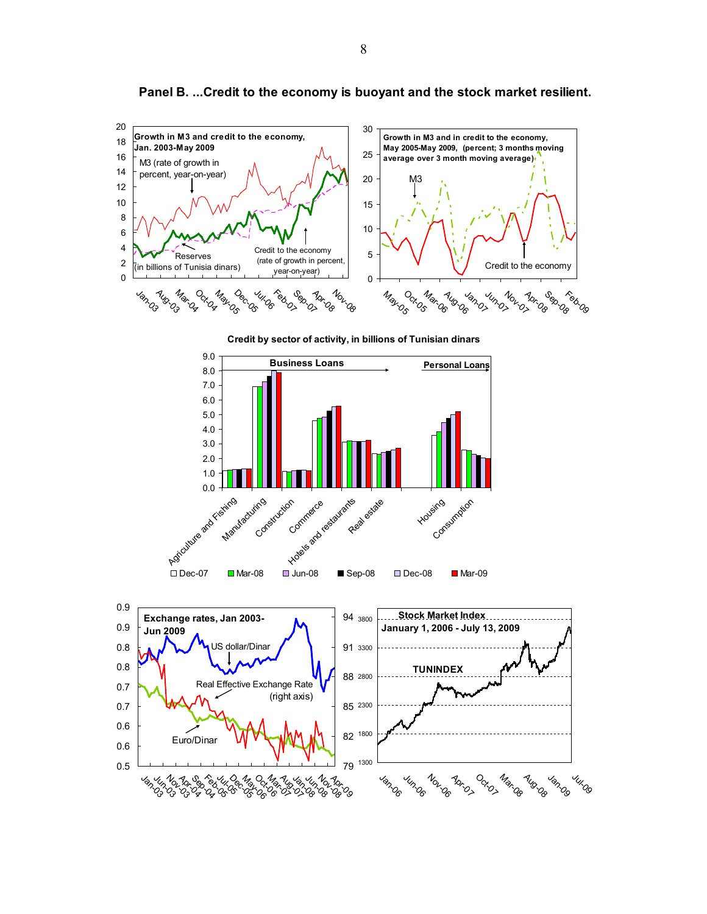**Panel B. ...Credit to the economy is buoyant and the stock market resilient.**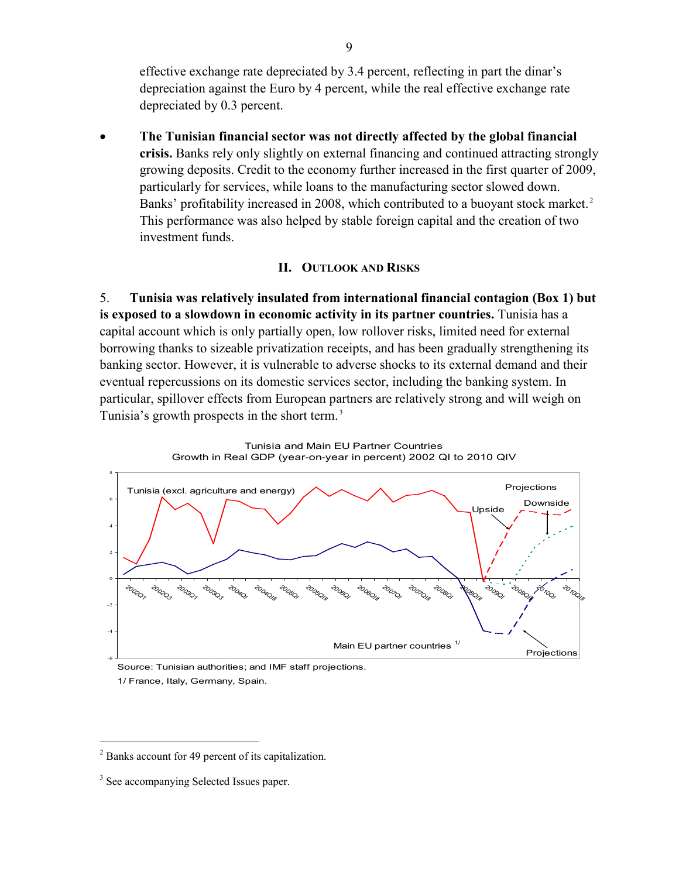effective exchange rate depreciated by 3.4 percent, reflecting in part the dinar's depreciation against the Euro by 4 percent, while the real effective exchange rate depreciated by 0.3 percent.

- **The Tunisian financial sector was not directly affected by the global financial crisis.** Banks rely only slightly on external financing and continued attracting strongly growing deposits. Credit to the economy further increased in the first quarter of 2009, particularly for services, while loans to the manufacturing sector slowed down. Banks' profitability increased in 2008, which contributed to a buoyant stock market.[2] This performance was also helped by stable foreign capital and the creation of two investment funds.

## II. Outlook and Risks

5. **Tunisia was relatively insulated from international financial contagion (Box 1) but is exposed to a slowdown in economic activity in its partner countries.** Tunisia has a capital account which is only partially open, low rollover risks, limited need for external borrowing thanks to sizeable privatization receipts, and has been gradually strengthening its banking sector. However, it is vulnerable to adverse shocks to its external demand and their eventual repercussions on its domestic services sector, including the banking system. In particular, spillover effects from European partners are relatively strong and will weigh on Tunisia's growth prospects in the short term.[3]

Tunisia and Main EU Partner Countries
Growth in Real GDP (year-on-year in percent) 2002 QI to 2010 QIV

Source: Tunisian authorities; and IMF staff projections.
1/ France, Italy, Germany, Spain.

---

[2] Banks account for 49 percent of its capitalization.

[3] See accompanying Selected Issues paper.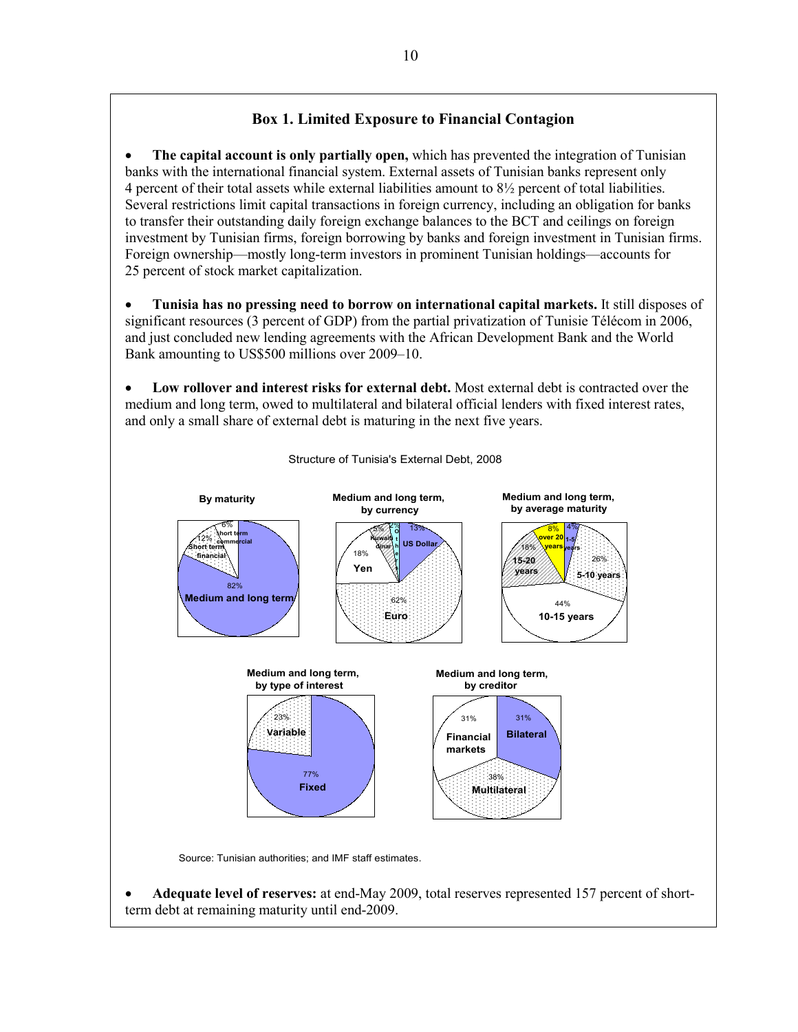## Box 1. Limited Exposure to Financial Contagion

- **The capital account is only partially open,** which has prevented the integration of Tunisian banks with the international financial system. External assets of Tunisian banks represent only 4 percent of their total assets while external liabilities amount to 8½ percent of total liabilities. Several restrictions limit capital transactions in foreign currency, including an obligation for banks to transfer their outstanding daily foreign exchange balances to the BCT and ceilings on foreign investment by Tunisian firms, foreign borrowing by banks and foreign investment in Tunisian firms. Foreign ownership—mostly long-term investors in prominent Tunisian holdings—accounts for 25 percent of stock market capitalization.

- **Tunisia has no pressing need to borrow on international capital markets.** It still disposes of significant resources (3 percent of GDP) from the partial privatization of Tunisie Télécom in 2006, and just concluded new lending agreements with the African Development Bank and the World Bank amounting to US$500 millions over 2009–10.

- **Low rollover and interest risks for external debt.** Most external debt is contracted over the medium and long term, owed to multilateral and bilateral official lenders with fixed interest rates, and only a small share of external debt is maturing in the next five years.

Structure of Tunisia's External Debt, 2008

**By maturity**

| Category | Share |
|---|---|
| Medium and long term | 82% |
| Short term financial | 12% |
| Short term commercial | 6% |

**Medium and long term, by currency**

| Currency | Share |
|---|---|
| Euro | 62% |
| Yen | 18% |
| US Dollar | 13% |
| Kuwaiti dinar | 5% |
| Others | 2% |

**Medium and long term, by average maturity**

| Maturity | Share |
|---|---|
| 1-5 years | 4% |
| 5-10 years | 26% |
| 10-15 years | 44% |
| 15-20 years | 18% |
| over 20 years | 8% |

**Medium and long term, by type of interest**

| Type | Share |
|---|---|
| Fixed | 77% |
| Variable | 23% |

**Medium and long term, by creditor**

| Creditor | Share |
|---|---|
| Bilateral | 31% |
| Multilateral | 38% |
| Financial markets | 31% |

Source: Tunisian authorities; and IMF staff estimates.

- **Adequate level of reserves:** at end-May 2009, total reserves represented 157 percent of short-term debt at remaining maturity until end-2009.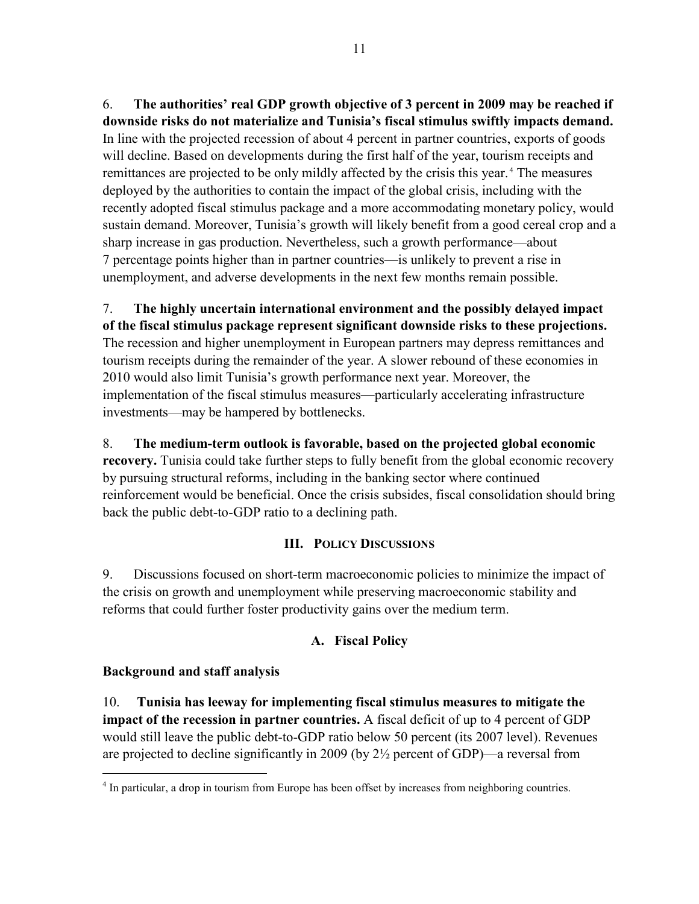6. **The authorities' real GDP growth objective of 3 percent in 2009 may be reached if downside risks do not materialize and Tunisia's fiscal stimulus swiftly impacts demand.** In line with the projected recession of about 4 percent in partner countries, exports of goods will decline. Based on developments during the first half of the year, tourism receipts and remittances are projected to be only mildly affected by the crisis this year.[4] The measures deployed by the authorities to contain the impact of the global crisis, including with the recently adopted fiscal stimulus package and a more accommodating monetary policy, would sustain demand. Moreover, Tunisia's growth will likely benefit from a good cereal crop and a sharp increase in gas production. Nevertheless, such a growth performance—about 7 percentage points higher than in partner countries—is unlikely to prevent a rise in unemployment, and adverse developments in the next few months remain possible.

7. **The highly uncertain international environment and the possibly delayed impact of the fiscal stimulus package represent significant downside risks to these projections.** The recession and higher unemployment in European partners may depress remittances and tourism receipts during the remainder of the year. A slower rebound of these economies in 2010 would also limit Tunisia's growth performance next year. Moreover, the implementation of the fiscal stimulus measures—particularly accelerating infrastructure investments—may be hampered by bottlenecks.

8. **The medium-term outlook is favorable, based on the projected global economic recovery.** Tunisia could take further steps to fully benefit from the global economic recovery by pursuing structural reforms, including in the banking sector where continued reinforcement would be beneficial. Once the crisis subsides, fiscal consolidation should bring back the public debt-to-GDP ratio to a declining path.

## III. Policy Discussions

9. Discussions focused on short-term macroeconomic policies to minimize the impact of the crisis on growth and unemployment while preserving macroeconomic stability and reforms that could further foster productivity gains over the medium term.

### A. Fiscal Policy

**Background and staff analysis**

10. **Tunisia has leeway for implementing fiscal stimulus measures to mitigate the impact of the recession in partner countries.** A fiscal deficit of up to 4 percent of GDP would still leave the public debt-to-GDP ratio below 50 percent (its 2007 level). Revenues are projected to decline significantly in 2009 (by 2½ percent of GDP)—a reversal from

[4] In particular, a drop in tourism from Europe has been offset by increases from neighboring countries.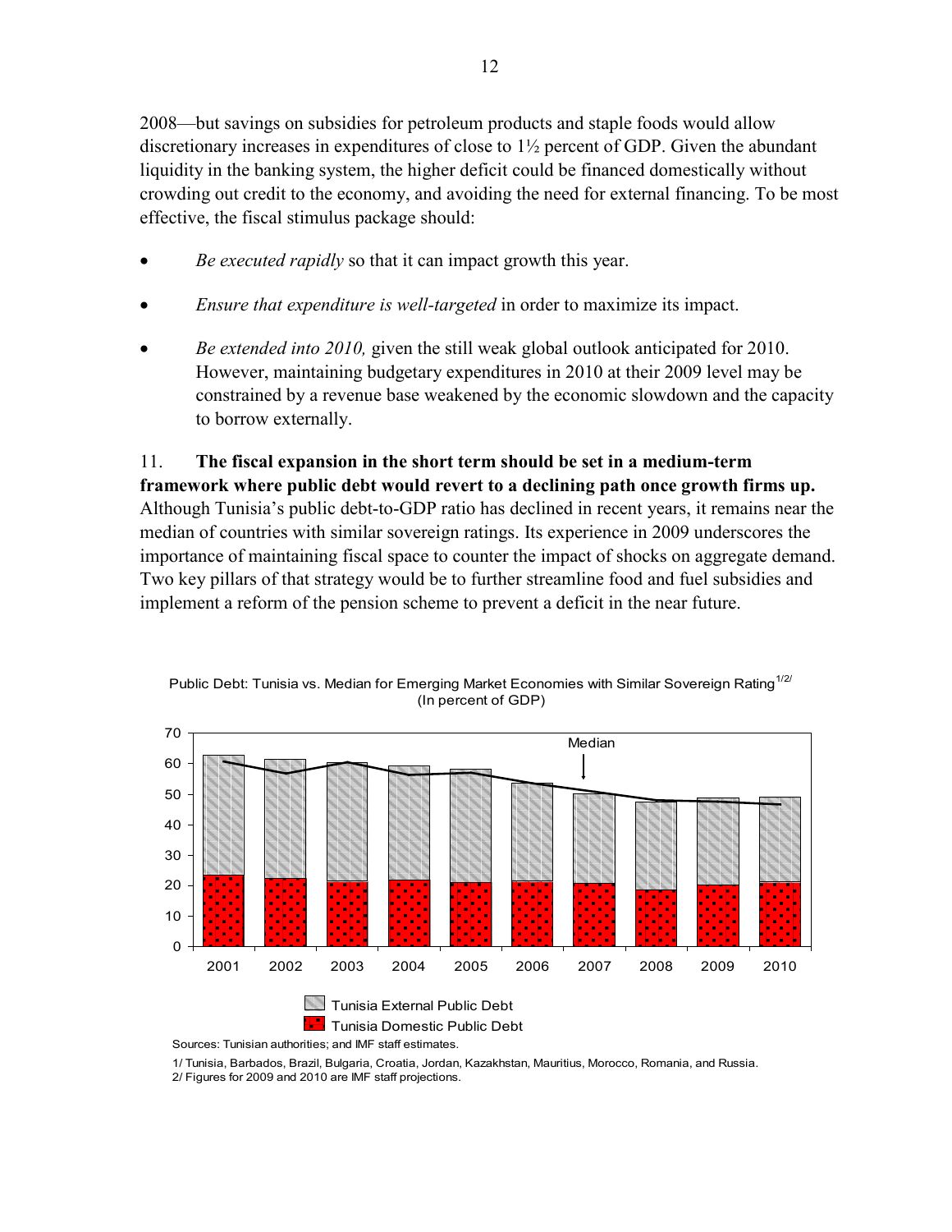2008—but savings on subsidies for petroleum products and staple foods would allow discretionary increases in expenditures of close to 1½ percent of GDP. Given the abundant liquidity in the banking system, the higher deficit could be financed domestically without crowding out credit to the economy, and avoiding the need for external financing. To be most effective, the fiscal stimulus package should:

- *Be executed rapidly* so that it can impact growth this year.
- *Ensure that expenditure is well-targeted* in order to maximize its impact.
- *Be extended into 2010,* given the still weak global outlook anticipated for 2010. However, maintaining budgetary expenditures in 2010 at their 2009 level may be constrained by a revenue base weakened by the economic slowdown and the capacity to borrow externally.

11. **The fiscal expansion in the short term should be set in a medium-term framework where public debt would revert to a declining path once growth firms up.** Although Tunisia's public debt-to-GDP ratio has declined in recent years, it remains near the median of countries with similar sovereign ratings. Its experience in 2009 underscores the importance of maintaining fiscal space to counter the impact of shocks on aggregate demand. Two key pillars of that strategy would be to further streamline food and fuel subsidies and implement a reform of the pension scheme to prevent a deficit in the near future.

Public Debt: Tunisia vs. Median for Emerging Market Economies with Similar Sovereign Rating[1/2/]
(In percent of GDP)

Tunisia External Public Debt
Tunisia Domestic Public Debt

Sources: Tunisian authorities; and IMF staff estimates.

1/ Tunisia, Barbados, Brazil, Bulgaria, Croatia, Jordan, Kazakhstan, Mauritius, Morocco, Romania, and Russia.
2/ Figures for 2009 and 2010 are IMF staff projections.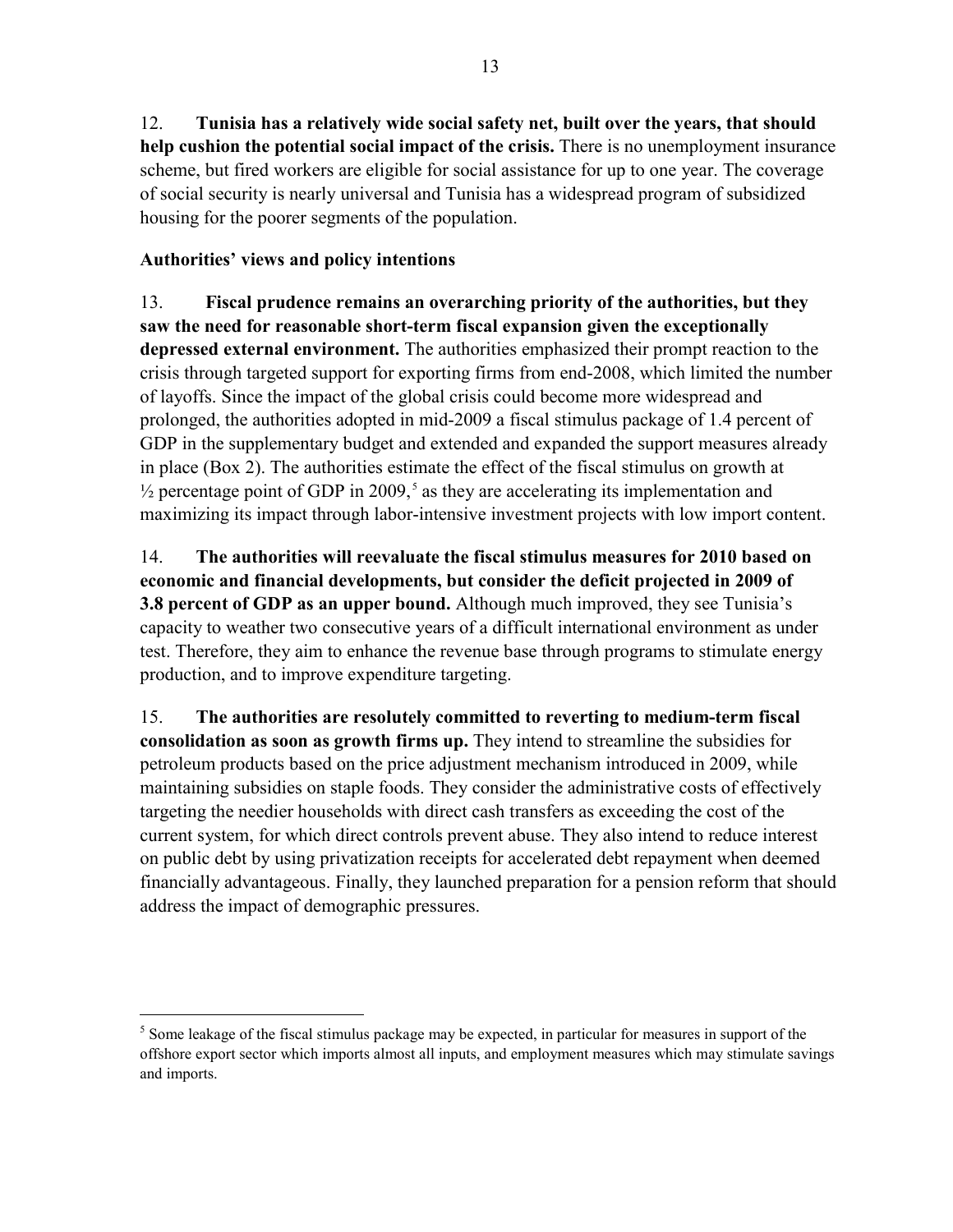12. **Tunisia has a relatively wide social safety net, built over the years, that should help cushion the potential social impact of the crisis.** There is no unemployment insurance scheme, but fired workers are eligible for social assistance for up to one year. The coverage of social security is nearly universal and Tunisia has a widespread program of subsidized housing for the poorer segments of the population.

**Authorities' views and policy intentions**

13. **Fiscal prudence remains an overarching priority of the authorities, but they saw the need for reasonable short-term fiscal expansion given the exceptionally depressed external environment.** The authorities emphasized their prompt reaction to the crisis through targeted support for exporting firms from end-2008, which limited the number of layoffs. Since the impact of the global crisis could become more widespread and prolonged, the authorities adopted in mid-2009 a fiscal stimulus package of 1.4 percent of GDP in the supplementary budget and extended and expanded the support measures already in place (Box 2). The authorities estimate the effect of the fiscal stimulus on growth at ½ percentage point of GDP in 2009,[5] as they are accelerating its implementation and maximizing its impact through labor-intensive investment projects with low import content.

14. **The authorities will reevaluate the fiscal stimulus measures for 2010 based on economic and financial developments, but consider the deficit projected in 2009 of 3.8 percent of GDP as an upper bound.** Although much improved, they see Tunisia's capacity to weather two consecutive years of a difficult international environment as under test. Therefore, they aim to enhance the revenue base through programs to stimulate energy production, and to improve expenditure targeting.

15. **The authorities are resolutely committed to reverting to medium-term fiscal consolidation as soon as growth firms up.** They intend to streamline the subsidies for petroleum products based on the price adjustment mechanism introduced in 2009, while maintaining subsidies on staple foods. They consider the administrative costs of effectively targeting the needier households with direct cash transfers as exceeding the cost of the current system, for which direct controls prevent abuse. They also intend to reduce interest on public debt by using privatization receipts for accelerated debt repayment when deemed financially advantageous. Finally, they launched preparation for a pension reform that should address the impact of demographic pressures.

---

[5] Some leakage of the fiscal stimulus package may be expected, in particular for measures in support of the offshore export sector which imports almost all inputs, and employment measures which may stimulate savings and imports.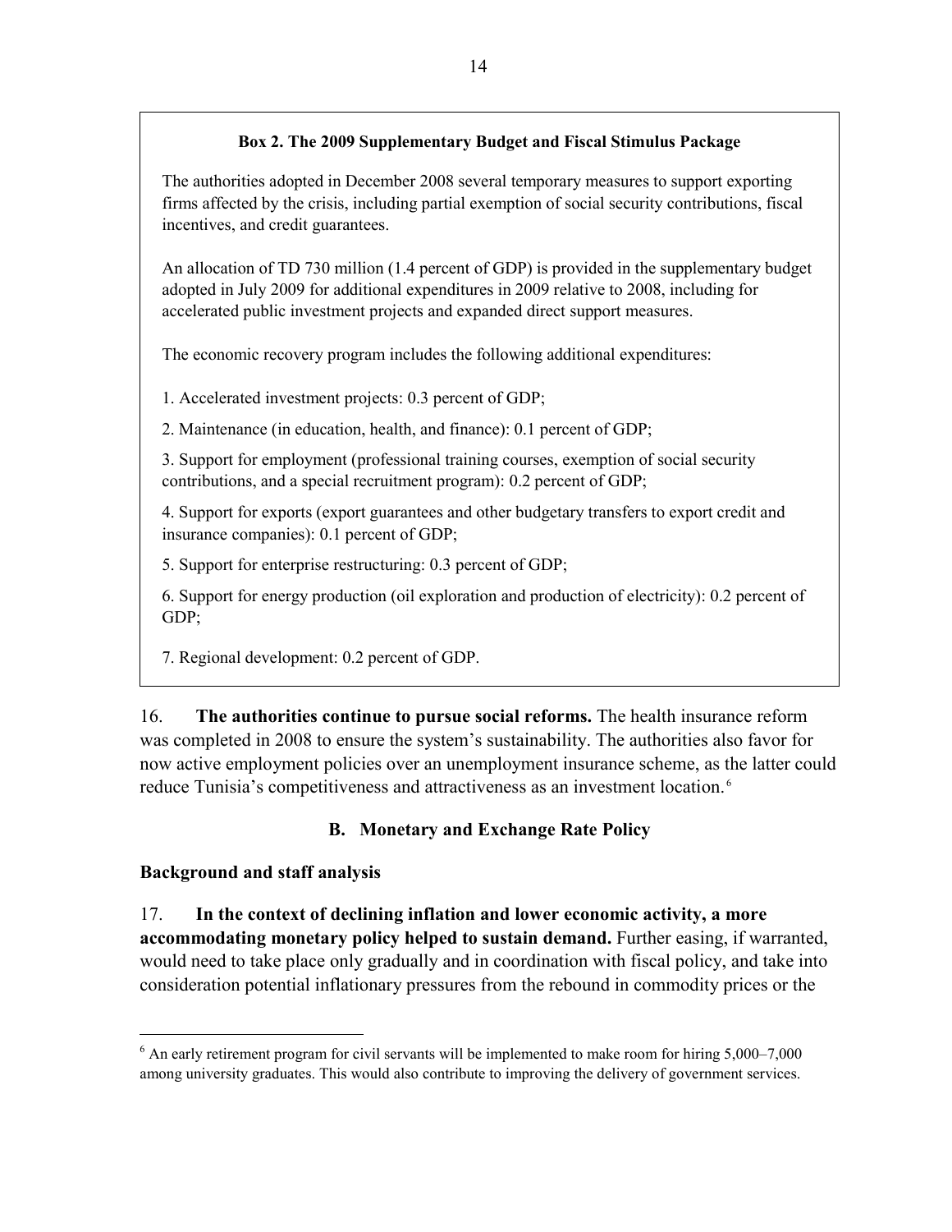**Box 2. The 2009 Supplementary Budget and Fiscal Stimulus Package**

The authorities adopted in December 2008 several temporary measures to support exporting firms affected by the crisis, including partial exemption of social security contributions, fiscal incentives, and credit guarantees.

An allocation of TD 730 million (1.4 percent of GDP) is provided in the supplementary budget adopted in July 2009 for additional expenditures in 2009 relative to 2008, including for accelerated public investment projects and expanded direct support measures.

The economic recovery program includes the following additional expenditures:

1. Accelerated investment projects: 0.3 percent of GDP;

2. Maintenance (in education, health, and finance): 0.1 percent of GDP;

3. Support for employment (professional training courses, exemption of social security contributions, and a special recruitment program): 0.2 percent of GDP;

4. Support for exports (export guarantees and other budgetary transfers to export credit and insurance companies): 0.1 percent of GDP;

5. Support for enterprise restructuring: 0.3 percent of GDP;

6. Support for energy production (oil exploration and production of electricity): 0.2 percent of GDP;

7. Regional development: 0.2 percent of GDP.

16. **The authorities continue to pursue social reforms.** The health insurance reform was completed in 2008 to ensure the system's sustainability. The authorities also favor for now active employment policies over an unemployment insurance scheme, as the latter could reduce Tunisia's competitiveness and attractiveness as an investment location.[6]

## B. Monetary and Exchange Rate Policy

### Background and staff analysis

17. **In the context of declining inflation and lower economic activity, a more accommodating monetary policy helped to sustain demand.** Further easing, if warranted, would need to take place only gradually and in coordination with fiscal policy, and take into consideration potential inflationary pressures from the rebound in commodity prices or the

[6] An early retirement program for civil servants will be implemented to make room for hiring 5,000–7,000 among university graduates. This would also contribute to improving the delivery of government services.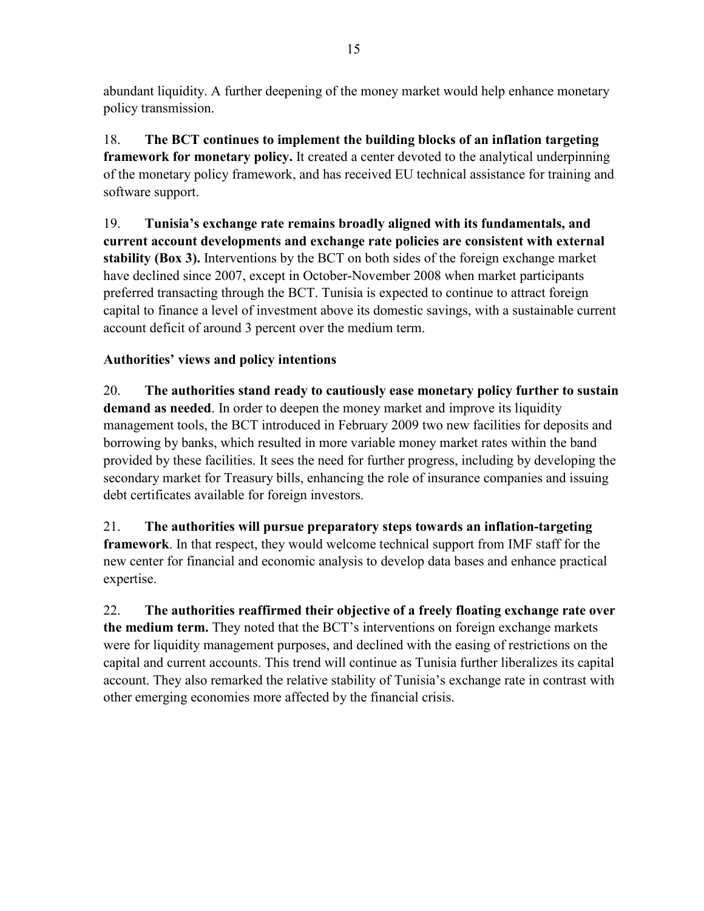abundant liquidity. A further deepening of the money market would help enhance monetary policy transmission.

18. **The BCT continues to implement the building blocks of an inflation targeting framework for monetary policy.** It created a center devoted to the analytical underpinning of the monetary policy framework, and has received EU technical assistance for training and software support.

19. **Tunisia's exchange rate remains broadly aligned with its fundamentals, and current account developments and exchange rate policies are consistent with external stability (Box 3).** Interventions by the BCT on both sides of the foreign exchange market have declined since 2007, except in October-November 2008 when market participants preferred transacting through the BCT. Tunisia is expected to continue to attract foreign capital to finance a level of investment above its domestic savings, with a sustainable current account deficit of around 3 percent over the medium term.

**Authorities' views and policy intentions**

20. **The authorities stand ready to cautiously ease monetary policy further to sustain demand as needed**. In order to deepen the money market and improve its liquidity management tools, the BCT introduced in February 2009 two new facilities for deposits and borrowing by banks, which resulted in more variable money market rates within the band provided by these facilities. It sees the need for further progress, including by developing the secondary market for Treasury bills, enhancing the role of insurance companies and issuing debt certificates available for foreign investors.

21. **The authorities will pursue preparatory steps towards an inflation-targeting framework**. In that respect, they would welcome technical support from IMF staff for the new center for financial and economic analysis to develop data bases and enhance practical expertise.

22. **The authorities reaffirmed their objective of a freely floating exchange rate over the medium term.** They noted that the BCT's interventions on foreign exchange markets were for liquidity management purposes, and declined with the easing of restrictions on the capital and current accounts. This trend will continue as Tunisia further liberalizes its capital account. They also remarked the relative stability of Tunisia's exchange rate in contrast with other emerging economies more affected by the financial crisis.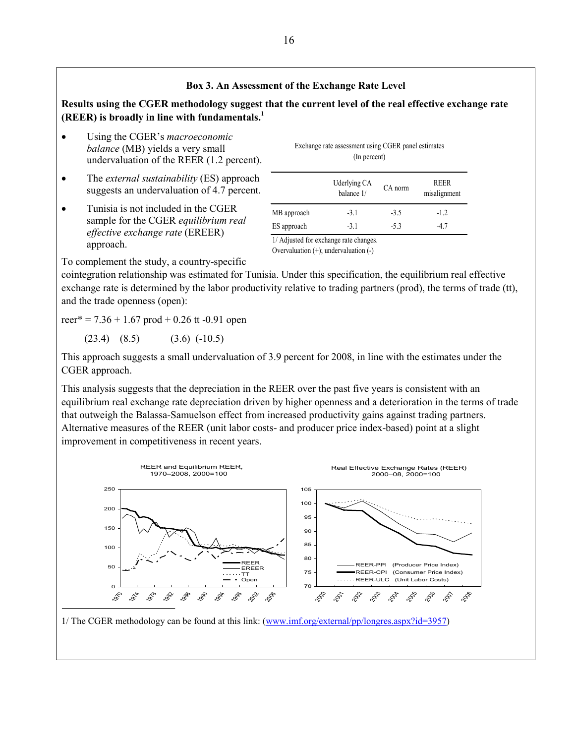### Box 3. An Assessment of the Exchange Rate Level

**Results using the CGER methodology suggest that the current level of the real effective exchange rate (REER) is broadly in line with fundamentals.[1]**

- Using the CGER's *macroeconomic balance* (MB) yields a very small undervaluation of the REER (1.2 percent).
- The *external sustainability* (ES) approach suggests an undervaluation of 4.7 percent.
- Tunisia is not included in the CGER sample for the CGER *equilibrium real effective exchange rate* (EREER) approach.

Exchange rate assessment using CGER panel estimates
(In percent)

| | Uderlying CA balance 1/ | CA norm | REER misalignment |
|---|---|---|---|
| MB approach | -3.1 | -3.5 | -1.2 |
| ES approach | -3.1 | -5.3 | -4.7 |

1/ Adjusted for exchange rate changes.
Overvaluation (+); undervaluation (-)

To complement the study, a country-specific cointegration relationship was estimated for Tunisia. Under this specification, the equilibrium real effective exchange rate is determined by the labor productivity relative to trading partners (prod), the terms of trade (tt), and the trade openness (open):

$$reer^* = 7.36 + 1.67\ prod + 0.26\ tt - 0.91\ open$$
$$(23.4) \quad (8.5) \quad (3.6) \quad (-10.5)$$

This approach suggests a small undervaluation of 3.9 percent for 2008, in line with the estimates under the CGER approach.

This analysis suggests that the depreciation in the REER over the past five years is consistent with an equilibrium real exchange rate depreciation driven by higher openness and a deterioration in the terms of trade that outweigh the Balassa-Samuelson effect from increased productivity gains against trading partners. Alternative measures of the REER (unit labor costs- and producer price index-based) point at a slight improvement in competitiveness in recent years.

REER and Equilibrium REER, 1970–2008, 2000=100

Real Effective Exchange Rates (REER) 2000–08, 2000=100

1/ The CGER methodology can be found at this link: (www.imf.org/external/pp/longres.aspx?id=3957)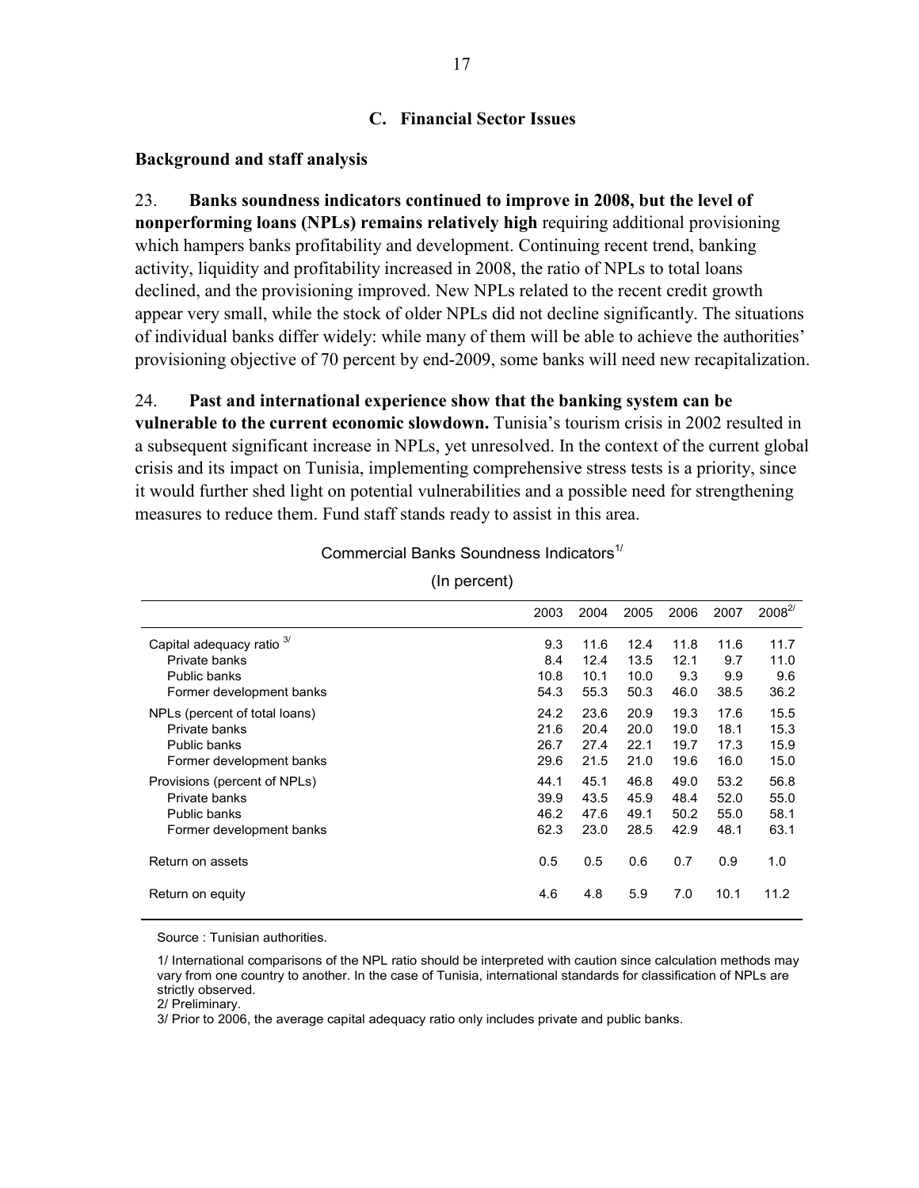## C. Financial Sector Issues

### Background and staff analysis

23. **Banks soundness indicators continued to improve in 2008, but the level of nonperforming loans (NPLs) remains relatively high** requiring additional provisioning which hampers banks profitability and development. Continuing recent trend, banking activity, liquidity and profitability increased in 2008, the ratio of NPLs to total loans declined, and the provisioning improved. New NPLs related to the recent credit growth appear very small, while the stock of older NPLs did not decline significantly. The situations of individual banks differ widely: while many of them will be able to achieve the authorities' provisioning objective of 70 percent by end-2009, some banks will need new recapitalization.

24. **Past and international experience show that the banking system can be vulnerable to the current economic slowdown.** Tunisia's tourism crisis in 2002 resulted in a subsequent significant increase in NPLs, yet unresolved. In the context of the current global crisis and its impact on Tunisia, implementing comprehensive stress tests is a priority, since it would further shed light on potential vulnerabilities and a possible need for strengthening measures to reduce them. Fund staff stands ready to assist in this area.

Commercial Banks Soundness Indicators[1/]

(In percent)

| | 2003 | 2004 | 2005 | 2006 | 2007 | 2008[2/] |
|---|---|---|---|---|---|---|
| Capital adequacy ratio [3/] | 9.3 | 11.6 | 12.4 | 11.8 | 11.6 | 11.7 |
| Private banks | 8.4 | 12.4 | 13.5 | 12.1 | 9.7 | 11.0 |
| Public banks | 10.8 | 10.1 | 10.0 | 9.3 | 9.9 | 9.6 |
| Former development banks | 54.3 | 55.3 | 50.3 | 46.0 | 38.5 | 36.2 |
| NPLs (percent of total loans) | 24.2 | 23.6 | 20.9 | 19.3 | 17.6 | 15.5 |
| Private banks | 21.6 | 20.4 | 20.0 | 19.0 | 18.1 | 15.3 |
| Public banks | 26.7 | 27.4 | 22.1 | 19.7 | 17.3 | 15.9 |
| Former development banks | 29.6 | 21.5 | 21.0 | 19.6 | 16.0 | 15.0 |
| Provisions (percent of NPLs) | 44.1 | 45.1 | 46.8 | 49.0 | 53.2 | 56.8 |
| Private banks | 39.9 | 43.5 | 45.9 | 48.4 | 52.0 | 55.0 |
| Public banks | 46.2 | 47.6 | 49.1 | 50.2 | 55.0 | 58.1 |
| Former development banks | 62.3 | 23.0 | 28.5 | 42.9 | 48.1 | 63.1 |
| Return on assets | 0.5 | 0.5 | 0.6 | 0.7 | 0.9 | 1.0 |
| Return on equity | 4.6 | 4.8 | 5.9 | 7.0 | 10.1 | 11.2 |

Source : Tunisian authorities.

1/ International comparisons of the NPL ratio should be interpreted with caution since calculation methods may vary from one country to another. In the case of Tunisia, international standards for classification of NPLs are strictly observed.

2/ Preliminary.

3/ Prior to 2006, the average capital adequacy ratio only includes private and public banks.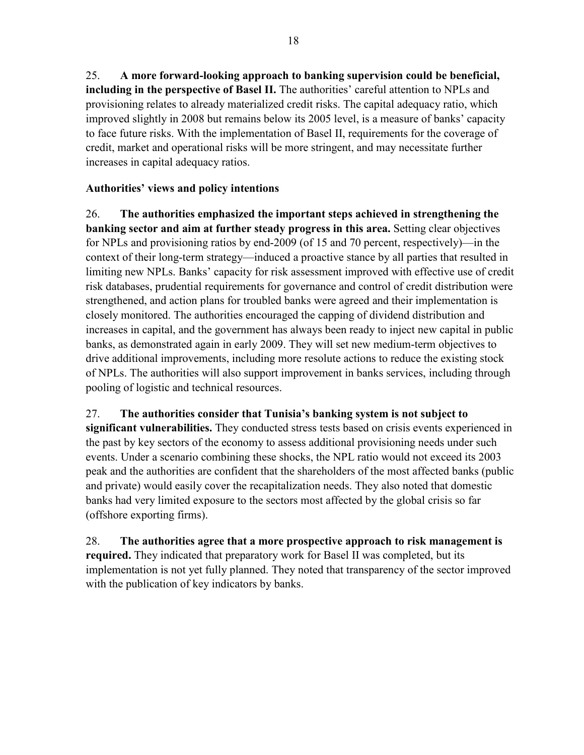25. **A more forward-looking approach to banking supervision could be beneficial, including in the perspective of Basel II.** The authorities' careful attention to NPLs and provisioning relates to already materialized credit risks. The capital adequacy ratio, which improved slightly in 2008 but remains below its 2005 level, is a measure of banks' capacity to face future risks. With the implementation of Basel II, requirements for the coverage of credit, market and operational risks will be more stringent, and may necessitate further increases in capital adequacy ratios.

### Authorities' views and policy intentions

26. **The authorities emphasized the important steps achieved in strengthening the banking sector and aim at further steady progress in this area.** Setting clear objectives for NPLs and provisioning ratios by end-2009 (of 15 and 70 percent, respectively)—in the context of their long-term strategy—induced a proactive stance by all parties that resulted in limiting new NPLs. Banks' capacity for risk assessment improved with effective use of credit risk databases, prudential requirements for governance and control of credit distribution were strengthened, and action plans for troubled banks were agreed and their implementation is closely monitored. The authorities encouraged the capping of dividend distribution and increases in capital, and the government has always been ready to inject new capital in public banks, as demonstrated again in early 2009. They will set new medium-term objectives to drive additional improvements, including more resolute actions to reduce the existing stock of NPLs. The authorities will also support improvement in banks services, including through pooling of logistic and technical resources.

27. **The authorities consider that Tunisia's banking system is not subject to significant vulnerabilities.** They conducted stress tests based on crisis events experienced in the past by key sectors of the economy to assess additional provisioning needs under such events. Under a scenario combining these shocks, the NPL ratio would not exceed its 2003 peak and the authorities are confident that the shareholders of the most affected banks (public and private) would easily cover the recapitalization needs. They also noted that domestic banks had very limited exposure to the sectors most affected by the global crisis so far (offshore exporting firms).

28. **The authorities agree that a more prospective approach to risk management is required.** They indicated that preparatory work for Basel II was completed, but its implementation is not yet fully planned. They noted that transparency of the sector improved with the publication of key indicators by banks.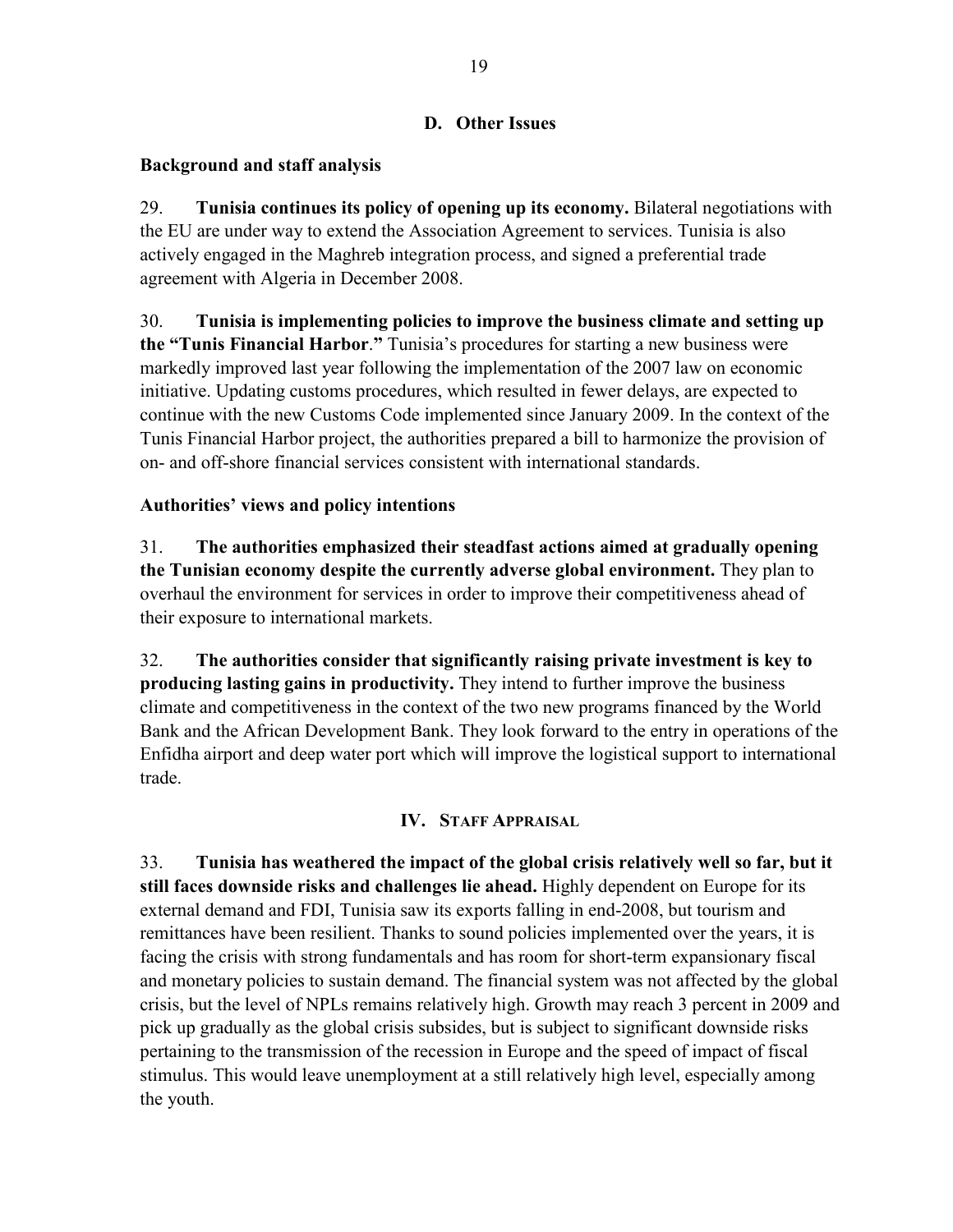### D. Other Issues

**Background and staff analysis**

29. **Tunisia continues its policy of opening up its economy.** Bilateral negotiations with the EU are under way to extend the Association Agreement to services. Tunisia is also actively engaged in the Maghreb integration process, and signed a preferential trade agreement with Algeria in December 2008.

30. **Tunisia is implementing policies to improve the business climate and setting up the "Tunis Financial Harbor."** Tunisia's procedures for starting a new business were markedly improved last year following the implementation of the 2007 law on economic initiative. Updating customs procedures, which resulted in fewer delays, are expected to continue with the new Customs Code implemented since January 2009. In the context of the Tunis Financial Harbor project, the authorities prepared a bill to harmonize the provision of on- and off-shore financial services consistent with international standards.

**Authorities' views and policy intentions**

31. **The authorities emphasized their steadfast actions aimed at gradually opening the Tunisian economy despite the currently adverse global environment.** They plan to overhaul the environment for services in order to improve their competitiveness ahead of their exposure to international markets.

32. **The authorities consider that significantly raising private investment is key to producing lasting gains in productivity.** They intend to further improve the business climate and competitiveness in the context of the two new programs financed by the World Bank and the African Development Bank. They look forward to the entry in operations of the Enfidha airport and deep water port which will improve the logistical support to international trade.

## IV. Staff Appraisal

33. **Tunisia has weathered the impact of the global crisis relatively well so far, but it still faces downside risks and challenges lie ahead.** Highly dependent on Europe for its external demand and FDI, Tunisia saw its exports falling in end-2008, but tourism and remittances have been resilient. Thanks to sound policies implemented over the years, it is facing the crisis with strong fundamentals and has room for short-term expansionary fiscal and monetary policies to sustain demand. The financial system was not affected by the global crisis, but the level of NPLs remains relatively high. Growth may reach 3 percent in 2009 and pick up gradually as the global crisis subsides, but is subject to significant downside risks pertaining to the transmission of the recession in Europe and the speed of impact of fiscal stimulus. This would leave unemployment at a still relatively high level, especially among the youth.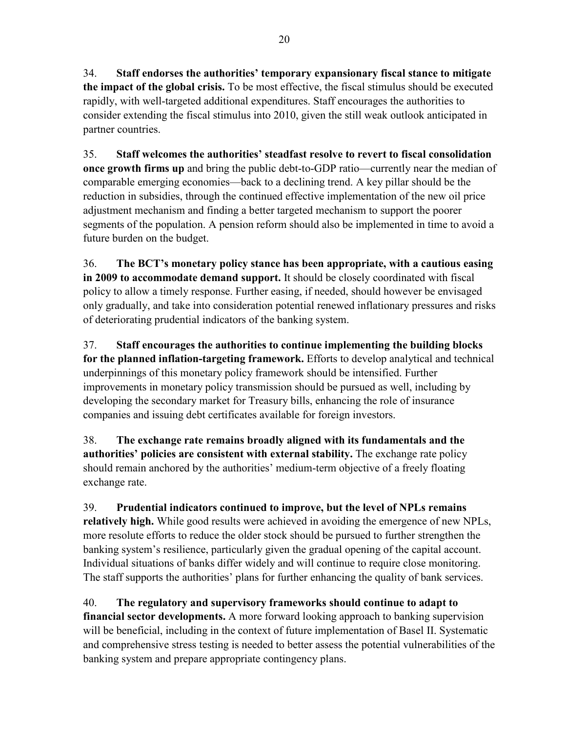34. **Staff endorses the authorities' temporary expansionary fiscal stance to mitigate the impact of the global crisis.** To be most effective, the fiscal stimulus should be executed rapidly, with well-targeted additional expenditures. Staff encourages the authorities to consider extending the fiscal stimulus into 2010, given the still weak outlook anticipated in partner countries.

35. **Staff welcomes the authorities' steadfast resolve to revert to fiscal consolidation once growth firms up** and bring the public debt-to-GDP ratio—currently near the median of comparable emerging economies—back to a declining trend. A key pillar should be the reduction in subsidies, through the continued effective implementation of the new oil price adjustment mechanism and finding a better targeted mechanism to support the poorer segments of the population. A pension reform should also be implemented in time to avoid a future burden on the budget.

36. **The BCT's monetary policy stance has been appropriate, with a cautious easing in 2009 to accommodate demand support.** It should be closely coordinated with fiscal policy to allow a timely response. Further easing, if needed, should however be envisaged only gradually, and take into consideration potential renewed inflationary pressures and risks of deteriorating prudential indicators of the banking system.

37. **Staff encourages the authorities to continue implementing the building blocks for the planned inflation-targeting framework.** Efforts to develop analytical and technical underpinnings of this monetary policy framework should be intensified. Further improvements in monetary policy transmission should be pursued as well, including by developing the secondary market for Treasury bills, enhancing the role of insurance companies and issuing debt certificates available for foreign investors.

38. **The exchange rate remains broadly aligned with its fundamentals and the authorities' policies are consistent with external stability.** The exchange rate policy should remain anchored by the authorities' medium-term objective of a freely floating exchange rate.

39. **Prudential indicators continued to improve, but the level of NPLs remains relatively high.** While good results were achieved in avoiding the emergence of new NPLs, more resolute efforts to reduce the older stock should be pursued to further strengthen the banking system's resilience, particularly given the gradual opening of the capital account. Individual situations of banks differ widely and will continue to require close monitoring. The staff supports the authorities' plans for further enhancing the quality of bank services.

40. **The regulatory and supervisory frameworks should continue to adapt to financial sector developments.** A more forward looking approach to banking supervision will be beneficial, including in the context of future implementation of Basel II. Systematic and comprehensive stress testing is needed to better assess the potential vulnerabilities of the banking system and prepare appropriate contingency plans.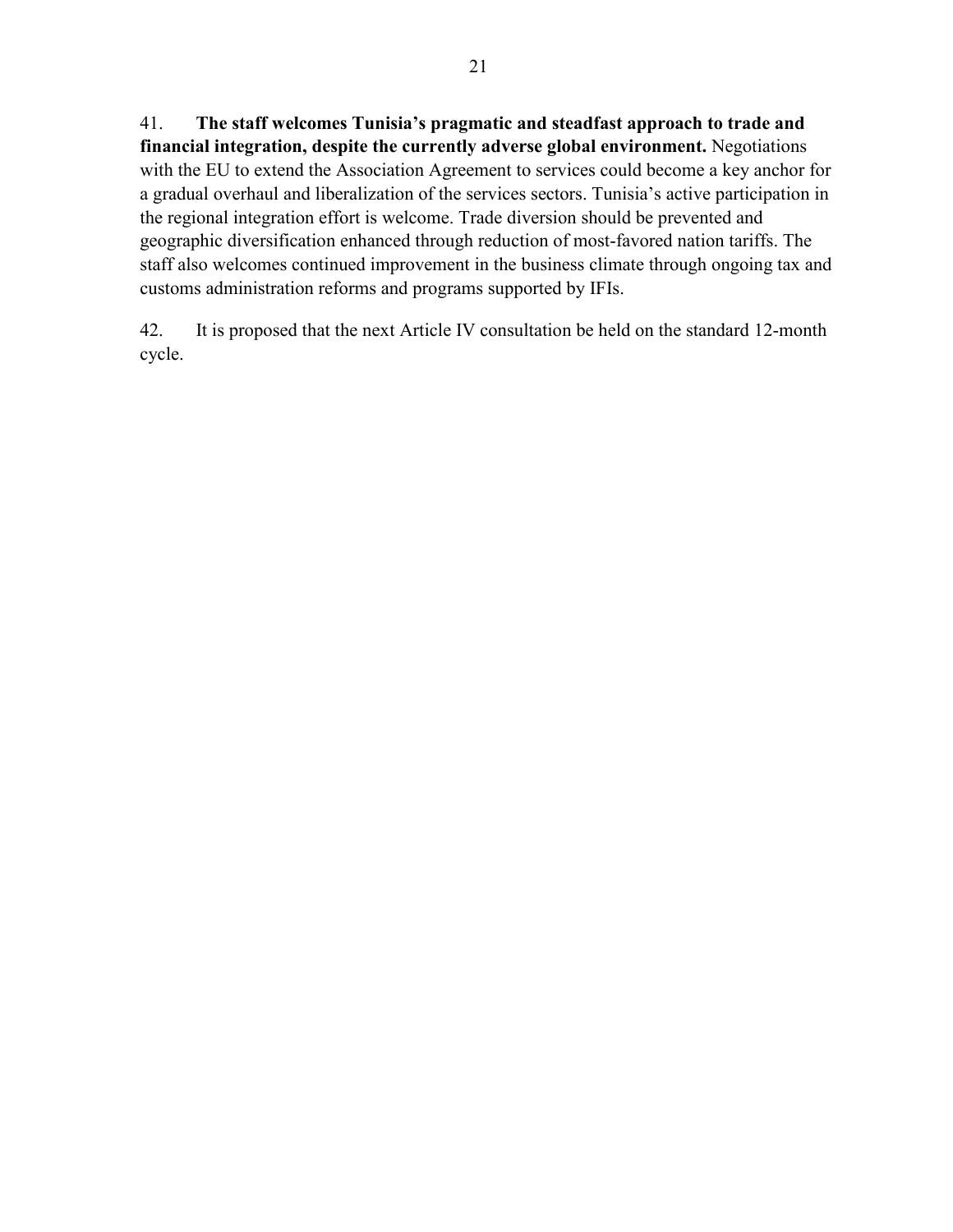41. **The staff welcomes Tunisia's pragmatic and steadfast approach to trade and financial integration, despite the currently adverse global environment.** Negotiations with the EU to extend the Association Agreement to services could become a key anchor for a gradual overhaul and liberalization of the services sectors. Tunisia's active participation in the regional integration effort is welcome. Trade diversion should be prevented and geographic diversification enhanced through reduction of most-favored nation tariffs. The staff also welcomes continued improvement in the business climate through ongoing tax and customs administration reforms and programs supported by IFIs.

42. It is proposed that the next Article IV consultation be held on the standard 12-month cycle.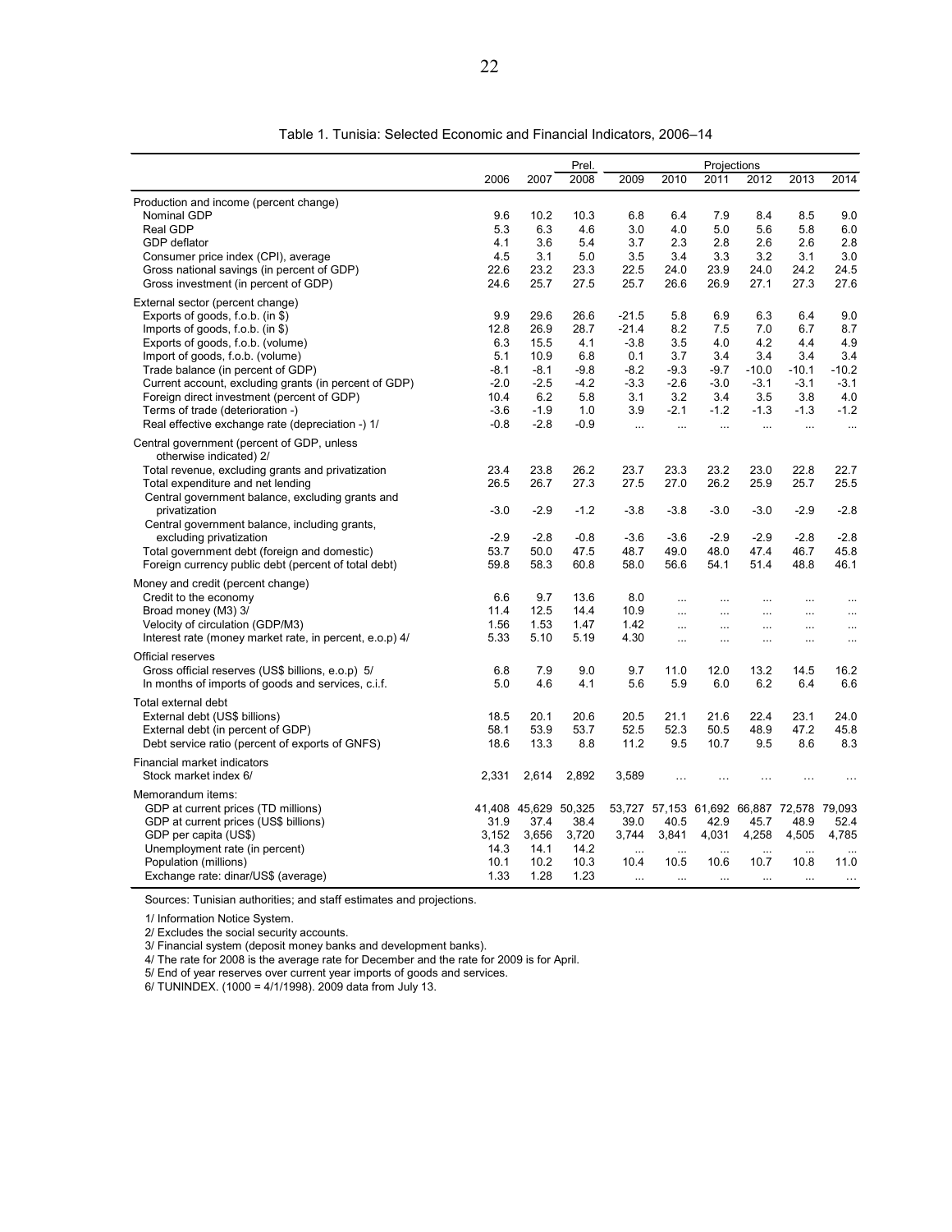Table 1. Tunisia: Selected Economic and Financial Indicators, 2006–14

| | 2006 | 2007 | Prel. 2008 | Projections 2009 | 2010 | 2011 | 2012 | 2013 | 2014 |
|---|---|---|---|---|---|---|---|---|---|
| Production and income (percent change) | | | | | | | | | |
| Nominal GDP | 9.6 | 10.2 | 10.3 | 6.8 | 6.4 | 7.9 | 8.4 | 8.5 | 9.0 |
| Real GDP | 5.3 | 6.3 | 4.6 | 3.0 | 4.0 | 5.0 | 5.6 | 5.8 | 6.0 |
| GDP deflator | 4.1 | 3.6 | 5.4 | 3.7 | 2.3 | 2.8 | 2.6 | 2.6 | 2.8 |
| Consumer price index (CPI), average | 4.5 | 3.1 | 5.0 | 3.5 | 3.4 | 3.3 | 3.2 | 3.1 | 3.0 |
| Gross national savings (in percent of GDP) | 22.6 | 23.2 | 23.3 | 22.5 | 24.0 | 23.9 | 24.0 | 24.2 | 24.5 |
| Gross investment (in percent of GDP) | 24.6 | 25.7 | 27.5 | 25.7 | 26.6 | 26.9 | 27.1 | 27.3 | 27.6 |
| External sector (percent change) | | | | | | | | | |
| Exports of goods, f.o.b. (in $) | 9.9 | 29.6 | 26.6 | -21.5 | 5.8 | 6.9 | 6.3 | 6.4 | 9.0 |
| Imports of goods, f.o.b. (in $) | 12.8 | 26.9 | 28.7 | -21.4 | 8.2 | 7.5 | 7.0 | 6.7 | 8.7 |
| Exports of goods, f.o.b. (volume) | 6.3 | 15.5 | 4.1 | -3.8 | 3.5 | 4.0 | 4.2 | 4.4 | 4.9 |
| Import of goods, f.o.b. (volume) | 5.1 | 10.9 | 6.8 | 0.1 | 3.7 | 3.4 | 3.4 | 3.4 | 3.4 |
| Trade balance (in percent of GDP) | -8.1 | -8.1 | -9.8 | -8.2 | -9.3 | -9.7 | -10.0 | -10.1 | -10.2 |
| Current account, excluding grants (in percent of GDP) | -2.0 | -2.5 | -4.2 | -3.3 | -2.6 | -3.0 | -3.1 | -3.1 | -3.1 |
| Foreign direct investment (percent of GDP) | 10.4 | 6.2 | 5.8 | 3.1 | 3.2 | 3.4 | 3.5 | 3.8 | 4.0 |
| Terms of trade (deterioration -) | -3.6 | -1.9 | 1.0 | 3.9 | -2.1 | -1.2 | -1.3 | -1.3 | -1.2 |
| Real effective exchange rate (depreciation -) 1/ | -0.8 | -2.8 | -0.9 | ... | ... | ... | ... | ... | ... |
| Central government (percent of GDP, unless otherwise indicated) 2/ | | | | | | | | | |
| Total revenue, excluding grants and privatization | 23.4 | 23.8 | 26.2 | 23.7 | 23.3 | 23.2 | 23.0 | 22.8 | 22.7 |
| Total expenditure and net lending | 26.5 | 26.7 | 27.3 | 27.5 | 27.0 | 26.2 | 25.9 | 25.7 | 25.5 |
| Central government balance, excluding grants and privatization | -3.0 | -2.9 | -1.2 | -3.8 | -3.8 | -3.0 | -3.0 | -2.9 | -2.8 |
| Central government balance, including grants, excluding privatization | -2.9 | -2.8 | -0.8 | -3.6 | -3.6 | -2.9 | -2.9 | -2.8 | -2.8 |
| Total government debt (foreign and domestic) | 53.7 | 50.0 | 47.5 | 48.7 | 49.0 | 48.0 | 47.4 | 46.7 | 45.8 |
| Foreign currency public debt (percent of total debt) | 59.8 | 58.3 | 60.8 | 58.0 | 56.6 | 54.1 | 51.4 | 48.8 | 46.1 |
| Money and credit (percent change) | | | | | | | | | |
| Credit to the economy | 6.6 | 9.7 | 13.6 | 8.0 | ... | ... | ... | ... | ... |
| Broad money (M3) 3/ | 11.4 | 12.5 | 14.4 | 10.9 | ... | ... | ... | ... | ... |
| Velocity of circulation (GDP/M3) | 1.56 | 1.53 | 1.47 | 1.42 | ... | ... | ... | ... | ... |
| Interest rate (money market rate, in percent, e.o.p) 4/ | 5.33 | 5.10 | 5.19 | 4.30 | ... | ... | ... | ... | ... |
| Official reserves | | | | | | | | | |
| Gross official reserves (US$ billions, e.o.p) 5/ | 6.8 | 7.9 | 9.0 | 9.7 | 11.0 | 12.0 | 13.2 | 14.5 | 16.2 |
| In months of imports of goods and services, c.i.f. | 5.0 | 4.6 | 4.1 | 5.6 | 5.9 | 6.0 | 6.2 | 6.4 | 6.6 |
| Total external debt | | | | | | | | | |
| External debt (US$ billions) | 18.5 | 20.1 | 20.6 | 20.5 | 21.1 | 21.6 | 22.4 | 23.1 | 24.0 |
| External debt (in percent of GDP) | 58.1 | 53.9 | 53.7 | 52.5 | 52.3 | 50.5 | 48.9 | 47.2 | 45.8 |
| Debt service ratio (percent of exports of GNFS) | 18.6 | 13.3 | 8.8 | 11.2 | 9.5 | 10.7 | 9.5 | 8.6 | 8.3 |
| Financial market indicators | | | | | | | | | |
| Stock market index 6/ | 2,331 | 2,614 | 2,892 | 3,589 | ... | ... | ... | ... | ... |
| Memorandum items: | | | | | | | | | |
| GDP at current prices (TD millions) | 41,408 | 45,629 | 50,325 | 53,727 | 57,153 | 61,692 | 66,887 | 72,578 | 79,093 |
| GDP at current prices (US$ billions) | 31.9 | 37.4 | 38.4 | 39.0 | 40.5 | 42.9 | 45.7 | 48.9 | 52.4 |
| GDP per capita (US$) | 3,152 | 3,656 | 3,720 | 3,744 | 3,841 | 4,031 | 4,258 | 4,505 | 4,785 |
| Unemployment rate (in percent) | 14.3 | 14.1 | 14.2 | ... | ... | ... | ... | ... | ... |
| Population (millions) | 10.1 | 10.2 | 10.3 | 10.4 | 10.5 | 10.6 | 10.7 | 10.8 | 11.0 |
| Exchange rate: dinar/US$ (average) | 1.33 | 1.28 | 1.23 | ... | ... | ... | ... | ... | ... |

Sources: Tunisian authorities; and staff estimates and projections.

1/ Information Notice System.

2/ Excludes the social security accounts.

3/ Financial system (deposit money banks and development banks).

4/ The rate for 2008 is the average rate for December and the rate for 2009 is for April.

5/ End of year reserves over current year imports of goods and services.

6/ TUNINDEX. (1000 = 4/1/1998). 2009 data from July 13.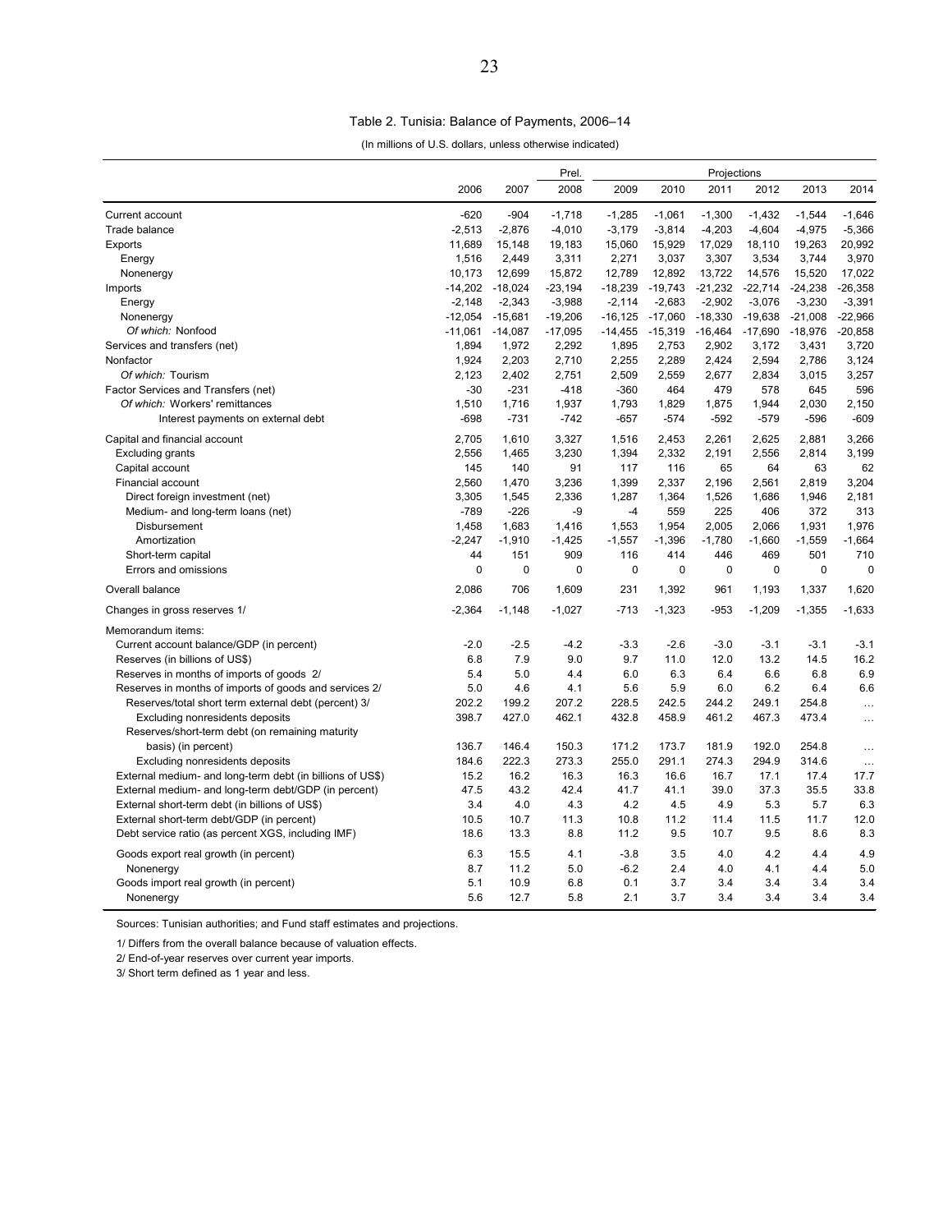Table 2. Tunisia: Balance of Payments, 2006–14

(In millions of U.S. dollars, unless otherwise indicated)

| | 2006 | 2007 | Prel. 2008 | Projections 2009 | 2010 | 2011 | 2012 | 2013 | 2014 |
|---|---|---|---|---|---|---|---|---|---|
| Current account | -620 | -904 | -1,718 | -1,285 | -1,061 | -1,300 | -1,432 | -1,544 | -1,646 |
| Trade balance | -2,513 | -2,876 | -4,010 | -3,179 | -3,814 | -4,203 | -4,604 | -4,975 | -5,366 |
| Exports | 11,689 | 15,148 | 19,183 | 15,060 | 15,929 | 17,029 | 18,110 | 19,263 | 20,992 |
| Energy | 1,516 | 2,449 | 3,311 | 2,271 | 3,037 | 3,307 | 3,534 | 3,744 | 3,970 |
| Nonenergy | 10,173 | 12,699 | 15,872 | 12,789 | 12,892 | 13,722 | 14,576 | 15,520 | 17,022 |
| Imports | -14,202 | -18,024 | -23,194 | -18,239 | -19,743 | -21,232 | -22,714 | -24,238 | -26,358 |
| Energy | -2,148 | -2,343 | -3,988 | -2,114 | -2,683 | -2,902 | -3,076 | -3,230 | -3,391 |
| Nonenergy | -12,054 | -15,681 | -19,206 | -16,125 | -17,060 | -18,330 | -19,638 | -21,008 | -22,966 |
| *Of which:* Nonfood | -11,061 | -14,087 | -17,095 | -14,455 | -15,319 | -16,464 | -17,690 | -18,976 | -20,858 |
| Services and transfers (net) | 1,894 | 1,972 | 2,292 | 1,895 | 2,753 | 2,902 | 3,172 | 3,431 | 3,720 |
| Nonfactor | 1,924 | 2,203 | 2,710 | 2,255 | 2,289 | 2,424 | 2,594 | 2,786 | 3,124 |
| *Of which:* Tourism | 2,123 | 2,402 | 2,751 | 2,509 | 2,559 | 2,677 | 2,834 | 3,015 | 3,257 |
| Factor Services and Transfers (net) | -30 | -231 | -418 | -360 | 464 | 479 | 578 | 645 | 596 |
| *Of which:* Workers' remittances | 1,510 | 1,716 | 1,937 | 1,793 | 1,829 | 1,875 | 1,944 | 2,030 | 2,150 |
| Interest payments on external debt | -698 | -731 | -742 | -657 | -574 | -592 | -579 | -596 | -609 |
| Capital and financial account | 2,705 | 1,610 | 3,327 | 1,516 | 2,453 | 2,261 | 2,625 | 2,881 | 3,266 |
| Excluding grants | 2,556 | 1,465 | 3,230 | 1,394 | 2,332 | 2,191 | 2,556 | 2,814 | 3,199 |
| Capital account | 145 | 140 | 91 | 117 | 116 | 65 | 64 | 63 | 62 |
| Financial account | 2,560 | 1,470 | 3,236 | 1,399 | 2,337 | 2,196 | 2,561 | 2,819 | 3,204 |
| Direct foreign investment (net) | 3,305 | 1,545 | 2,336 | 1,287 | 1,364 | 1,526 | 1,686 | 1,946 | 2,181 |
| Medium- and long-term loans (net) | -789 | -226 | -9 | -4 | 559 | 225 | 406 | 372 | 313 |
| Disbursement | 1,458 | 1,683 | 1,416 | 1,553 | 1,954 | 2,005 | 2,066 | 1,931 | 1,976 |
| Amortization | -2,247 | -1,910 | -1,425 | -1,557 | -1,396 | -1,780 | -1,660 | -1,559 | -1,664 |
| Short-term capital | 44 | 151 | 909 | 116 | 414 | 446 | 469 | 501 | 710 |
| Errors and omissions | 0 | 0 | 0 | 0 | 0 | 0 | 0 | 0 | 0 |
| Overall balance | 2,086 | 706 | 1,609 | 231 | 1,392 | 961 | 1,193 | 1,337 | 1,620 |
| Changes in gross reserves 1/ | -2,364 | -1,148 | -1,027 | -713 | -1,323 | -953 | -1,209 | -1,355 | -1,633 |
| Memorandum items: | | | | | | | | | |
| Current account balance/GDP (in percent) | -2.0 | -2.5 | -4.2 | -3.3 | -2.6 | -3.0 | -3.1 | -3.1 | -3.1 |
| Reserves (in billions of US$) | 6.8 | 7.9 | 9.0 | 9.7 | 11.0 | 12.0 | 13.2 | 14.5 | 16.2 |
| Reserves in months of imports of goods 2/ | 5.4 | 5.0 | 4.4 | 6.0 | 6.3 | 6.4 | 6.6 | 6.8 | 6.9 |
| Reserves in months of imports of goods and services 2/ | 5.0 | 4.6 | 4.1 | 5.6 | 5.9 | 6.0 | 6.2 | 6.4 | 6.6 |
| Reserves/total short term external debt (percent) 3/ | 202.2 | 199.2 | 207.2 | 228.5 | 242.5 | 244.2 | 249.1 | 254.8 | … |
| Excluding nonresidents deposits | 398.7 | 427.0 | 462.1 | 432.8 | 458.9 | 461.2 | 467.3 | 473.4 | … |
| Reserves/short-term debt (on remaining maturity basis) (in percent) | 136.7 | 146.4 | 150.3 | 171.2 | 173.7 | 181.9 | 192.0 | 254.8 | … |
| Excluding nonresidents deposits | 184.6 | 222.3 | 273.3 | 255.0 | 291.1 | 274.3 | 294.9 | 314.6 | … |
| External medium- and long-term debt (in billions of US$) | 15.2 | 16.2 | 16.3 | 16.3 | 16.6 | 16.7 | 17.1 | 17.4 | 17.7 |
| External medium- and long-term debt/GDP (in percent) | 47.5 | 43.2 | 42.4 | 41.7 | 41.1 | 39.0 | 37.3 | 35.5 | 33.8 |
| External short-term debt (in billions of US$) | 3.4 | 4.0 | 4.3 | 4.2 | 4.5 | 4.9 | 5.3 | 5.7 | 6.3 |
| External short-term debt/GDP (in percent) | 10.5 | 10.7 | 11.3 | 10.8 | 11.2 | 11.4 | 11.5 | 11.7 | 12.0 |
| Debt service ratio (as percent XGS, including IMF) | 18.6 | 13.3 | 8.8 | 11.2 | 9.5 | 10.7 | 9.5 | 8.6 | 8.3 |
| Goods export real growth (in percent) | 6.3 | 15.5 | 4.1 | -3.8 | 3.5 | 4.0 | 4.2 | 4.4 | 4.9 |
| Nonenergy | 8.7 | 11.2 | 5.0 | -6.2 | 2.4 | 4.0 | 4.1 | 4.4 | 5.0 |
| Goods import real growth (in percent) | 5.1 | 10.9 | 6.8 | 0.1 | 3.7 | 3.4 | 3.4 | 3.4 | 3.4 |
| Nonenergy | 5.6 | 12.7 | 5.8 | 2.1 | 3.7 | 3.4 | 3.4 | 3.4 | 3.4 |

Sources: Tunisian authorities; and Fund staff estimates and projections.

1/ Differs from the overall balance because of valuation effects.

2/ End-of-year reserves over current year imports.

3/ Short term defined as 1 year and less.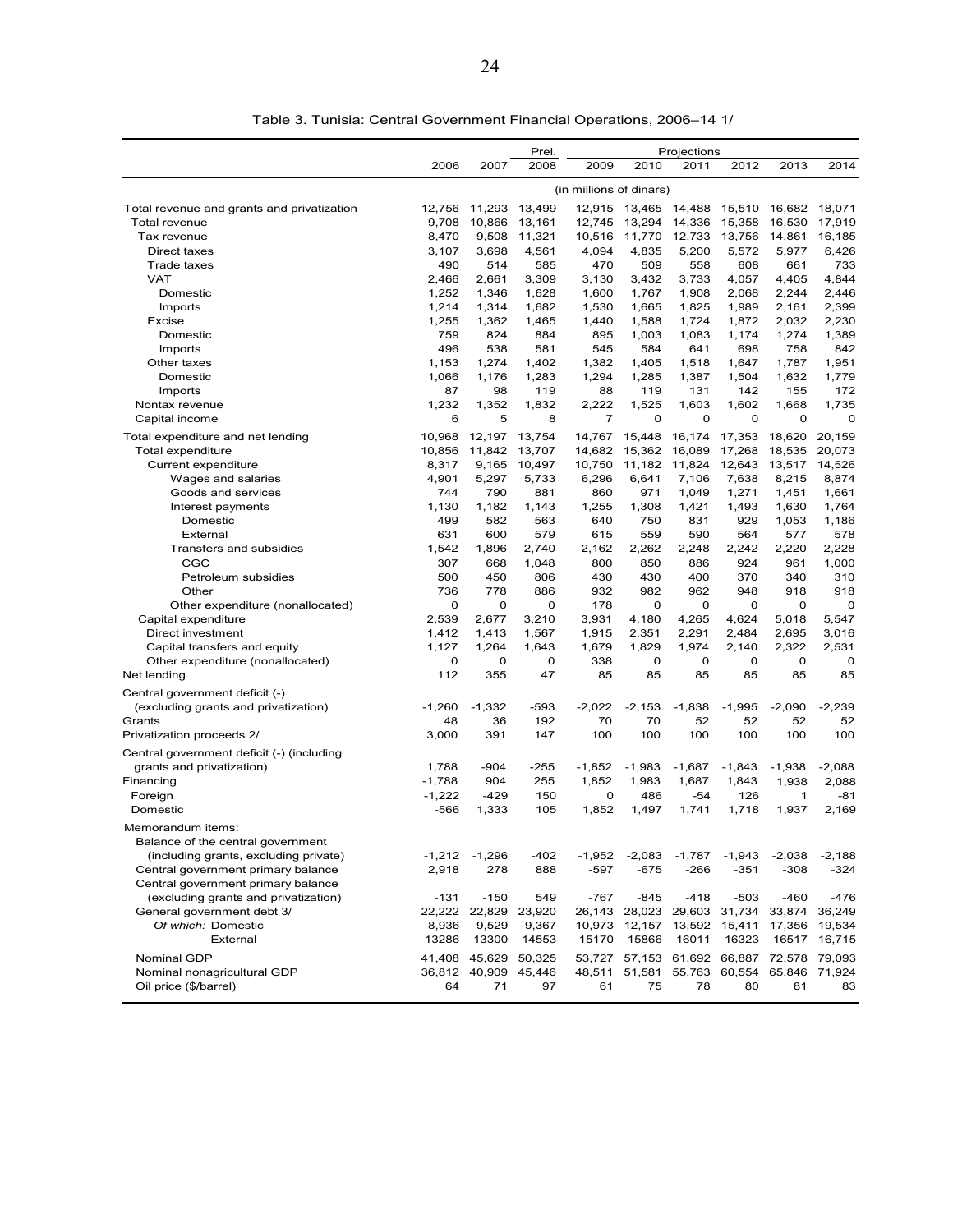Table 3. Tunisia: Central Government Financial Operations, 2006–14 1/

| | 2006 | 2007 | Prel. 2008 | Projections 2009 | 2010 | 2011 | 2012 | 2013 | 2014 |
|---|---|---|---|---|---|---|---|---|---|
| | (in millions of dinars) | | | | | | | | |
| Total revenue and grants and privatization | 12,756 | 11,293 | 13,499 | 12,915 | 13,465 | 14,488 | 15,510 | 16,682 | 18,071 |
| Total revenue | 9,708 | 10,866 | 13,161 | 12,745 | 13,294 | 14,336 | 15,358 | 16,530 | 17,919 |
| Tax revenue | 8,470 | 9,508 | 11,321 | 10,516 | 11,770 | 12,733 | 13,756 | 14,861 | 16,185 |
| Direct taxes | 3,107 | 3,698 | 4,561 | 4,094 | 4,835 | 5,200 | 5,572 | 5,977 | 6,426 |
| Trade taxes | 490 | 514 | 585 | 470 | 509 | 558 | 608 | 661 | 733 |
| VAT | 2,466 | 2,661 | 3,309 | 3,130 | 3,432 | 3,733 | 4,057 | 4,405 | 4,844 |
| Domestic | 1,252 | 1,346 | 1,628 | 1,600 | 1,767 | 1,908 | 2,068 | 2,244 | 2,446 |
| Imports | 1,214 | 1,314 | 1,682 | 1,530 | 1,665 | 1,825 | 1,989 | 2,161 | 2,399 |
| Excise | 1,255 | 1,362 | 1,465 | 1,440 | 1,588 | 1,724 | 1,872 | 2,032 | 2,230 |
| Domestic | 759 | 824 | 884 | 895 | 1,003 | 1,083 | 1,174 | 1,274 | 1,389 |
| Imports | 496 | 538 | 581 | 545 | 584 | 641 | 698 | 758 | 842 |
| Other taxes | 1,153 | 1,274 | 1,402 | 1,382 | 1,405 | 1,518 | 1,647 | 1,787 | 1,951 |
| Domestic | 1,066 | 1,176 | 1,283 | 1,294 | 1,285 | 1,387 | 1,504 | 1,632 | 1,779 |
| Imports | 87 | 98 | 119 | 88 | 119 | 131 | 142 | 155 | 172 |
| Nontax revenue | 1,232 | 1,352 | 1,832 | 2,222 | 1,525 | 1,603 | 1,602 | 1,668 | 1,735 |
| Capital income | 6 | 5 | 8 | 7 | 0 | 0 | 0 | 0 | 0 |
| Total expenditure and net lending | 10,968 | 12,197 | 13,754 | 14,767 | 15,448 | 16,174 | 17,353 | 18,620 | 20,159 |
| Total expenditure | 10,856 | 11,842 | 13,707 | 14,682 | 15,362 | 16,089 | 17,268 | 18,535 | 20,073 |
| Current expenditure | 8,317 | 9,165 | 10,497 | 10,750 | 11,182 | 11,824 | 12,643 | 13,517 | 14,526 |
| Wages and salaries | 4,901 | 5,297 | 5,733 | 6,296 | 6,641 | 7,106 | 7,638 | 8,215 | 8,874 |
| Goods and services | 744 | 790 | 881 | 860 | 971 | 1,049 | 1,271 | 1,451 | 1,661 |
| Interest payments | 1,130 | 1,182 | 1,143 | 1,255 | 1,308 | 1,421 | 1,493 | 1,630 | 1,764 |
| Domestic | 499 | 582 | 563 | 640 | 750 | 831 | 929 | 1,053 | 1,186 |
| External | 631 | 600 | 579 | 615 | 559 | 590 | 564 | 577 | 578 |
| Transfers and subsidies | 1,542 | 1,896 | 2,740 | 2,162 | 2,262 | 2,248 | 2,242 | 2,220 | 2,228 |
| CGC | 307 | 668 | 1,048 | 800 | 850 | 886 | 924 | 961 | 1,000 |
| Petroleum subsidies | 500 | 450 | 806 | 430 | 430 | 400 | 370 | 340 | 310 |
| Other | 736 | 778 | 886 | 932 | 982 | 962 | 948 | 918 | 918 |
| Other expenditure (nonallocated) | 0 | 0 | 0 | 178 | 0 | 0 | 0 | 0 | 0 |
| Capital expenditure | 2,539 | 2,677 | 3,210 | 3,931 | 4,180 | 4,265 | 4,624 | 5,018 | 5,547 |
| Direct investment | 1,412 | 1,413 | 1,567 | 1,915 | 2,351 | 2,291 | 2,484 | 2,695 | 3,016 |
| Capital transfers and equity | 1,127 | 1,264 | 1,643 | 1,679 | 1,829 | 1,974 | 2,140 | 2,322 | 2,531 |
| Other expenditure (nonallocated) | 0 | 0 | 0 | 338 | 0 | 0 | 0 | 0 | 0 |
| Net lending | 112 | 355 | 47 | 85 | 85 | 85 | 85 | 85 | 85 |
| Central government deficit (-) (excluding grants and privatization) | -1,260 | -1,332 | -593 | -2,022 | -2,153 | -1,838 | -1,995 | -2,090 | -2,239 |
| Grants | 48 | 36 | 192 | 70 | 70 | 52 | 52 | 52 | 52 |
| Privatization proceeds 2/ | 3,000 | 391 | 147 | 100 | 100 | 100 | 100 | 100 | 100 |
| Central government deficit (-) (including grants and privatization) | 1,788 | -904 | -255 | -1,852 | -1,983 | -1,687 | -1,843 | -1,938 | -2,088 |
| Financing | -1,788 | 904 | 255 | 1,852 | 1,983 | 1,687 | 1,843 | 1,938 | 2,088 |
| Foreign | -1,222 | -429 | 150 | 0 | 486 | -54 | 126 | 1 | -81 |
| Domestic | -566 | 1,333 | 105 | 1,852 | 1,497 | 1,741 | 1,718 | 1,937 | 2,169 |
| Memorandum items: | | | | | | | | | |
| Balance of the central government (including grants, excluding private) | -1,212 | -1,296 | -402 | -1,952 | -2,083 | -1,787 | -1,943 | -2,038 | -2,188 |
| Central government primary balance | 2,918 | 278 | 888 | -597 | -675 | -266 | -351 | -308 | -324 |
| Central government primary balance (excluding grants and privatization) | -131 | -150 | 549 | -767 | -845 | -418 | -503 | -460 | -476 |
| General government debt 3/ | 22,222 | 22,829 | 23,920 | 26,143 | 28,023 | 29,603 | 31,734 | 33,874 | 36,249 |
| *Of which:* Domestic | 8,936 | 9,529 | 9,367 | 10,973 | 12,157 | 13,592 | 15,411 | 17,356 | 19,534 |
| External | 13286 | 13300 | 14553 | 15170 | 15866 | 16011 | 16323 | 16517 | 16,715 |
| Nominal GDP | 41,408 | 45,629 | 50,325 | 53,727 | 57,153 | 61,692 | 66,887 | 72,578 | 79,093 |
| Nominal nonagricultural GDP | 36,812 | 40,909 | 45,446 | 48,511 | 51,581 | 55,763 | 60,554 | 65,846 | 71,924 |
| Oil price ($/barrel) | 64 | 71 | 97 | 61 | 75 | 78 | 80 | 81 | 83 |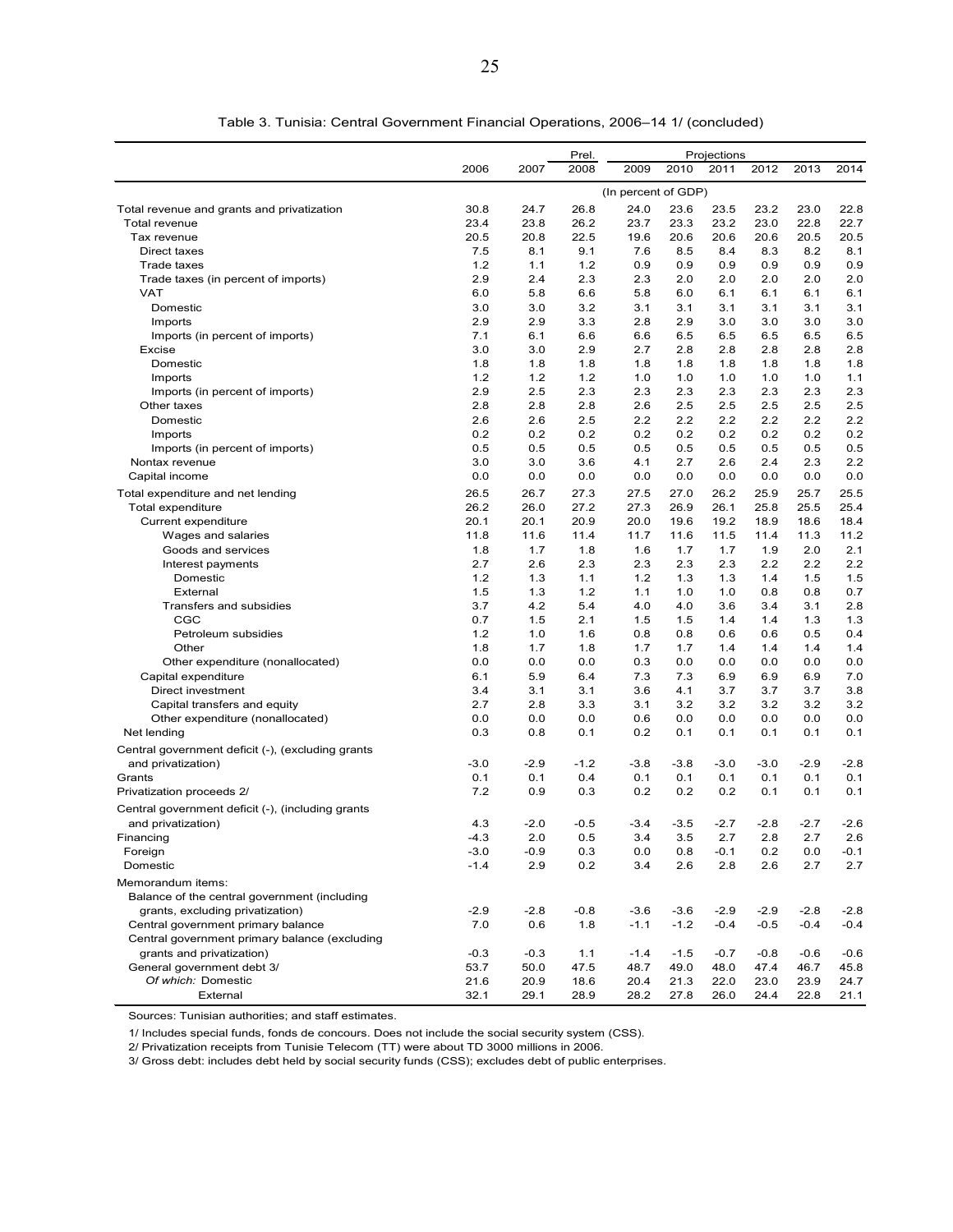Table 3. Tunisia: Central Government Financial Operations, 2006–14 1/ (concluded)

| | 2006 | 2007 | Prel. 2008 | Projections 2009 | 2010 | 2011 | 2012 | 2013 | 2014 |
|---|---|---|---|---|---|---|---|---|---|
| | (In percent of GDP) | | | | | | | | |
| Total revenue and grants and privatization | 30.8 | 24.7 | 26.8 | 24.0 | 23.6 | 23.5 | 23.2 | 23.0 | 22.8 |
| Total revenue | 23.4 | 23.8 | 26.2 | 23.7 | 23.3 | 23.2 | 23.0 | 22.8 | 22.7 |
| Tax revenue | 20.5 | 20.8 | 22.5 | 19.6 | 20.6 | 20.6 | 20.6 | 20.5 | 20.5 |
| Direct taxes | 7.5 | 8.1 | 9.1 | 7.6 | 8.5 | 8.4 | 8.3 | 8.2 | 8.1 |
| Trade taxes | 1.2 | 1.1 | 1.2 | 0.9 | 0.9 | 0.9 | 0.9 | 0.9 | 0.9 |
| Trade taxes (in percent of imports) | 2.9 | 2.4 | 2.3 | 2.3 | 2.0 | 2.0 | 2.0 | 2.0 | 2.0 |
| VAT | 6.0 | 5.8 | 6.6 | 5.8 | 6.0 | 6.1 | 6.1 | 6.1 | 6.1 |
| Domestic | 3.0 | 3.0 | 3.2 | 3.1 | 3.1 | 3.1 | 3.1 | 3.1 | 3.1 |
| Imports | 2.9 | 2.9 | 3.3 | 2.8 | 2.9 | 3.0 | 3.0 | 3.0 | 3.0 |
| Imports (in percent of imports) | 7.1 | 6.1 | 6.6 | 6.6 | 6.5 | 6.5 | 6.5 | 6.5 | 6.5 |
| Excise | 3.0 | 3.0 | 2.9 | 2.7 | 2.8 | 2.8 | 2.8 | 2.8 | 2.8 |
| Domestic | 1.8 | 1.8 | 1.8 | 1.8 | 1.8 | 1.8 | 1.8 | 1.8 | 1.8 |
| Imports | 1.2 | 1.2 | 1.2 | 1.0 | 1.0 | 1.0 | 1.0 | 1.0 | 1.1 |
| Imports (in percent of imports) | 2.9 | 2.5 | 2.3 | 2.3 | 2.3 | 2.3 | 2.3 | 2.3 | 2.3 |
| Other taxes | 2.8 | 2.8 | 2.8 | 2.6 | 2.5 | 2.5 | 2.5 | 2.5 | 2.5 |
| Domestic | 2.6 | 2.6 | 2.5 | 2.2 | 2.2 | 2.2 | 2.2 | 2.2 | 2.2 |
| Imports | 0.2 | 0.2 | 0.2 | 0.2 | 0.2 | 0.2 | 0.2 | 0.2 | 0.2 |
| Imports (in percent of imports) | 0.5 | 0.5 | 0.5 | 0.5 | 0.5 | 0.5 | 0.5 | 0.5 | 0.5 |
| Nontax revenue | 3.0 | 3.0 | 3.6 | 4.1 | 2.7 | 2.6 | 2.4 | 2.3 | 2.2 |
| Capital income | 0.0 | 0.0 | 0.0 | 0.0 | 0.0 | 0.0 | 0.0 | 0.0 | 0.0 |
| Total expenditure and net lending | 26.5 | 26.7 | 27.3 | 27.5 | 27.0 | 26.2 | 25.9 | 25.7 | 25.5 |
| Total expenditure | 26.2 | 26.0 | 27.2 | 27.3 | 26.9 | 26.1 | 25.8 | 25.5 | 25.4 |
| Current expenditure | 20.1 | 20.1 | 20.9 | 20.0 | 19.6 | 19.2 | 18.9 | 18.6 | 18.4 |
| Wages and salaries | 11.8 | 11.6 | 11.4 | 11.7 | 11.6 | 11.5 | 11.4 | 11.3 | 11.2 |
| Goods and services | 1.8 | 1.7 | 1.8 | 1.6 | 1.7 | 1.7 | 1.9 | 2.0 | 2.1 |
| Interest payments | 2.7 | 2.6 | 2.3 | 2.3 | 2.3 | 2.3 | 2.2 | 2.2 | 2.2 |
| Domestic | 1.2 | 1.3 | 1.1 | 1.2 | 1.3 | 1.3 | 1.4 | 1.5 | 1.5 |
| External | 1.5 | 1.3 | 1.2 | 1.1 | 1.0 | 1.0 | 0.8 | 0.8 | 0.7 |
| Transfers and subsidies | 3.7 | 4.2 | 5.4 | 4.0 | 4.0 | 3.6 | 3.4 | 3.1 | 2.8 |
| CGC | 0.7 | 1.5 | 2.1 | 1.5 | 1.5 | 1.4 | 1.4 | 1.3 | 1.3 |
| Petroleum subsidies | 1.2 | 1.0 | 1.6 | 0.8 | 0.8 | 0.6 | 0.6 | 0.5 | 0.4 |
| Other | 1.8 | 1.7 | 1.8 | 1.7 | 1.7 | 1.4 | 1.4 | 1.4 | 1.4 |
| Other expenditure (nonallocated) | 0.0 | 0.0 | 0.0 | 0.3 | 0.0 | 0.0 | 0.0 | 0.0 | 0.0 |
| Capital expenditure | 6.1 | 5.9 | 6.4 | 7.3 | 7.3 | 6.9 | 6.9 | 6.9 | 7.0 |
| Direct investment | 3.4 | 3.1 | 3.1 | 3.6 | 4.1 | 3.7 | 3.7 | 3.7 | 3.8 |
| Capital transfers and equity | 2.7 | 2.8 | 3.3 | 3.1 | 3.2 | 3.2 | 3.2 | 3.2 | 3.2 |
| Other expenditure (nonallocated) | 0.0 | 0.0 | 0.0 | 0.6 | 0.0 | 0.0 | 0.0 | 0.0 | 0.0 |
| Net lending | 0.3 | 0.8 | 0.1 | 0.2 | 0.1 | 0.1 | 0.1 | 0.1 | 0.1 |
| Central government deficit (-), (excluding grants and privatization) | -3.0 | -2.9 | -1.2 | -3.8 | -3.8 | -3.0 | -3.0 | -2.9 | -2.8 |
| Grants | 0.1 | 0.1 | 0.4 | 0.1 | 0.1 | 0.1 | 0.1 | 0.1 | 0.1 |
| Privatization proceeds 2/ | 7.2 | 0.9 | 0.3 | 0.2 | 0.2 | 0.2 | 0.1 | 0.1 | 0.1 |
| Central government deficit (-), (including grants and privatization) | 4.3 | -2.0 | -0.5 | -3.4 | -3.5 | -2.7 | -2.8 | -2.7 | -2.6 |
| Financing | -4.3 | 2.0 | 0.5 | 3.4 | 3.5 | 2.7 | 2.8 | 2.7 | 2.6 |
| Foreign | -3.0 | -0.9 | 0.3 | 0.0 | 0.8 | -0.1 | 0.2 | 0.0 | -0.1 |
| Domestic | -1.4 | 2.9 | 0.2 | 3.4 | 2.6 | 2.8 | 2.6 | 2.7 | 2.7 |
| Memorandum items: | | | | | | | | | |
| Balance of the central government (including grants, excluding privatization) | -2.9 | -2.8 | -0.8 | -3.6 | -3.6 | -2.9 | -2.9 | -2.8 | -2.8 |
| Central government primary balance | 7.0 | 0.6 | 1.8 | -1.1 | -1.2 | -0.4 | -0.5 | -0.4 | -0.4 |
| Central government primary balance (excluding grants and privatization) | -0.3 | -0.3 | 1.1 | -1.4 | -1.5 | -0.7 | -0.8 | -0.6 | -0.6 |
| General government debt 3/ | 53.7 | 50.0 | 47.5 | 48.7 | 49.0 | 48.0 | 47.4 | 46.7 | 45.8 |
| *Of which:* Domestic | 21.6 | 20.9 | 18.6 | 20.4 | 21.3 | 22.0 | 23.0 | 23.9 | 24.7 |
| External | 32.1 | 29.1 | 28.9 | 28.2 | 27.8 | 26.0 | 24.4 | 22.8 | 21.1 |

Sources: Tunisian authorities; and staff estimates.

1/ Includes special funds, fonds de concours. Does not include the social security system (CSS).

2/ Privatization receipts from Tunisie Telecom (TT) were about TD 3000 millions in 2006.

3/ Gross debt: includes debt held by social security funds (CSS); excludes debt of public enterprises.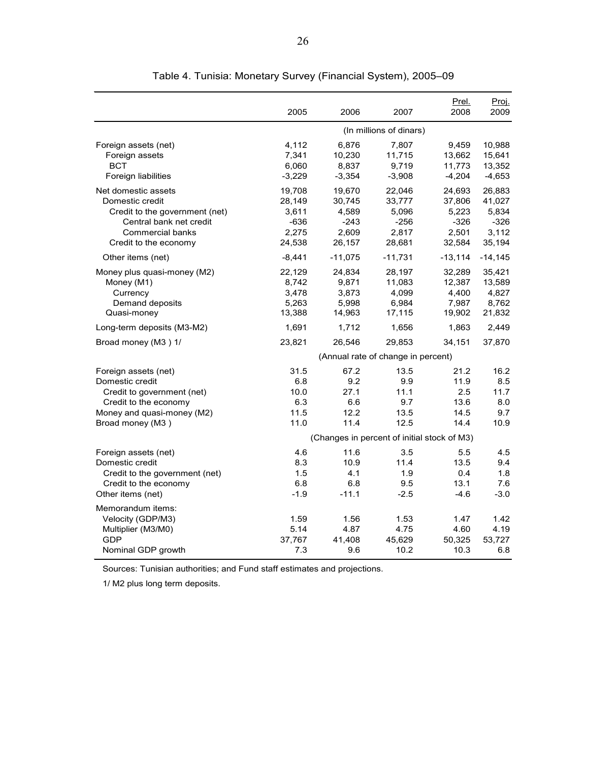# Table 4. Tunisia: Monetary Survey (Financial System), 2005–09

| | 2005 | 2006 | 2007 | Prel. 2008 | Proj. 2009 |
|---|---|---|---|---|---|
| | (In millions of dinars) | | | | |
| Foreign assets (net) | 4,112 | 6,876 | 7,807 | 9,459 | 10,988 |
| Foreign assets | 7,341 | 10,230 | 11,715 | 13,662 | 15,641 |
| BCT | 6,060 | 8,837 | 9,719 | 11,773 | 13,352 |
| Foreign liabilities | -3,229 | -3,354 | -3,908 | -4,204 | -4,653 |
| Net domestic assets | 19,708 | 19,670 | 22,046 | 24,693 | 26,883 |
| Domestic credit | 28,149 | 30,745 | 33,777 | 37,806 | 41,027 |
| Credit to the government (net) | 3,611 | 4,589 | 5,096 | 5,223 | 5,834 |
| Central bank net credit | -636 | -243 | -256 | -326 | -326 |
| Commercial banks | 2,275 | 2,609 | 2,817 | 2,501 | 3,112 |
| Credit to the economy | 24,538 | 26,157 | 28,681 | 32,584 | 35,194 |
| Other items (net) | -8,441 | -11,075 | -11,731 | -13,114 | -14,145 |
| Money plus quasi-money (M2) | 22,129 | 24,834 | 28,197 | 32,289 | 35,421 |
| Money (M1) | 8,742 | 9,871 | 11,083 | 12,387 | 13,589 |
| Currency | 3,478 | 3,873 | 4,099 | 4,400 | 4,827 |
| Demand deposits | 5,263 | 5,998 | 6,984 | 7,987 | 8,762 |
| Quasi-money | 13,388 | 14,963 | 17,115 | 19,902 | 21,832 |
| Long-term deposits (M3-M2) | 1,691 | 1,712 | 1,656 | 1,863 | 2,449 |
| Broad money (M3 ) 1/ | 23,821 | 26,546 | 29,853 | 34,151 | 37,870 |
| | (Annual rate of change in percent) | | | | |
| Foreign assets (net) | 31.5 | 67.2 | 13.5 | 21.2 | 16.2 |
| Domestic credit | 6.8 | 9.2 | 9.9 | 11.9 | 8.5 |
| Credit to government (net) | 10.0 | 27.1 | 11.1 | 2.5 | 11.7 |
| Credit to the economy | 6.3 | 6.6 | 9.7 | 13.6 | 8.0 |
| Money and quasi-money (M2) | 11.5 | 12.2 | 13.5 | 14.5 | 9.7 |
| Broad money (M3 ) | 11.0 | 11.4 | 12.5 | 14.4 | 10.9 |
| | (Changes in percent of initial stock of M3) | | | | |
| Foreign assets (net) | 4.6 | 11.6 | 3.5 | 5.5 | 4.5 |
| Domestic credit | 8.3 | 10.9 | 11.4 | 13.5 | 9.4 |
| Credit to the government (net) | 1.5 | 4.1 | 1.9 | 0.4 | 1.8 |
| Credit to the economy | 6.8 | 6.8 | 9.5 | 13.1 | 7.6 |
| Other items (net) | -1.9 | -11.1 | -2.5 | -4.6 | -3.0 |
| Memorandum items: | | | | | |
| Velocity (GDP/M3) | 1.59 | 1.56 | 1.53 | 1.47 | 1.42 |
| Multiplier (M3/M0) | 5.14 | 4.87 | 4.75 | 4.60 | 4.19 |
| GDP | 37,767 | 41,408 | 45,629 | 50,325 | 53,727 |
| Nominal GDP growth | 7.3 | 9.6 | 10.2 | 10.3 | 6.8 |

Sources: Tunisian authorities; and Fund staff estimates and projections.

1/ M2 plus long term deposits.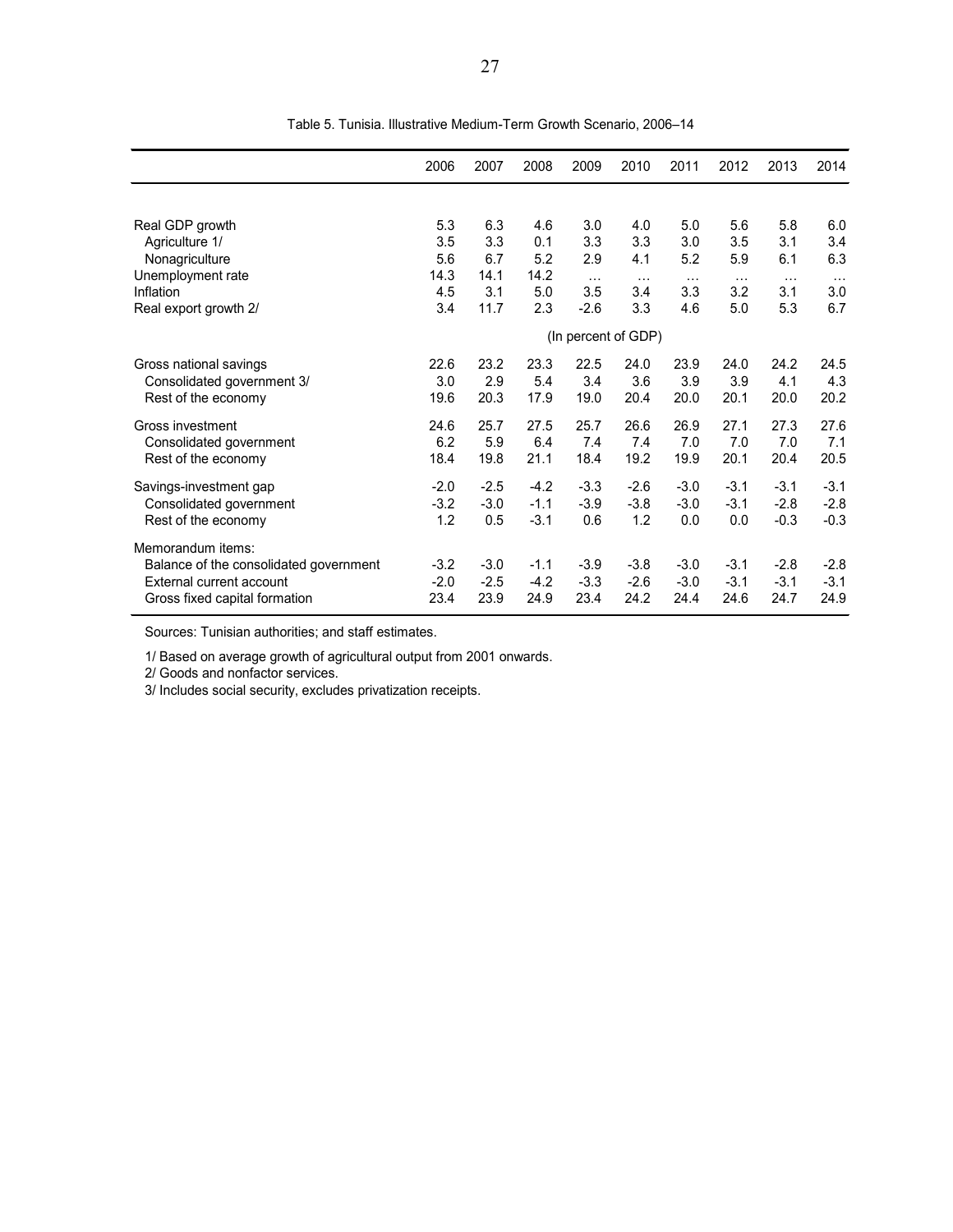Table 5. Tunisia. Illustrative Medium-Term Growth Scenario, 2006–14

| | 2006 | 2007 | 2008 | 2009 | 2010 | 2011 | 2012 | 2013 | 2014 |
|---|---|---|---|---|---|---|---|---|---|
| Real GDP growth | 5.3 | 6.3 | 4.6 | 3.0 | 4.0 | 5.0 | 5.6 | 5.8 | 6.0 |
| Agriculture 1/ | 3.5 | 3.3 | 0.1 | 3.3 | 3.3 | 3.0 | 3.5 | 3.1 | 3.4 |
| Nonagriculture | 5.6 | 6.7 | 5.2 | 2.9 | 4.1 | 5.2 | 5.9 | 6.1 | 6.3 |
| Unemployment rate | 14.3 | 14.1 | 14.2 | … | … | … | … | … | … |
| Inflation | 4.5 | 3.1 | 5.0 | 3.5 | 3.4 | 3.3 | 3.2 | 3.1 | 3.0 |
| Real export growth 2/ | 3.4 | 11.7 | 2.3 | -2.6 | 3.3 | 4.6 | 5.0 | 5.3 | 6.7 |
| | (In percent of GDP) | | | | | | | | |
| Gross national savings | 22.6 | 23.2 | 23.3 | 22.5 | 24.0 | 23.9 | 24.0 | 24.2 | 24.5 |
| Consolidated government 3/ | 3.0 | 2.9 | 5.4 | 3.4 | 3.6 | 3.9 | 3.9 | 4.1 | 4.3 |
| Rest of the economy | 19.6 | 20.3 | 17.9 | 19.0 | 20.4 | 20.0 | 20.1 | 20.0 | 20.2 |
| Gross investment | 24.6 | 25.7 | 27.5 | 25.7 | 26.6 | 26.9 | 27.1 | 27.3 | 27.6 |
| Consolidated government | 6.2 | 5.9 | 6.4 | 7.4 | 7.4 | 7.0 | 7.0 | 7.0 | 7.1 |
| Rest of the economy | 18.4 | 19.8 | 21.1 | 18.4 | 19.2 | 19.9 | 20.1 | 20.4 | 20.5 |
| Savings-investment gap | -2.0 | -2.5 | -4.2 | -3.3 | -2.6 | -3.0 | -3.1 | -3.1 | -3.1 |
| Consolidated government | -3.2 | -3.0 | -1.1 | -3.9 | -3.8 | -3.0 | -3.1 | -2.8 | -2.8 |
| Rest of the economy | 1.2 | 0.5 | -3.1 | 0.6 | 1.2 | 0.0 | 0.0 | -0.3 | -0.3 |
| Memorandum items: | | | | | | | | | |
| Balance of the consolidated government | -3.2 | -3.0 | -1.1 | -3.9 | -3.8 | -3.0 | -3.1 | -2.8 | -2.8 |
| External current account | -2.0 | -2.5 | -4.2 | -3.3 | -2.6 | -3.0 | -3.1 | -3.1 | -3.1 |
| Gross fixed capital formation | 23.4 | 23.9 | 24.9 | 23.4 | 24.2 | 24.4 | 24.6 | 24.7 | 24.9 |

Sources: Tunisian authorities; and staff estimates.

1/ Based on average growth of agricultural output from 2001 onwards.
2/ Goods and nonfactor services.
3/ Includes social security, excludes privatization receipts.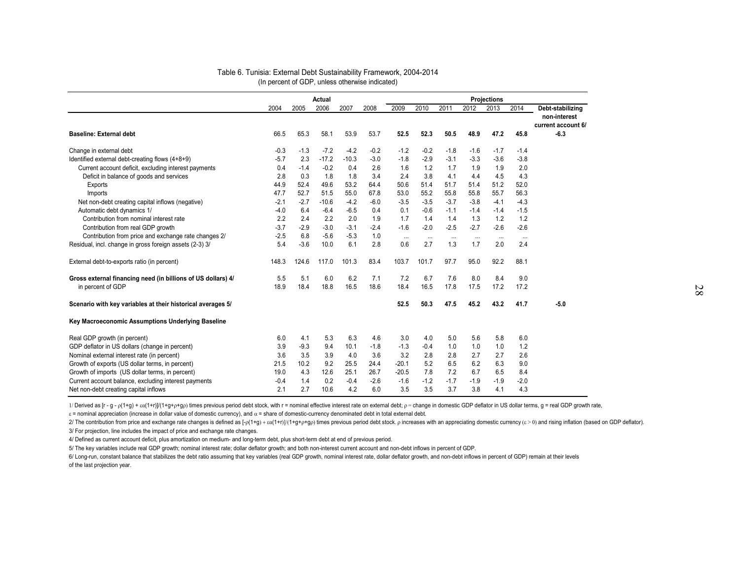Table 6. Tunisia: External Debt Sustainability Framework, 2004-2014
(In percent of GDP, unless otherwise indicated)

| | Actual | | | | | Projections | | | | | | |
|---|---|---|---|---|---|---|---|---|---|---|---|---|
| | 2004 | 2005 | 2006 | 2007 | 2008 | 2009 | 2010 | 2011 | 2012 | 2013 | 2014 | Debt-stabilizing non-interest current account 6/ |
| **Baseline: External debt** | 66.5 | 65.3 | 58.1 | 53.9 | 53.7 | **52.5** | **52.3** | **50.5** | **48.9** | **47.2** | **45.8** | **-6.3** |
| Change in external debt | -0.3 | -1.3 | -7.2 | -4.2 | -0.2 | -1.2 | -0.2 | -1.8 | -1.6 | -1.7 | -1.4 | |
| Identified external debt-creating flows (4+8+9) | -5.7 | 2.3 | -17.2 | -10.3 | -3.0 | -1.8 | -2.9 | -3.1 | -3.3 | -3.6 | -3.8 | |
| Current account deficit, excluding interest payments | 0.4 | -1.4 | -0.2 | 0.4 | 2.6 | 1.6 | 1.2 | 1.7 | 1.9 | 1.9 | 2.0 | |
| Deficit in balance of goods and services | 2.8 | 0.3 | 1.8 | 1.8 | 3.4 | 2.4 | 3.8 | 4.1 | 4.4 | 4.5 | 4.3 | |
| Exports | 44.9 | 52.4 | 49.6 | 53.2 | 64.4 | 50.6 | 51.4 | 51.7 | 51.4 | 51.2 | 52.0 | |
| Imports | 47.7 | 52.7 | 51.5 | 55.0 | 67.8 | 53.0 | 55.2 | 55.8 | 55.8 | 55.7 | 56.3 | |
| Net non-debt creating capital inflows (negative) | -2.1 | -2.7 | -10.6 | -4.2 | -6.0 | -3.5 | -3.5 | -3.7 | -3.8 | -4.1 | -4.3 | |
| Automatic debt dynamics 1/ | -4.0 | 6.4 | -6.4 | -6.5 | 0.4 | 0.1 | -0.6 | -1.1 | -1.4 | -1.4 | -1.5 | |
| Contribution from nominal interest rate | 2.2 | 2.4 | 2.2 | 2.0 | 1.9 | 1.7 | 1.4 | 1.4 | 1.3 | 1.2 | 1.2 | |
| Contribution from real GDP growth | -3.7 | -2.9 | -3.0 | -3.1 | -2.4 | -1.6 | -2.0 | -2.5 | -2.7 | -2.6 | -2.6 | |
| Contribution from price and exchange rate changes 2/ | -2.5 | 6.8 | -5.6 | -5.3 | 1.0 | ... | ... | ... | ... | ... | ... | |
| Residual, incl. change in gross foreign assets (2-3) 3/ | 5.4 | -3.6 | 10.0 | 6.1 | 2.8 | 0.6 | 2.7 | 1.3 | 1.7 | 2.0 | 2.4 | |
| External debt-to-exports ratio (in percent) | 148.3 | 124.6 | 117.0 | 101.3 | 83.4 | 103.7 | 101.7 | 97.7 | 95.0 | 92.2 | 88.1 | |
| **Gross external financing need (in billions of US dollars) 4/** | 5.5 | 5.1 | 6.0 | 6.2 | 7.1 | 7.2 | 6.7 | 7.6 | 8.0 | 8.4 | 9.0 | |
| in percent of GDP | 18.9 | 18.4 | 18.8 | 16.5 | 18.6 | 18.4 | 16.5 | 17.8 | 17.5 | 17.2 | 17.2 | |
| **Scenario with key variables at their historical averages 5/** | | | | | | **52.5** | **50.3** | **47.5** | **45.2** | **43.2** | **41.7** | **-5.0** |
| **Key Macroeconomic Assumptions Underlying Baseline** | | | | | | | | | | | | |
| Real GDP growth (in percent) | 6.0 | 4.1 | 5.3 | 6.3 | 4.6 | 3.0 | 4.0 | 5.0 | 5.6 | 5.8 | 6.0 | |
| GDP deflator in US dollars (change in percent) | 3.9 | -9.3 | 9.4 | 10.1 | -1.8 | -1.3 | -0.4 | 1.0 | 1.0 | 1.0 | 1.2 | |
| Nominal external interest rate (in percent) | 3.6 | 3.5 | 3.9 | 4.0 | 3.6 | 3.2 | 2.8 | 2.8 | 2.7 | 2.7 | 2.6 | |
| Growth of exports (US dollar terms, in percent) | 21.5 | 10.2 | 9.2 | 25.5 | 24.4 | -20.1 | 5.2 | 6.5 | 6.2 | 6.3 | 9.0 | |
| Growth of imports (US dollar terms, in percent) | 19.0 | 4.3 | 12.6 | 25.1 | 26.7 | -20.5 | 7.8 | 7.2 | 6.7 | 6.5 | 8.4 | |
| Current account balance, excluding interest payments | -0.4 | 1.4 | 0.2 | -0.4 | -2.6 | -1.6 | -1.2 | -1.7 | -1.9 | -1.9 | -2.0 | |
| Net non-debt creating capital inflows | 2.1 | 2.7 | 10.6 | 4.2 | 6.0 | 3.5 | 3.5 | 3.7 | 3.8 | 4.1 | 4.3 | |

1/ Derived as $[r - g - \rho(1+g) + \varepsilon\alpha(1+r)]/(1+g+\rho+g\rho)$ times previous period debt stock, with r = nominal effective interest rate on external debt; $\rho$ = change in domestic GDP deflator in US dollar terms, g = real GDP growth rate, $\varepsilon$ = nominal appreciation (increase in dollar value of domestic currency), and $\alpha$ = share of domestic-currency denominated debt in total external debt.

2/ The contribution from price and exchange rate changes is defined as $[-\rho(1+g) + \varepsilon\alpha(1+r)]/(1+g+\rho+g\rho)$ times previous period debt stock. $\rho$ increases with an appreciating domestic currency ($\varepsilon > 0$) and rising inflation (based on GDP deflator).

3/ For projection, line includes the impact of price and exchange rate changes.

4/ Defined as current account deficit, plus amortization on medium- and long-term debt, plus short-term debt at end of previous period.

5/ The key variables include real GDP growth; nominal interest rate; dollar deflator growth; and both non-interest current account and non-debt inflows in percent of GDP.

6/ Long-run, constant balance that stabilizes the debt ratio assuming that key variables (real GDP growth, nominal interest rate, dollar deflator growth, and non-debt inflows in percent of GDP) remain at their levels of the last projection year.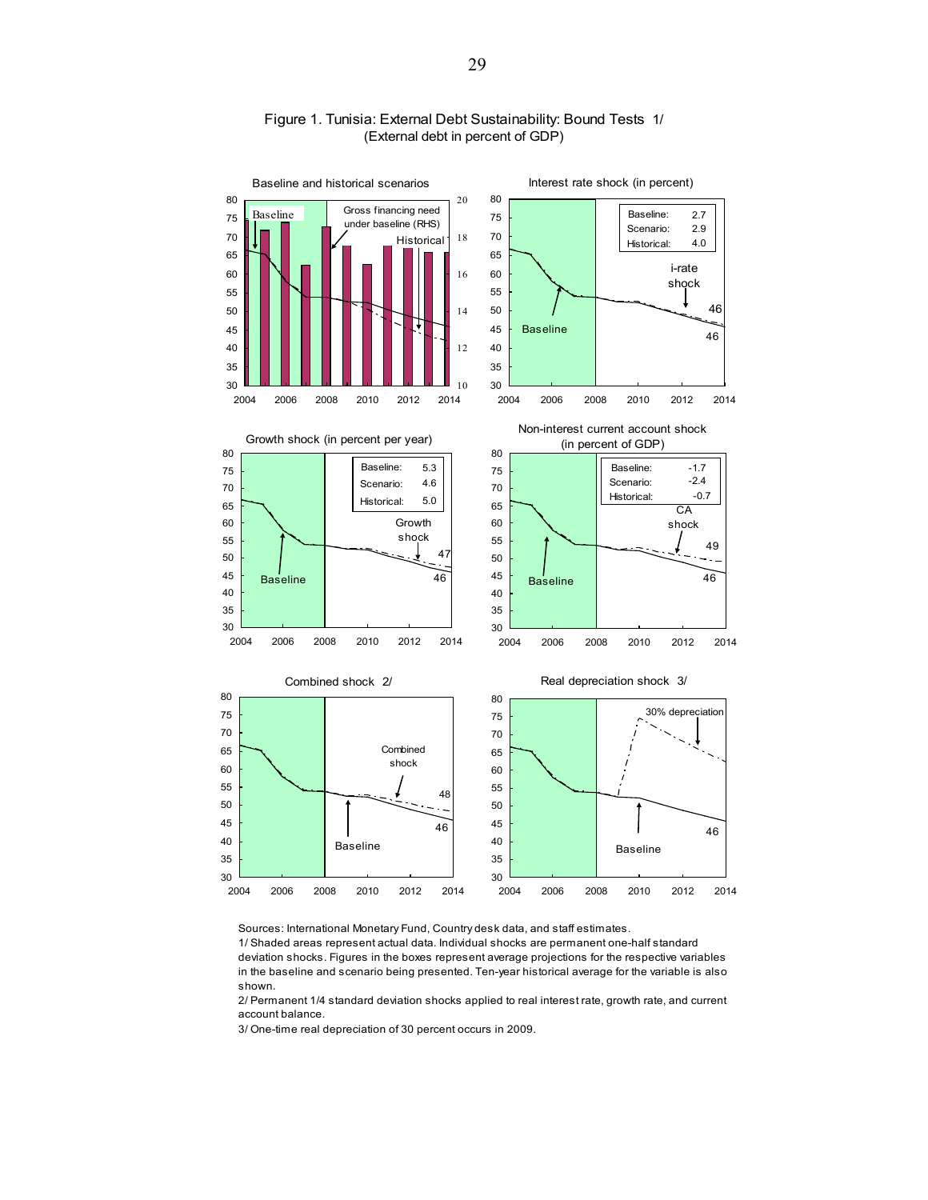## Figure 1. Tunisia: External Debt Sustainability: Bound Tests 1/
(External debt in percent of GDP)

**Baseline and historical scenarios**

**Interest rate shock (in percent)**

| | |
|---|---|
| Baseline: | 2.7 |
| Scenario: | 2.9 |
| Historical: | 4.0 |

**Growth shock (in percent per year)**

| | |
|---|---|
| Baseline: | 5.3 |
| Scenario: | 4.6 |
| Historical: | 5.0 |

**Non-interest current account shock (in percent of GDP)**

| | |
|---|---|
| Baseline: | -1.7 |
| Scenario: | -2.4 |
| Historical: | -0.7 |

**Combined shock 2/**

**Real depreciation shock 3/**

Sources: International Monetary Fund, Country desk data, and staff estimates.

1/ Shaded areas represent actual data. Individual shocks are permanent one-half standard deviation shocks. Figures in the boxes represent average projections for the respective variables in the baseline and scenario being presented. Ten-year historical average for the variable is also shown.

2/ Permanent 1/4 standard deviation shocks applied to real interest rate, growth rate, and current account balance.

3/ One-time real depreciation of 30 percent occurs in 2009.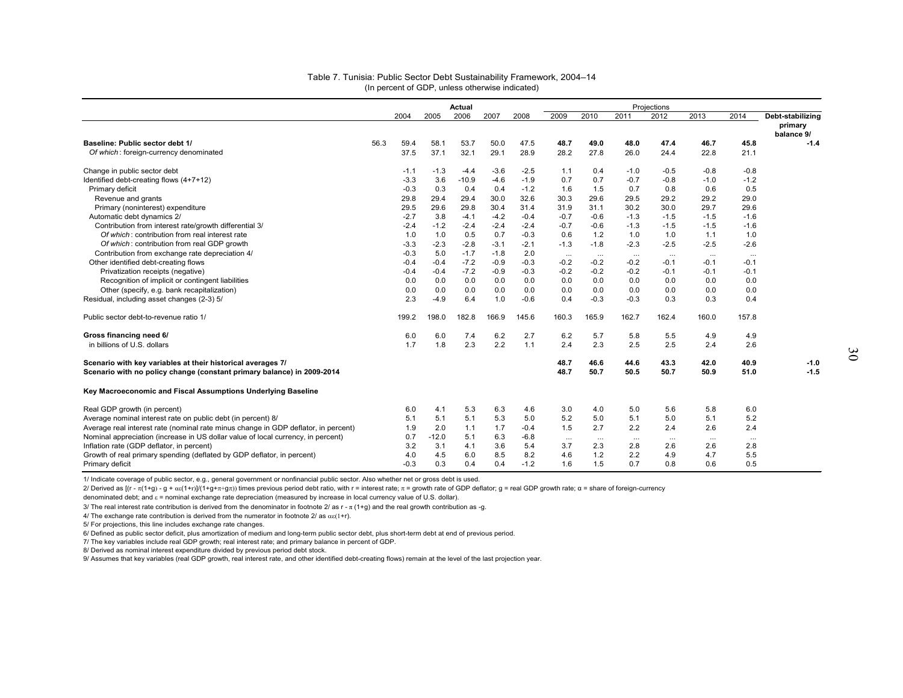Table 7. Tunisia: Public Sector Debt Sustainability Framework, 2004–14
(In percent of GDP, unless otherwise indicated)

| | | Actual | | | | | Projections | | | | | | |
|---|---|---|---|---|---|---|---|---|---|---|---|---|---|
| | | 2004 | 2005 | 2006 | 2007 | 2008 | 2009 | 2010 | 2011 | 2012 | 2013 | 2014 | Debt-stabilizing primary balance 9/ |
| **Baseline: Public sector debt 1/** | 56.3 | 59.4 | 58.1 | 53.7 | 50.0 | 47.5 | **48.7** | **49.0** | **48.0** | **47.4** | **46.7** | **45.8** | **-1.4** |
| *Of which*: foreign-currency denominated | | 37.5 | 37.1 | 32.1 | 29.1 | 28.9 | 28.2 | 27.8 | 26.0 | 24.4 | 22.8 | 21.1 | |
| Change in public sector debt | | -1.1 | -1.3 | -4.4 | -3.6 | -2.5 | 1.1 | 0.4 | -1.0 | -0.5 | -0.8 | -0.8 | |
| Identified debt-creating flows (4+7+12) | | -3.3 | 3.6 | -10.9 | -4.6 | -1.9 | 0.7 | 0.7 | -0.7 | -0.8 | -1.0 | -1.2 | |
| Primary deficit | | -0.3 | 0.3 | 0.4 | 0.4 | -1.2 | 1.6 | 1.5 | 0.7 | 0.8 | 0.6 | 0.5 | |
| Revenue and grants | | 29.8 | 29.4 | 29.4 | 30.0 | 32.6 | 30.3 | 29.6 | 29.5 | 29.2 | 29.2 | 29.0 | |
| Primary (noninterest) expenditure | | 29.5 | 29.6 | 29.8 | 30.4 | 31.4 | 31.9 | 31.1 | 30.2 | 30.0 | 29.7 | 29.6 | |
| Automatic debt dynamics 2/ | | -2.7 | 3.8 | -4.1 | -4.2 | -0.4 | -0.7 | -0.6 | -1.3 | -1.5 | -1.5 | -1.6 | |
| Contribution from interest rate/growth differential 3/ | | -2.4 | -1.2 | -2.4 | -2.4 | -2.4 | -0.7 | -0.6 | -1.3 | -1.5 | -1.5 | -1.6 | |
| *Of which*: contribution from real interest rate | | 1.0 | 1.0 | 0.5 | 0.7 | -0.3 | 0.6 | 1.2 | 1.0 | 1.0 | 1.1 | 1.0 | |
| *Of which*: contribution from real GDP growth | | -3.3 | -2.3 | -2.8 | -3.1 | -2.1 | -1.3 | -1.8 | -2.3 | -2.5 | -2.5 | -2.6 | |
| Contribution from exchange rate depreciation 4/ | | -0.3 | 5.0 | -1.7 | -1.8 | 2.0 | ... | ... | ... | ... | ... | ... | |
| Other identified debt-creating flows | | -0.4 | -0.4 | -7.2 | -0.9 | -0.3 | -0.2 | -0.2 | -0.2 | -0.1 | -0.1 | -0.1 | |
| Privatization receipts (negative) | | -0.4 | -0.4 | -7.2 | -0.9 | -0.3 | -0.2 | -0.2 | -0.2 | -0.1 | -0.1 | -0.1 | |
| Recognition of implicit or contingent liabilities | | 0.0 | 0.0 | 0.0 | 0.0 | 0.0 | 0.0 | 0.0 | 0.0 | 0.0 | 0.0 | 0.0 | |
| Other (specify, e.g. bank recapitalization) | | 0.0 | 0.0 | 0.0 | 0.0 | 0.0 | 0.0 | 0.0 | 0.0 | 0.0 | 0.0 | 0.0 | |
| Residual, including asset changes (2-3) 5/ | | 2.3 | -4.9 | 6.4 | 1.0 | -0.6 | 0.4 | -0.3 | -0.3 | 0.3 | 0.3 | 0.4 | |
| Public sector debt-to-revenue ratio 1/ | | 199.2 | 198.0 | 182.8 | 166.9 | 145.6 | 160.3 | 165.9 | 162.7 | 162.4 | 160.0 | 157.8 | |
| **Gross financing need 6/** | | 6.0 | 6.0 | 7.4 | 6.2 | 2.7 | 6.2 | 5.7 | 5.8 | 5.5 | 4.9 | 4.9 | |
| in billions of U.S. dollars | | 1.7 | 1.8 | 2.3 | 2.2 | 1.1 | 2.4 | 2.3 | 2.5 | 2.5 | 2.4 | 2.6 | |
| **Scenario with key variables at their historical averages 7/** | | | | | | | **48.7** | **46.6** | **44.6** | **43.3** | **42.0** | **40.9** | **-1.0** |
| **Scenario with no policy change (constant primary balance) in 2009-2014** | | | | | | | **48.7** | **50.7** | **50.5** | **50.7** | **50.9** | **51.0** | **-1.5** |
| **Key Macroeconomic and Fiscal Assumptions Underlying Baseline** | | | | | | | | | | | | | |
| Real GDP growth (in percent) | | 6.0 | 4.1 | 5.3 | 6.3 | 4.6 | 3.0 | 4.0 | 5.0 | 5.6 | 5.8 | 6.0 | |
| Average nominal interest rate on public debt (in percent) 8/ | | 5.1 | 5.1 | 5.1 | 5.3 | 5.0 | 5.2 | 5.0 | 5.1 | 5.0 | 5.1 | 5.2 | |
| Average real interest rate (nominal rate minus change in GDP deflator, in percent) | | 1.9 | 2.0 | 1.1 | 1.7 | -0.4 | 1.5 | 2.7 | 2.2 | 2.4 | 2.6 | 2.4 | |
| Nominal appreciation (increase in US dollar value of local currency, in percent) | | 0.7 | -12.0 | 5.1 | 6.3 | -6.8 | ... | ... | ... | ... | ... | ... | |
| Inflation rate (GDP deflator, in percent) | | 3.2 | 3.1 | 4.1 | 3.6 | 5.4 | 3.7 | 2.3 | 2.8 | 2.6 | 2.6 | 2.8 | |
| Growth of real primary spending (deflated by GDP deflator, in percent) | | 4.0 | 4.5 | 6.0 | 8.5 | 8.2 | 4.6 | 1.2 | 2.2 | 4.9 | 4.7 | 5.5 | |
| Primary deficit | | -0.3 | 0.3 | 0.4 | 0.4 | -1.2 | 1.6 | 1.5 | 0.7 | 0.8 | 0.6 | 0.5 | |

1/ Indicate coverage of public sector, e.g., general government or nonfinancial public sector. Also whether net or gross debt is used.

2/ Derived as $[(r - \pi(1+g) - g + \alpha\varepsilon(1+r)]/(1+g+\pi+g\pi))$ times previous period debt ratio, with r = interest rate; $\pi$ = growth rate of GDP deflator; g = real GDP growth rate; $\alpha$ = share of foreign-currency denominated debt; and $\varepsilon$ = nominal exchange rate depreciation (measured by increase in local currency value of U.S. dollar).

3/ The real interest rate contribution is derived from the denominator in footnote 2/ as $r - \pi(1+g)$ and the real growth contribution as $-g$.

4/ The exchange rate contribution is derived from the numerator in footnote 2/ as $\alpha\varepsilon(1+r)$.

5/ For projections, this line includes exchange rate changes.

6/ Defined as public sector deficit, plus amortization of medium and long-term public sector debt, plus short-term debt at end of previous period.

7/ The key variables include real GDP growth; real interest rate; and primary balance in percent of GDP.

8/ Derived as nominal interest expenditure divided by previous period debt stock.

9/ Assumes that key variables (real GDP growth, real interest rate, and other identified debt-creating flows) remain at the level of the last projection year.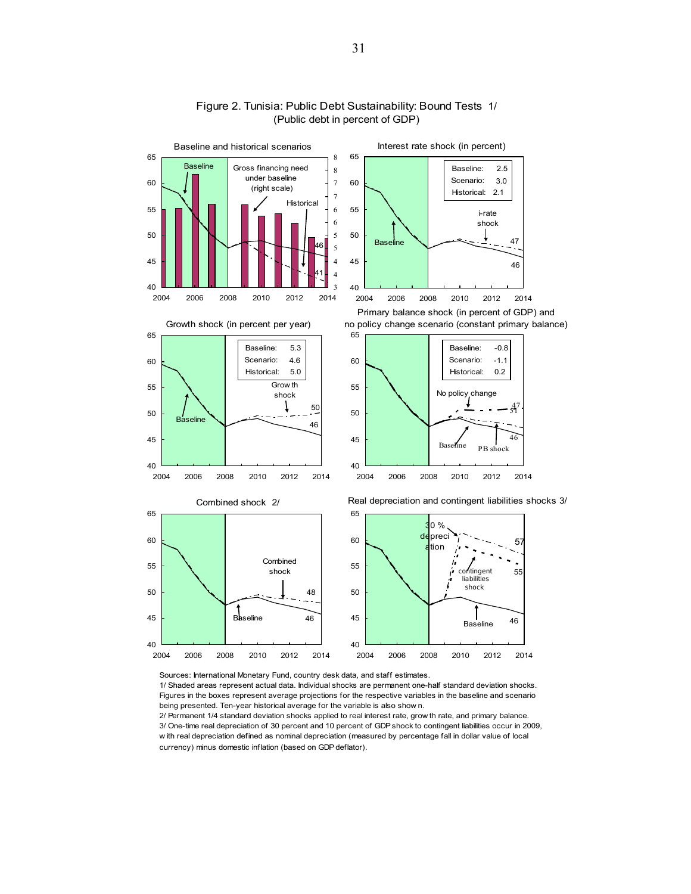# Figure 2. Tunisia: Public Debt Sustainability: Bound Tests 1/

(Public debt in percent of GDP)

Sources: International Monetary Fund, country desk data, and staff estimates.

1/ Shaded areas represent actual data. Individual shocks are permanent one-half standard deviation shocks. Figures in the boxes represent average projections for the respective variables in the baseline and scenario being presented. Ten-year historical average for the variable is also shown.

2/ Permanent 1/4 standard deviation shocks applied to real interest rate, growth rate, and primary balance.

3/ One-time real depreciation of 30 percent and 10 percent of GDP shock to contingent liabilities occur in 2009, with real depreciation defined as nominal depreciation (measured by percentage fall in dollar value of local currency) minus domestic inflation (based on GDP deflator).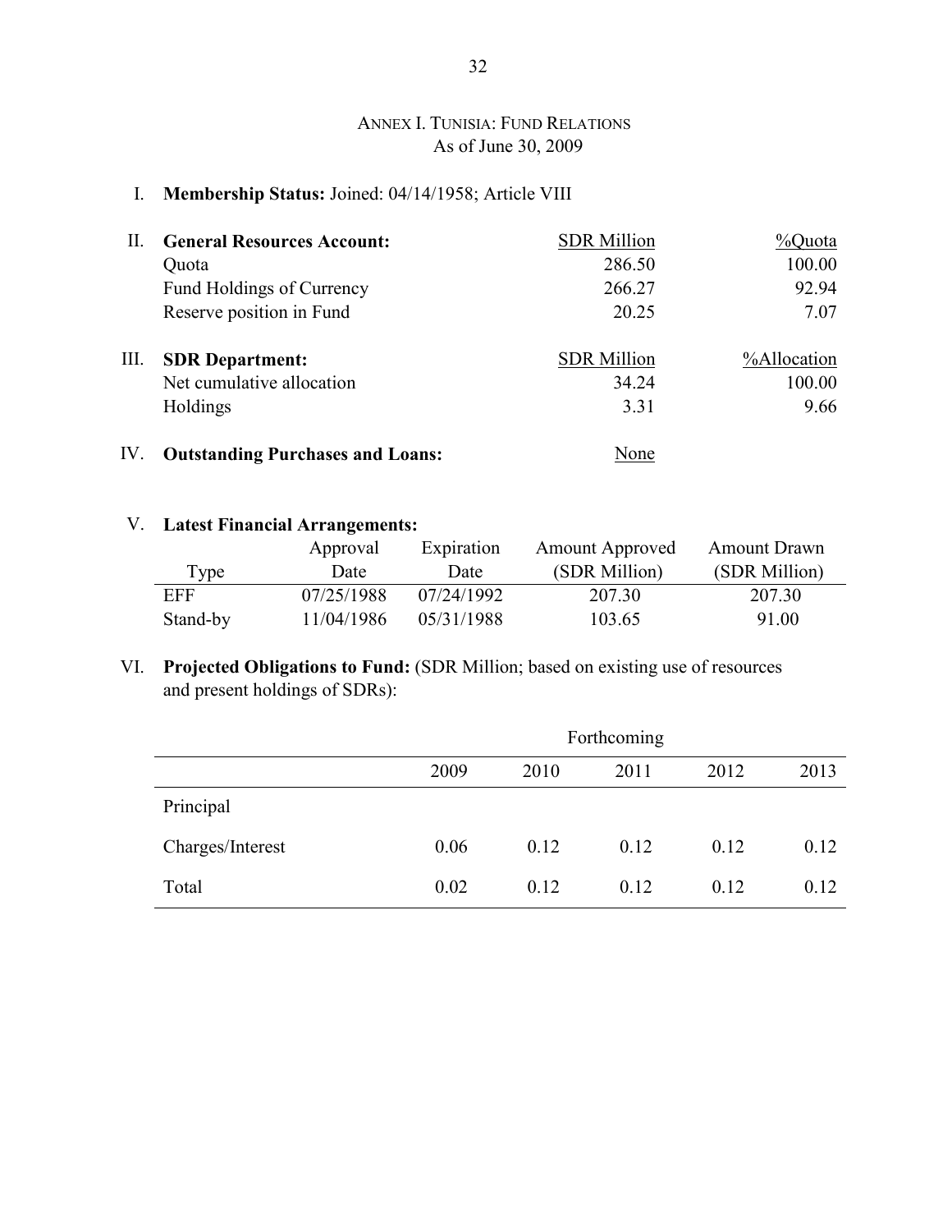## Annex I. Tunisia: Fund Relations
As of June 30, 2009

I. **Membership Status:** Joined: 04/14/1958; Article VIII

| II. **General Resources Account:** | SDR Million | %Quota |
|---|---|---|
| Quota | 286.50 | 100.00 |
| Fund Holdings of Currency | 266.27 | 92.94 |
| Reserve position in Fund | 20.25 | 7.07 |

| III. **SDR Department:** | SDR Million | %Allocation |
|---|---|---|
| Net cumulative allocation | 34.24 | 100.00 |
| Holdings | 3.31 | 9.66 |

IV. **Outstanding Purchases and Loans:** None

V. **Latest Financial Arrangements:**

| Type | Approval Date | Expiration Date | Amount Approved (SDR Million) | Amount Drawn (SDR Million) |
|---|---|---|---|---|
| EFF | 07/25/1988 | 07/24/1992 | 207.30 | 207.30 |
| Stand-by | 11/04/1986 | 05/31/1988 | 103.65 | 91.00 |

VI. **Projected Obligations to Fund:** (SDR Million; based on existing use of resources and present holdings of SDRs):

| | Forthcoming | | | | |
|---|---|---|---|---|---|
| | 2009 | 2010 | 2011 | 2012 | 2013 |
| Principal | | | | | |
| Charges/Interest | 0.06 | 0.12 | 0.12 | 0.12 | 0.12 |
| Total | 0.02 | 0.12 | 0.12 | 0.12 | 0.12 |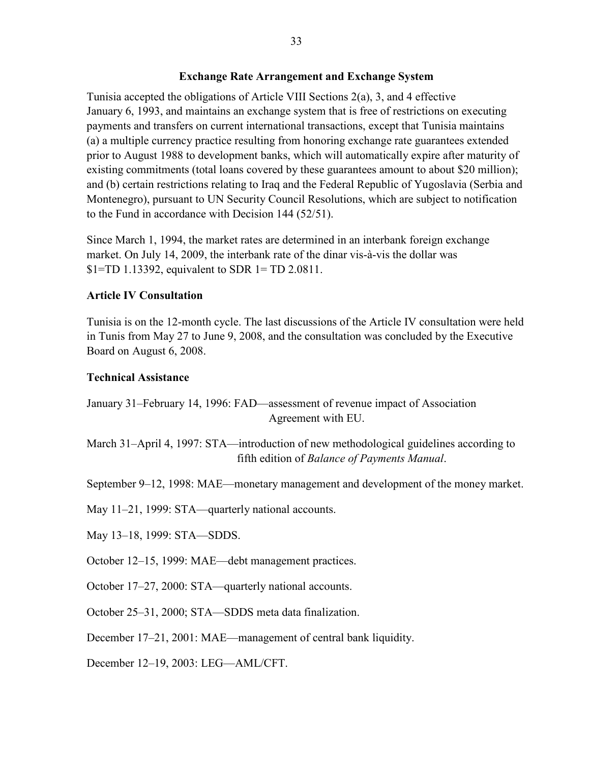**Exchange Rate Arrangement and Exchange System**

Tunisia accepted the obligations of Article VIII Sections 2(a), 3, and 4 effective January 6, 1993, and maintains an exchange system that is free of restrictions on executing payments and transfers on current international transactions, except that Tunisia maintains (a) a multiple currency practice resulting from honoring exchange rate guarantees extended prior to August 1988 to development banks, which will automatically expire after maturity of existing commitments (total loans covered by these guarantees amount to about $20 million); and (b) certain restrictions relating to Iraq and the Federal Republic of Yugoslavia (Serbia and Montenegro), pursuant to UN Security Council Resolutions, which are subject to notification to the Fund in accordance with Decision 144 (52/51).

Since March 1, 1994, the market rates are determined in an interbank foreign exchange market. On July 14, 2009, the interbank rate of the dinar vis-à-vis the dollar was $1=TD 1.13392, equivalent to SDR 1= TD 2.0811.

**Article IV Consultation**

Tunisia is on the 12-month cycle. The last discussions of the Article IV consultation were held in Tunis from May 27 to June 9, 2008, and the consultation was concluded by the Executive Board on August 6, 2008.

**Technical Assistance**

January 31–February 14, 1996: FAD—assessment of revenue impact of Association Agreement with EU.

March 31–April 4, 1997: STA—introduction of new methodological guidelines according to fifth edition of *Balance of Payments Manual*.

September 9–12, 1998: MAE—monetary management and development of the money market.

May 11–21, 1999: STA—quarterly national accounts.

May 13–18, 1999: STA—SDDS.

October 12–15, 1999: MAE—debt management practices.

October 17–27, 2000: STA—quarterly national accounts.

October 25–31, 2000; STA—SDDS meta data finalization.

December 17–21, 2001: MAE—management of central bank liquidity.

December 12–19, 2003: LEG—AML/CFT.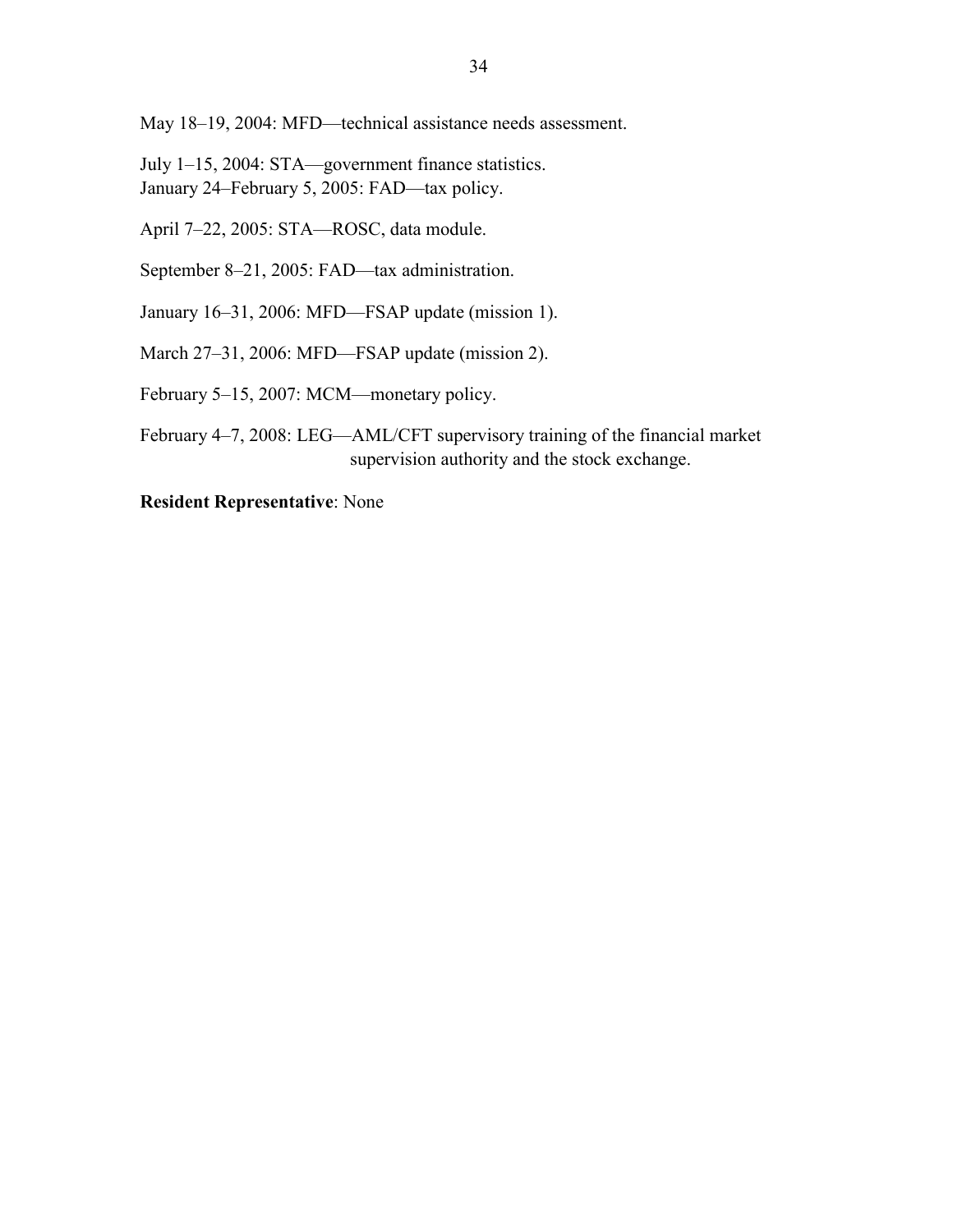May 18–19, 2004: MFD—technical assistance needs assessment.

July 1–15, 2004: STA—government finance statistics.
January 24–February 5, 2005: FAD—tax policy.

April 7–22, 2005: STA—ROSC, data module.

September 8–21, 2005: FAD—tax administration.

January 16–31, 2006: MFD—FSAP update (mission 1).

March 27–31, 2006: MFD—FSAP update (mission 2).

February 5–15, 2007: MCM—monetary policy.

February 4–7, 2008: LEG—AML/CFT supervisory training of the financial market supervision authority and the stock exchange.

**Resident Representative**: None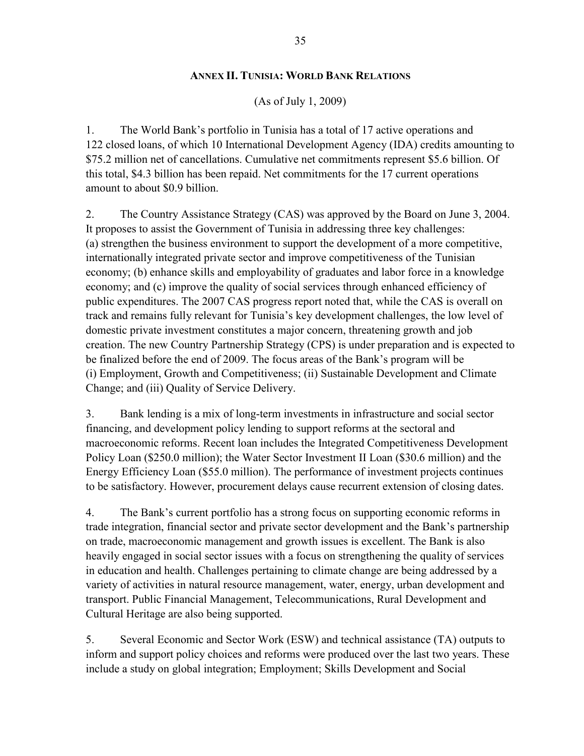## Annex II. Tunisia: World Bank Relations

(As of July 1, 2009)

1. The World Bank's portfolio in Tunisia has a total of 17 active operations and 122 closed loans, of which 10 International Development Agency (IDA) credits amounting to \$75.2 million net of cancellations. Cumulative net commitments represent \$5.6 billion. Of this total, \$4.3 billion has been repaid. Net commitments for the 17 current operations amount to about \$0.9 billion.

2. The Country Assistance Strategy (CAS) was approved by the Board on June 3, 2004. It proposes to assist the Government of Tunisia in addressing three key challenges: (a) strengthen the business environment to support the development of a more competitive, internationally integrated private sector and improve competitiveness of the Tunisian economy; (b) enhance skills and employability of graduates and labor force in a knowledge economy; and (c) improve the quality of social services through enhanced efficiency of public expenditures. The 2007 CAS progress report noted that, while the CAS is overall on track and remains fully relevant for Tunisia's key development challenges, the low level of domestic private investment constitutes a major concern, threatening growth and job creation. The new Country Partnership Strategy (CPS) is under preparation and is expected to be finalized before the end of 2009. The focus areas of the Bank's program will be (i) Employment, Growth and Competitiveness; (ii) Sustainable Development and Climate Change; and (iii) Quality of Service Delivery.

3. Bank lending is a mix of long-term investments in infrastructure and social sector financing, and development policy lending to support reforms at the sectoral and macroeconomic reforms. Recent loan includes the Integrated Competitiveness Development Policy Loan (\$250.0 million); the Water Sector Investment II Loan (\$30.6 million) and the Energy Efficiency Loan (\$55.0 million). The performance of investment projects continues to be satisfactory. However, procurement delays cause recurrent extension of closing dates.

4. The Bank's current portfolio has a strong focus on supporting economic reforms in trade integration, financial sector and private sector development and the Bank's partnership on trade, macroeconomic management and growth issues is excellent. The Bank is also heavily engaged in social sector issues with a focus on strengthening the quality of services in education and health. Challenges pertaining to climate change are being addressed by a variety of activities in natural resource management, water, energy, urban development and transport. Public Financial Management, Telecommunications, Rural Development and Cultural Heritage are also being supported.

5. Several Economic and Sector Work (ESW) and technical assistance (TA) outputs to inform and support policy choices and reforms were produced over the last two years. These include a study on global integration; Employment; Skills Development and Social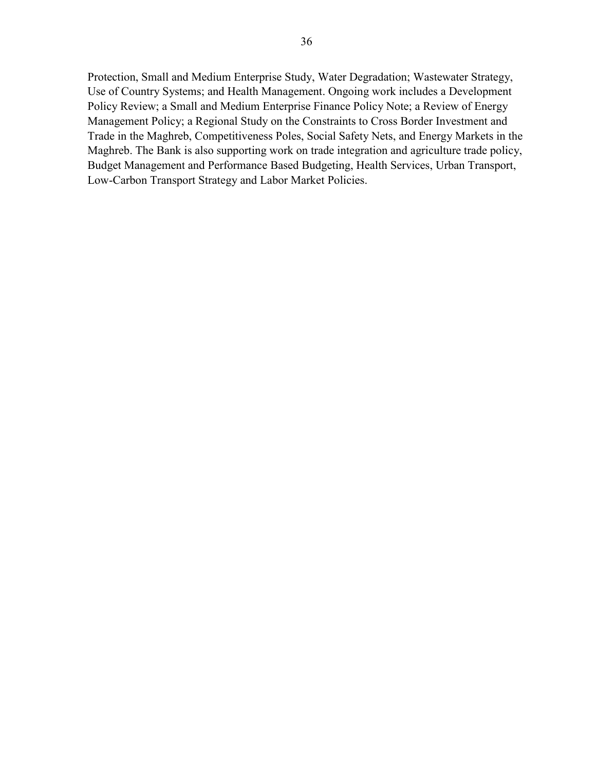Protection, Small and Medium Enterprise Study, Water Degradation; Wastewater Strategy, Use of Country Systems; and Health Management. Ongoing work includes a Development Policy Review; a Small and Medium Enterprise Finance Policy Note; a Review of Energy Management Policy; a Regional Study on the Constraints to Cross Border Investment and Trade in the Maghreb, Competitiveness Poles, Social Safety Nets, and Energy Markets in the Maghreb. The Bank is also supporting work on trade integration and agriculture trade policy, Budget Management and Performance Based Budgeting, Health Services, Urban Transport, Low-Carbon Transport Strategy and Labor Market Policies.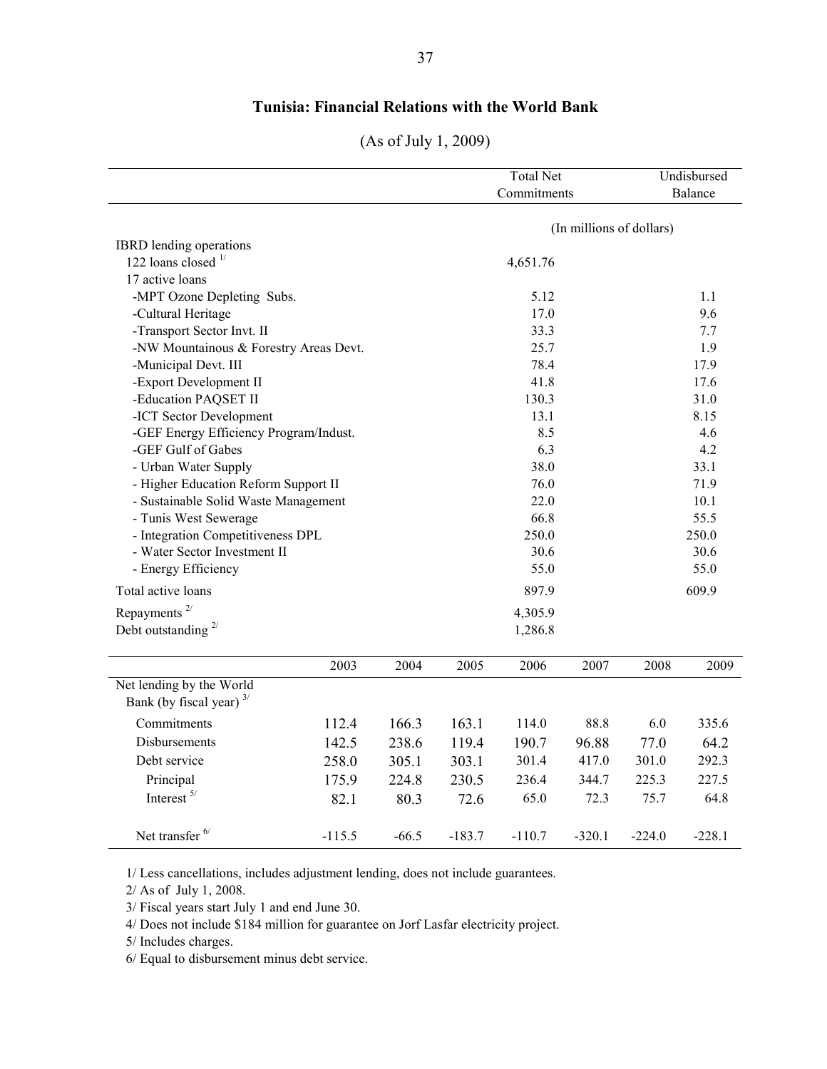## Tunisia: Financial Relations with the World Bank

(As of July 1, 2009)

| | Total Net Commitments | Undisbursed Balance |
|---|---|---|
| | (In millions of dollars) | |
| IBRD lending operations | | |
| 122 loans closed [1/] | 4,651.76 | |
| 17 active loans | | |
| -MPT Ozone Depleting Subs. | 5.12 | 1.1 |
| -Cultural Heritage | 17.0 | 9.6 |
| -Transport Sector Invt. II | 33.3 | 7.7 |
| -NW Mountainous & Forestry Areas Devt. | 25.7 | 1.9 |
| -Municipal Devt. III | 78.4 | 17.9 |
| -Export Development II | 41.8 | 17.6 |
| -Education PAQSET II | 130.3 | 31.0 |
| -ICT Sector Development | 13.1 | 8.15 |
| -GEF Energy Efficiency Program/Indust. | 8.5 | 4.6 |
| -GEF Gulf of Gabes | 6.3 | 4.2 |
| - Urban Water Supply | 38.0 | 33.1 |
| - Higher Education Reform Support II | 76.0 | 71.9 |
| - Sustainable Solid Waste Management | 22.0 | 10.1 |
| - Tunis West Sewerage | 66.8 | 55.5 |
| - Integration Competitiveness DPL | 250.0 | 250.0 |
| - Water Sector Investment II | 30.6 | 30.6 |
| - Energy Efficiency | 55.0 | 55.0 |
| Total active loans | 897.9 | 609.9 |
| Repayments [2/] | 4,305.9 | |
| Debt outstanding [2/] | 1,286.8 | |

| | 2003 | 2004 | 2005 | 2006 | 2007 | 2008 | 2009 |
|---|---|---|---|---|---|---|---|
| Net lending by the World Bank (by fiscal year) [3/] | | | | | | | |
| Commitments | 112.4 | 166.3 | 163.1 | 114.0 | 88.8 | 6.0 | 335.6 |
| Disbursements | 142.5 | 238.6 | 119.4 | 190.7 | 96.88 | 77.0 | 64.2 |
| Debt service | 258.0 | 305.1 | 303.1 | 301.4 | 417.0 | 301.0 | 292.3 |
| Principal | 175.9 | 224.8 | 230.5 | 236.4 | 344.7 | 225.3 | 227.5 |
| Interest [5/] | 82.1 | 80.3 | 72.6 | 65.0 | 72.3 | 75.7 | 64.8 |
| Net transfer [6/] | -115.5 | -66.5 | -183.7 | -110.7 | -320.1 | -224.0 | -228.1 |

1/ Less cancellations, includes adjustment lending, does not include guarantees.

2/ As of July 1, 2008.

3/ Fiscal years start July 1 and end June 30.

4/ Does not include $184 million for guarantee on Jorf Lasfar electricity project.

5/ Includes charges.

6/ Equal to disbursement minus debt service.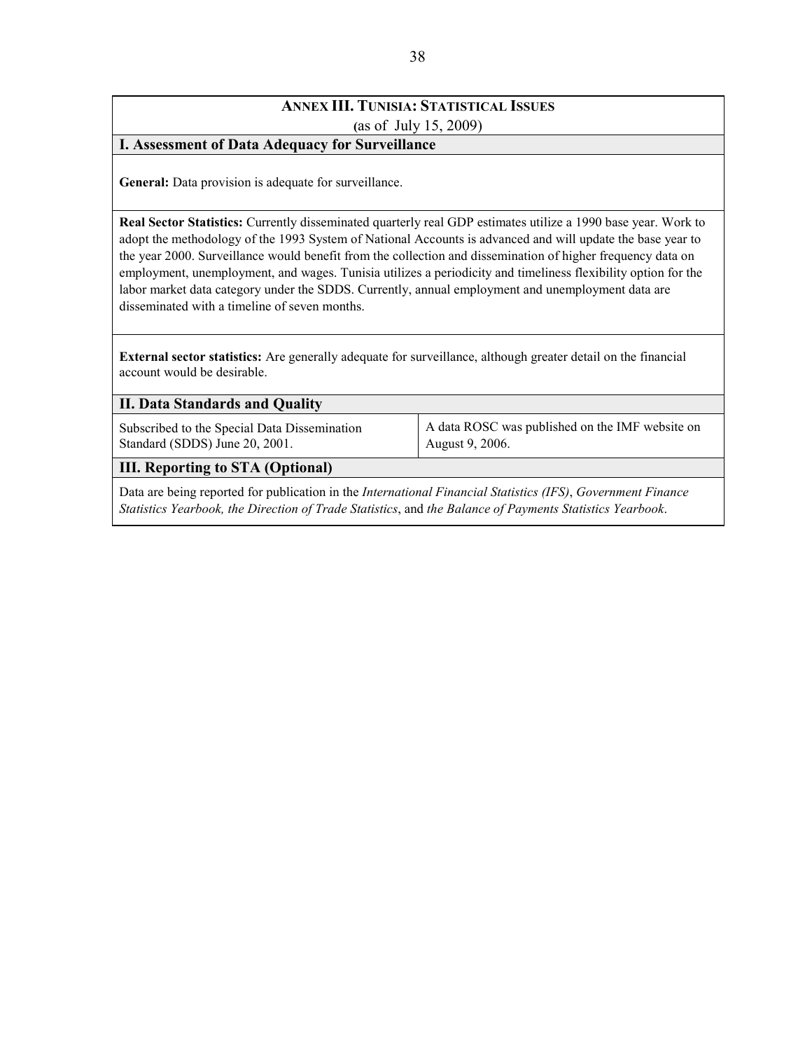## ANNEX III. TUNISIA: STATISTICAL ISSUES

(as of July 15, 2009)

### I. Assessment of Data Adequacy for Surveillance

**General:** Data provision is adequate for surveillance.

**Real Sector Statistics:** Currently disseminated quarterly real GDP estimates utilize a 1990 base year. Work to adopt the methodology of the 1993 System of National Accounts is advanced and will update the base year to the year 2000. Surveillance would benefit from the collection and dissemination of higher frequency data on employment, unemployment, and wages. Tunisia utilizes a periodicity and timeliness flexibility option for the labor market data category under the SDDS. Currently, annual employment and unemployment data are disseminated with a timeline of seven months.

**External sector statistics:** Are generally adequate for surveillance, although greater detail on the financial account would be desirable.

### II. Data Standards and Quality

| | |
|---|---|
| Subscribed to the Special Data Dissemination Standard (SDDS) June 20, 2001. | A data ROSC was published on the IMF website on August 9, 2006. |

### III. Reporting to STA (Optional)

Data are being reported for publication in the *International Financial Statistics (IFS)*, *Government Finance Statistics Yearbook, the Direction of Trade Statistics*, and *the Balance of Payments Statistics Yearbook*.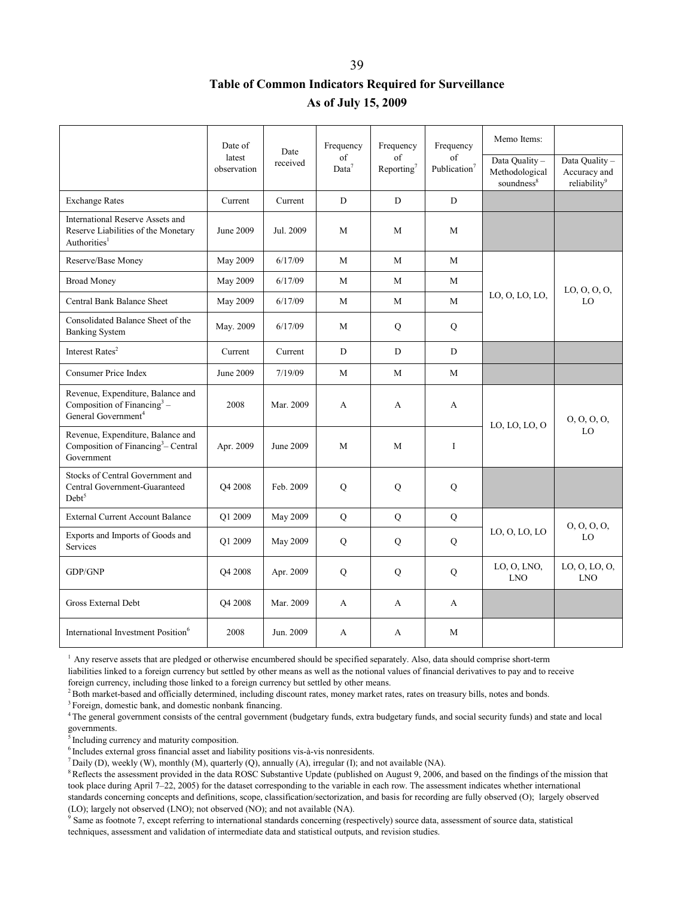## Table of Common Indicators Required for Surveillance

### As of July 15, 2009

| | Date of latest observation | Date received | Frequency of Data[7] | Frequency of Reporting[7] | Frequency of Publication[7] | Memo Items: Data Quality – Methodological soundness[8] | Data Quality – Accuracy and reliability[9] |
|---|---|---|---|---|---|---|---|
| Exchange Rates | Current | Current | D | D | D | | |
| International Reserve Assets and Reserve Liabilities of the Monetary Authorities[1] | June 2009 | Jul. 2009 | M | M | M | | |
| Reserve/Base Money | May 2009 | 6/17/09 | M | M | M | LO, O, LO, LO, | LO, O, O, O, LO |
| Broad Money | May 2009 | 6/17/09 | M | M | M | | |
| Central Bank Balance Sheet | May 2009 | 6/17/09 | M | M | M | | |
| Consolidated Balance Sheet of the Banking System | May. 2009 | 6/17/09 | M | Q | Q | | |
| Interest Rates[2] | Current | Current | D | D | D | | |
| Consumer Price Index | June 2009 | 7/19/09 | M | M | M | | |
| Revenue, Expenditure, Balance and Composition of Financing[3] – General Government[4] | 2008 | Mar. 2009 | A | A | A | LO, LO, LO, O | O, O, O, O, LO |
| Revenue, Expenditure, Balance and Composition of Financing[3] – Central Government | Apr. 2009 | June 2009 | M | M | I | | |
| Stocks of Central Government and Central Government-Guaranteed Debt[5] | Q4 2008 | Feb. 2009 | Q | Q | Q | | |
| External Current Account Balance | Q1 2009 | May 2009 | Q | Q | Q | LO, O, LO, LO | O, O, O, O, LO |
| Exports and Imports of Goods and Services | Q1 2009 | May 2009 | Q | Q | Q | | |
| GDP/GNP | Q4 2008 | Apr. 2009 | Q | Q | Q | LO, O, LNO, LNO | LO, O, LO, O, LNO |
| Gross External Debt | Q4 2008 | Mar. 2009 | A | A | A | | |
| International Investment Position[6] | 2008 | Jun. 2009 | A | A | M | | |

[1] Any reserve assets that are pledged or otherwise encumbered should be specified separately. Also, data should comprise short-term liabilities linked to a foreign currency but settled by other means as well as the notional values of financial derivatives to pay and to receive foreign currency, including those linked to a foreign currency but settled by other means.

[2] Both market-based and officially determined, including discount rates, money market rates, rates on treasury bills, notes and bonds.

[3] Foreign, domestic bank, and domestic nonbank financing.

[4] The general government consists of the central government (budgetary funds, extra budgetary funds, and social security funds) and state and local governments.

[5] Including currency and maturity composition.

[6] Includes external gross financial asset and liability positions vis-à-vis nonresidents.

[7] Daily (D), weekly (W), monthly (M), quarterly (Q), annually (A), irregular (I); and not available (NA).

[8] Reflects the assessment provided in the data ROSC Substantive Update (published on August 9, 2006, and based on the findings of the mission that took place during April 7–22, 2005) for the dataset corresponding to the variable in each row. The assessment indicates whether international standards concerning concepts and definitions, scope, classification/sectorization, and basis for recording are fully observed (O); largely observed (LO); largely not observed (LNO); not observed (NO); and not available (NA).

[9] Same as footnote 7, except referring to international standards concerning (respectively) source data, assessment of source data, statistical techniques, assessment and validation of intermediate data and statistical outputs, and revision studies.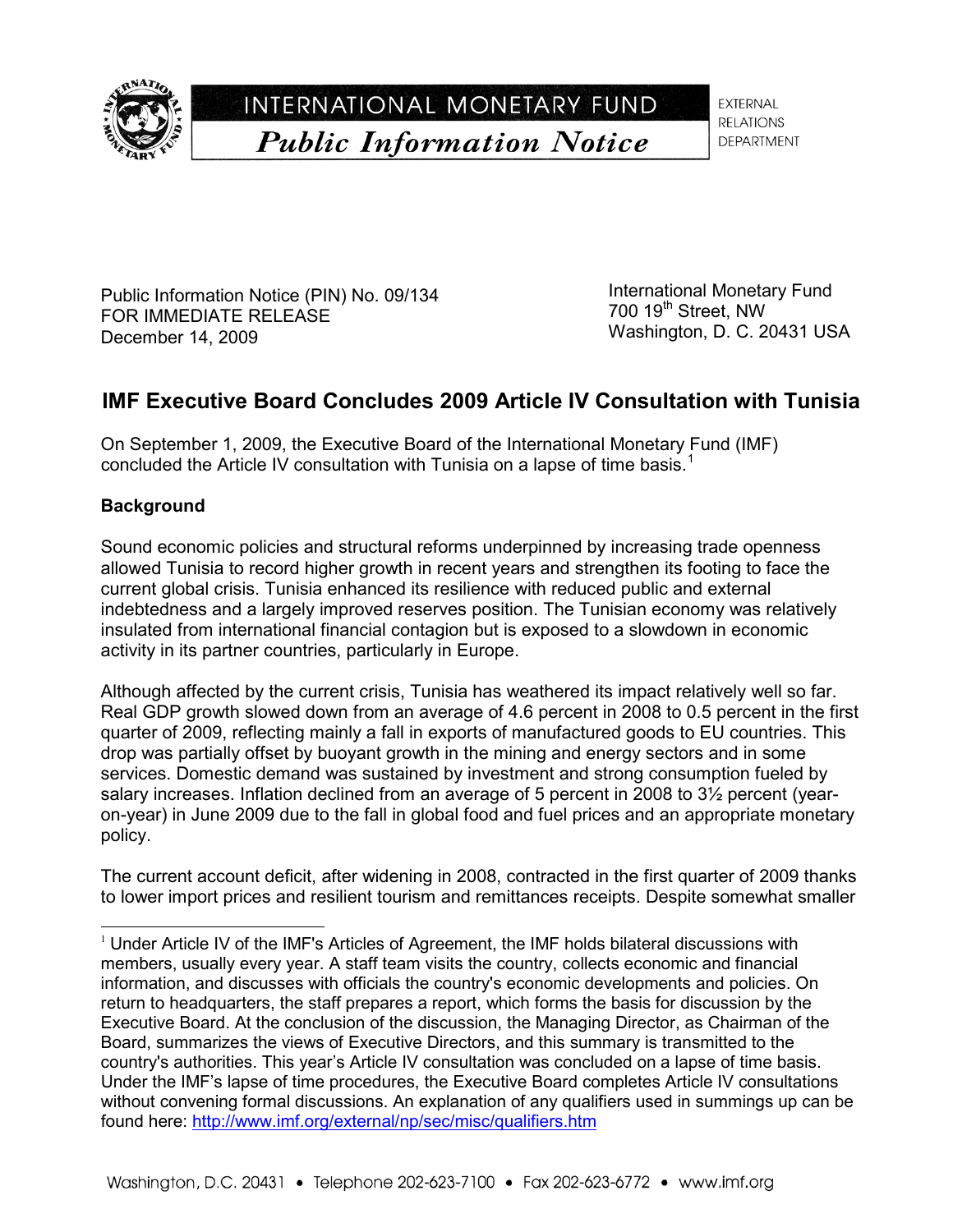**INTERNATIONAL MONETARY FUND**

***Public Information Notice***

EXTERNAL RELATIONS DEPARTMENT

Public Information Notice (PIN) No. 09/134
FOR IMMEDIATE RELEASE
December 14, 2009

International Monetary Fund
700 19th Street, NW
Washington, D. C. 20431 USA

## IMF Executive Board Concludes 2009 Article IV Consultation with Tunisia

On September 1, 2009, the Executive Board of the International Monetary Fund (IMF) concluded the Article IV consultation with Tunisia on a lapse of time basis.[1]

### Background

Sound economic policies and structural reforms underpinned by increasing trade openness allowed Tunisia to record higher growth in recent years and strengthen its footing to face the current global crisis. Tunisia enhanced its resilience with reduced public and external indebtedness and a largely improved reserves position. The Tunisian economy was relatively insulated from international financial contagion but is exposed to a slowdown in economic activity in its partner countries, particularly in Europe.

Although affected by the current crisis, Tunisia has weathered its impact relatively well so far. Real GDP growth slowed down from an average of 4.6 percent in 2008 to 0.5 percent in the first quarter of 2009, reflecting mainly a fall in exports of manufactured goods to EU countries. This drop was partially offset by buoyant growth in the mining and energy sectors and in some services. Domestic demand was sustained by investment and strong consumption fueled by salary increases. Inflation declined from an average of 5 percent in 2008 to 3½ percent (year-on-year) in June 2009 due to the fall in global food and fuel prices and an appropriate monetary policy.

The current account deficit, after widening in 2008, contracted in the first quarter of 2009 thanks to lower import prices and resilient tourism and remittances receipts. Despite somewhat smaller

---

[1] Under Article IV of the IMF's Articles of Agreement, the IMF holds bilateral discussions with members, usually every year. A staff team visits the country, collects economic and financial information, and discusses with officials the country's economic developments and policies. On return to headquarters, the staff prepares a report, which forms the basis for discussion by the Executive Board. At the conclusion of the discussion, the Managing Director, as Chairman of the Board, summarizes the views of Executive Directors, and this summary is transmitted to the country's authorities. This year's Article IV consultation was concluded on a lapse of time basis. Under the IMF's lapse of time procedures, the Executive Board completes Article IV consultations without convening formal discussions. An explanation of any qualifiers used in summings up can be found here: http://www.imf.org/external/np/sec/misc/qualifiers.htm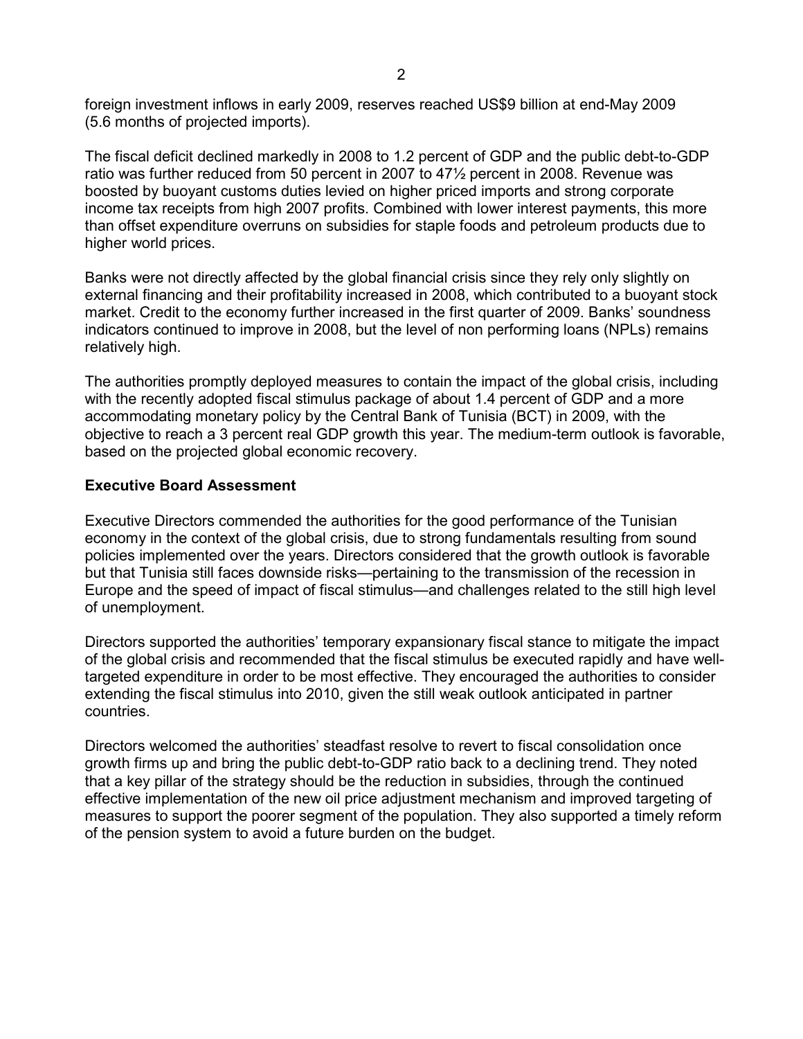foreign investment inflows in early 2009, reserves reached US$9 billion at end-May 2009 (5.6 months of projected imports).

The fiscal deficit declined markedly in 2008 to 1.2 percent of GDP and the public debt-to-GDP ratio was further reduced from 50 percent in 2007 to 47½ percent in 2008. Revenue was boosted by buoyant customs duties levied on higher priced imports and strong corporate income tax receipts from high 2007 profits. Combined with lower interest payments, this more than offset expenditure overruns on subsidies for staple foods and petroleum products due to higher world prices.

Banks were not directly affected by the global financial crisis since they rely only slightly on external financing and their profitability increased in 2008, which contributed to a buoyant stock market. Credit to the economy further increased in the first quarter of 2009. Banks' soundness indicators continued to improve in 2008, but the level of non performing loans (NPLs) remains relatively high.

The authorities promptly deployed measures to contain the impact of the global crisis, including with the recently adopted fiscal stimulus package of about 1.4 percent of GDP and a more accommodating monetary policy by the Central Bank of Tunisia (BCT) in 2009, with the objective to reach a 3 percent real GDP growth this year. The medium-term outlook is favorable, based on the projected global economic recovery.

**Executive Board Assessment**

Executive Directors commended the authorities for the good performance of the Tunisian economy in the context of the global crisis, due to strong fundamentals resulting from sound policies implemented over the years. Directors considered that the growth outlook is favorable but that Tunisia still faces downside risks—pertaining to the transmission of the recession in Europe and the speed of impact of fiscal stimulus—and challenges related to the still high level of unemployment.

Directors supported the authorities' temporary expansionary fiscal stance to mitigate the impact of the global crisis and recommended that the fiscal stimulus be executed rapidly and have well-targeted expenditure in order to be most effective. They encouraged the authorities to consider extending the fiscal stimulus into 2010, given the still weak outlook anticipated in partner countries.

Directors welcomed the authorities' steadfast resolve to revert to fiscal consolidation once growth firms up and bring the public debt-to-GDP ratio back to a declining trend. They noted that a key pillar of the strategy should be the reduction in subsidies, through the continued effective implementation of the new oil price adjustment mechanism and improved targeting of measures to support the poorer segment of the population. They also supported a timely reform of the pension system to avoid a future burden on the budget.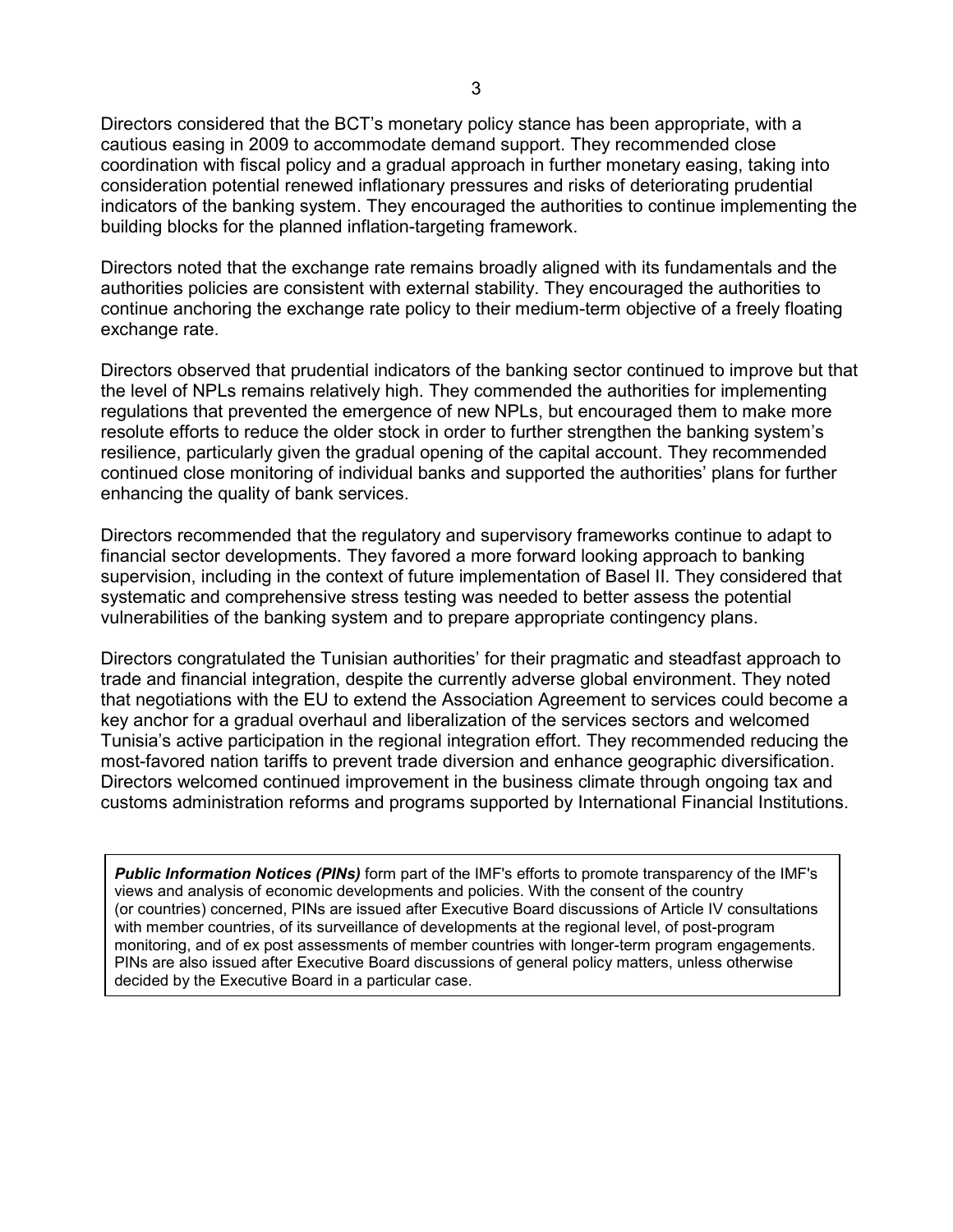Directors considered that the BCT's monetary policy stance has been appropriate, with a cautious easing in 2009 to accommodate demand support. They recommended close coordination with fiscal policy and a gradual approach in further monetary easing, taking into consideration potential renewed inflationary pressures and risks of deteriorating prudential indicators of the banking system. They encouraged the authorities to continue implementing the building blocks for the planned inflation-targeting framework.

Directors noted that the exchange rate remains broadly aligned with its fundamentals and the authorities policies are consistent with external stability. They encouraged the authorities to continue anchoring the exchange rate policy to their medium-term objective of a freely floating exchange rate.

Directors observed that prudential indicators of the banking sector continued to improve but that the level of NPLs remains relatively high. They commended the authorities for implementing regulations that prevented the emergence of new NPLs, but encouraged them to make more resolute efforts to reduce the older stock in order to further strengthen the banking system's resilience, particularly given the gradual opening of the capital account. They recommended continued close monitoring of individual banks and supported the authorities' plans for further enhancing the quality of bank services.

Directors recommended that the regulatory and supervisory frameworks continue to adapt to financial sector developments. They favored a more forward looking approach to banking supervision, including in the context of future implementation of Basel II. They considered that systematic and comprehensive stress testing was needed to better assess the potential vulnerabilities of the banking system and to prepare appropriate contingency plans.

Directors congratulated the Tunisian authorities' for their pragmatic and steadfast approach to trade and financial integration, despite the currently adverse global environment. They noted that negotiations with the EU to extend the Association Agreement to services could become a key anchor for a gradual overhaul and liberalization of the services sectors and welcomed Tunisia's active participation in the regional integration effort. They recommended reducing the most-favored nation tariffs to prevent trade diversion and enhance geographic diversification. Directors welcomed continued improvement in the business climate through ongoing tax and customs administration reforms and programs supported by International Financial Institutions.

***Public Information Notices (PINs)*** form part of the IMF's efforts to promote transparency of the IMF's views and analysis of economic developments and policies. With the consent of the country (or countries) concerned, PINs are issued after Executive Board discussions of Article IV consultations with member countries, of its surveillance of developments at the regional level, of post-program monitoring, and of ex post assessments of member countries with longer-term program engagements. PINs are also issued after Executive Board discussions of general policy matters, unless otherwise decided by the Executive Board in a particular case.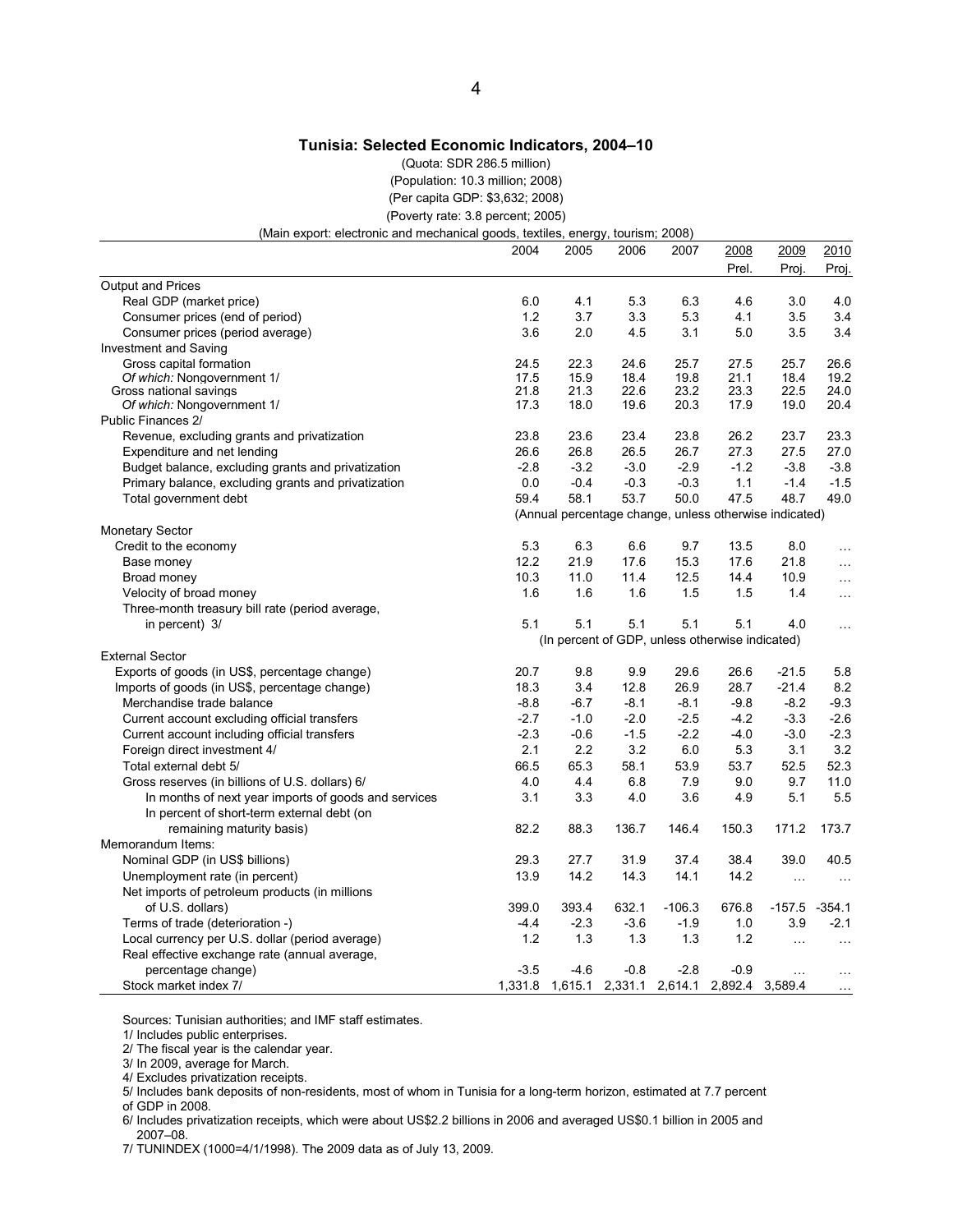**Tunisia: Selected Economic Indicators, 2004–10**

(Quota: SDR 286.5 million)

(Population: 10.3 million; 2008)

(Per capita GDP: $3,632; 2008)

(Poverty rate: 3.8 percent; 2005)

(Main export: electronic and mechanical goods, textiles, energy, tourism; 2008)

| | 2004 | 2005 | 2006 | 2007 | 2008 Prel. | 2009 Proj. | 2010 Proj. |
|---|---|---|---|---|---|---|---|
| Output and Prices | | | | | | | |
| Real GDP (market price) | 6.0 | 4.1 | 5.3 | 6.3 | 4.6 | 3.0 | 4.0 |
| Consumer prices (end of period) | 1.2 | 3.7 | 3.3 | 5.3 | 4.1 | 3.5 | 3.4 |
| Consumer prices (period average) | 3.6 | 2.0 | 4.5 | 3.1 | 5.0 | 3.5 | 3.4 |
| Investment and Saving | | | | | | | |
| Gross capital formation | 24.5 | 22.3 | 24.6 | 25.7 | 27.5 | 25.7 | 26.6 |
| *Of which:* Nongovernment 1/ | 17.5 | 15.9 | 18.4 | 19.8 | 21.1 | 18.4 | 19.2 |
| Gross national savings | 21.8 | 21.3 | 22.6 | 23.2 | 23.3 | 22.5 | 24.0 |
| *Of which:* Nongovernment 1/ | 17.3 | 18.0 | 19.6 | 20.3 | 17.9 | 19.0 | 20.4 |
| Public Finances 2/ | | | | | | | |
| Revenue, excluding grants and privatization | 23.8 | 23.6 | 23.4 | 23.8 | 26.2 | 23.7 | 23.3 |
| Expenditure and net lending | 26.6 | 26.8 | 26.5 | 26.7 | 27.3 | 27.5 | 27.0 |
| Budget balance, excluding grants and privatization | -2.8 | -3.2 | -3.0 | -2.9 | -1.2 | -3.8 | -3.8 |
| Primary balance, excluding grants and privatization | 0.0 | -0.4 | -0.3 | -0.3 | 1.1 | -1.4 | -1.5 |
| Total government debt | 59.4 | 58.1 | 53.7 | 50.0 | 47.5 | 48.7 | 49.0 |
| | (Annual percentage change, unless otherwise indicated) | | | | | | |
| Monetary Sector | | | | | | | |
| Credit to the economy | 5.3 | 6.3 | 6.6 | 9.7 | 13.5 | 8.0 | … |
| Base money | 12.2 | 21.9 | 17.6 | 15.3 | 17.6 | 21.8 | … |
| Broad money | 10.3 | 11.0 | 11.4 | 12.5 | 14.4 | 10.9 | … |
| Velocity of broad money | 1.6 | 1.6 | 1.6 | 1.5 | 1.5 | 1.4 | … |
| Three-month treasury bill rate (period average, in percent) 3/ | 5.1 | 5.1 | 5.1 | 5.1 | 5.1 | 4.0 | … |
| | (In percent of GDP, unless otherwise indicated) | | | | | | |
| External Sector | | | | | | | |
| Exports of goods (in US$, percentage change) | 20.7 | 9.8 | 9.9 | 29.6 | 26.6 | -21.5 | 5.8 |
| Imports of goods (in US$, percentage change) | 18.3 | 3.4 | 12.8 | 26.9 | 28.7 | -21.4 | 8.2 |
| Merchandise trade balance | -8.8 | -6.7 | -8.1 | -8.1 | -9.8 | -8.2 | -9.3 |
| Current account excluding official transfers | -2.7 | -1.0 | -2.0 | -2.5 | -4.2 | -3.3 | -2.6 |
| Current account including official transfers | -2.3 | -0.6 | -1.5 | -2.2 | -4.0 | -3.0 | -2.3 |
| Foreign direct investment 4/ | 2.1 | 2.2 | 3.2 | 6.0 | 5.3 | 3.1 | 3.2 |
| Total external debt 5/ | 66.5 | 65.3 | 58.1 | 53.9 | 53.7 | 52.5 | 52.3 |
| Gross reserves (in billions of U.S. dollars) 6/ | 4.0 | 4.4 | 6.8 | 7.9 | 9.0 | 9.7 | 11.0 |
| In months of next year imports of goods and services | 3.1 | 3.3 | 4.0 | 3.6 | 4.9 | 5.1 | 5.5 |
| In percent of short-term external debt (on remaining maturity basis) | 82.2 | 88.3 | 136.7 | 146.4 | 150.3 | 171.2 | 173.7 |
| Memorandum Items: | | | | | | | |
| Nominal GDP (in US$ billions) | 29.3 | 27.7 | 31.9 | 37.4 | 38.4 | 39.0 | 40.5 |
| Unemployment rate (in percent) | 13.9 | 14.2 | 14.3 | 14.1 | 14.2 | … | … |
| Net imports of petroleum products (in millions of U.S. dollars) | 399.0 | 393.4 | 632.1 | -106.3 | 676.8 | -157.5 | -354.1 |
| Terms of trade (deterioration -) | -4.4 | -2.3 | -3.6 | -1.9 | 1.0 | 3.9 | -2.1 |
| Local currency per U.S. dollar (period average) | 1.2 | 1.3 | 1.3 | 1.3 | 1.2 | … | … |
| Real effective exchange rate (annual average, percentage change) | -3.5 | -4.6 | -0.8 | -2.8 | -0.9 | … | … |
| Stock market index 7/ | 1,331.8 | 1,615.1 | 2,331.1 | 2,614.1 | 2,892.4 | 3,589.4 | … |

Sources: Tunisian authorities; and IMF staff estimates.

1/ Includes public enterprises.

2/ The fiscal year is the calendar year.

3/ In 2009, average for March.

4/ Excludes privatization receipts.

5/ Includes bank deposits of non-residents, most of whom in Tunisia for a long-term horizon, estimated at 7.7 percent of GDP in 2008.

6/ Includes privatization receipts, which were about US$2.2 billions in 2006 and averaged US$0.1 billion in 2005 and 2007–08.

7/ TUNINDEX (1000=4/1/1998). The 2009 data as of July 13, 2009.